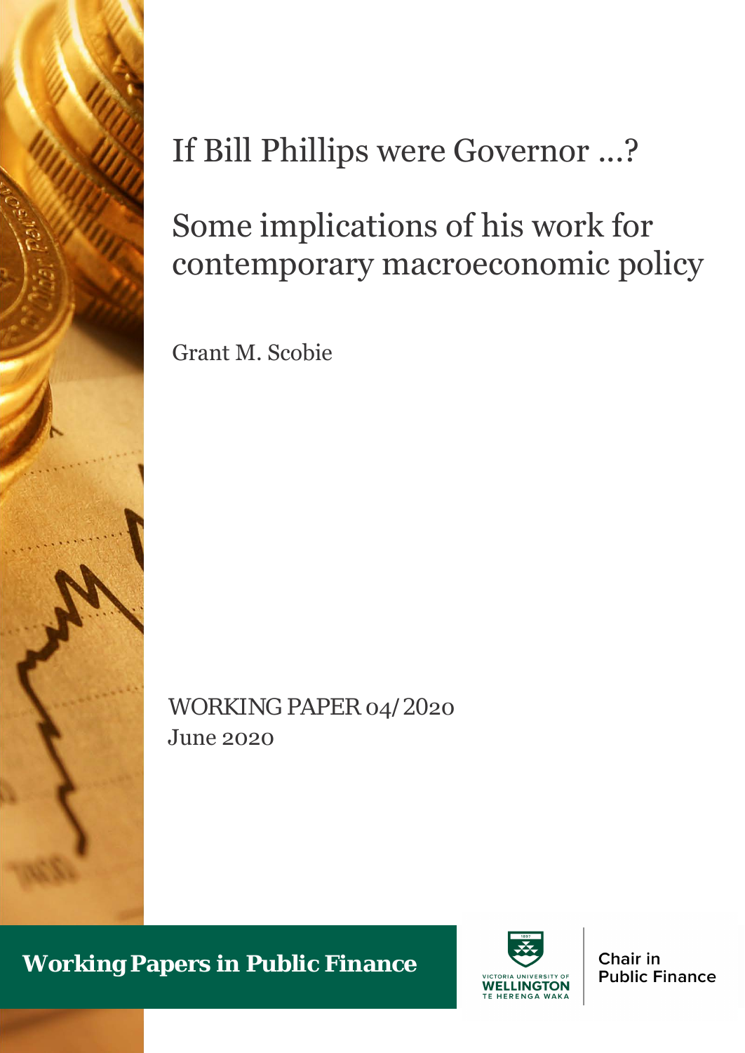# If Bill Phillips were Governor ...?

## Some implications of his work for contemporary macroeconomic policy

Grant M. Scobie

WORKING PAPER 04/2020

June 2020

**Working Papers in Public Finance**

VICTORIA UNIVERSITY OF WELLINGTON
TE HERENGA WAKA

Chair in Public Finance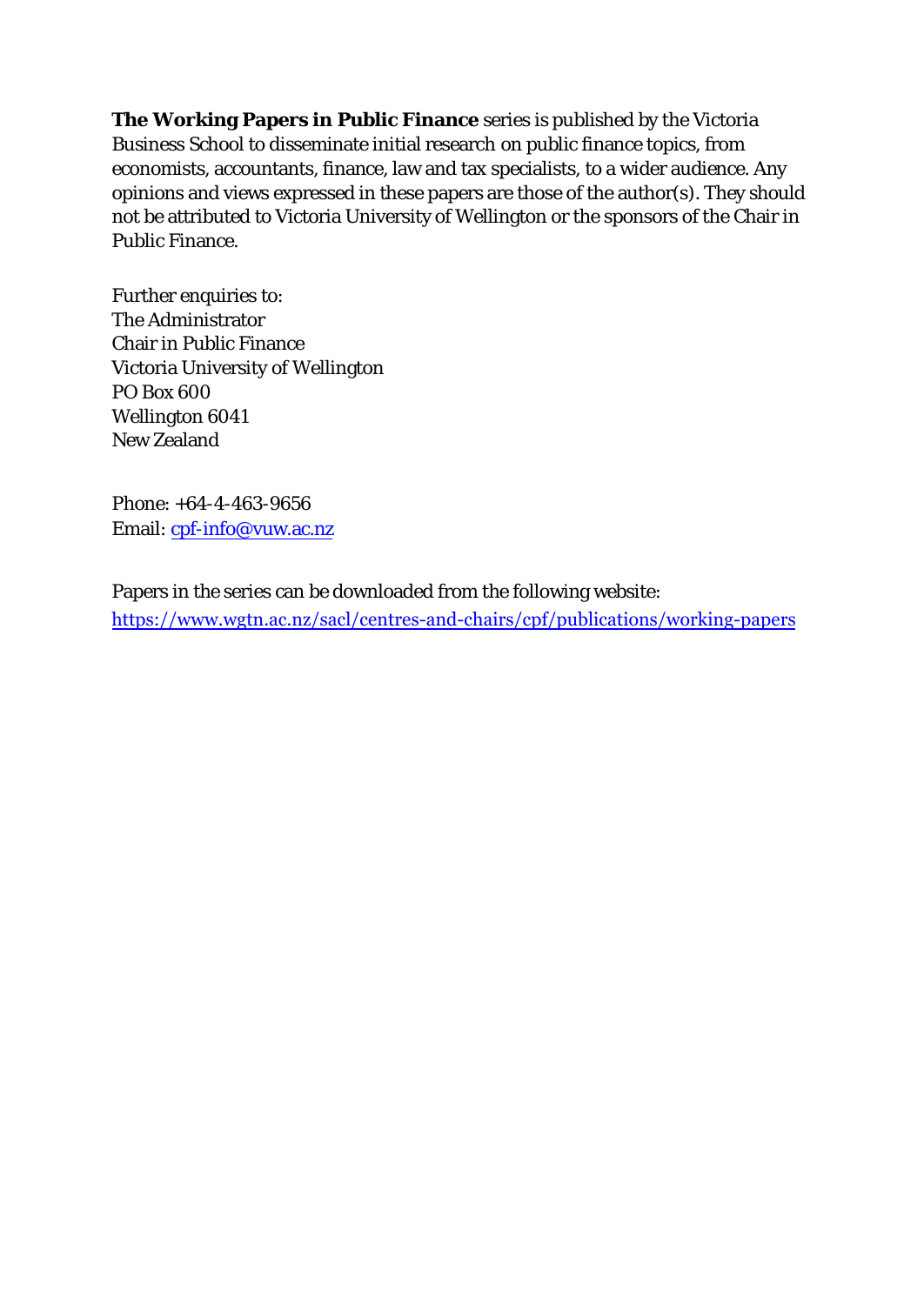**The Working Papers in Public Finance** series is published by the Victoria Business School to disseminate initial research on public finance topics, from economists, accountants, finance, law and tax specialists, to a wider audience. Any opinions and views expressed in these papers are those of the author(s). They should not be attributed to Victoria University of Wellington or the sponsors of the Chair in Public Finance.

Further enquiries to:
The Administrator
Chair in Public Finance
Victoria University of Wellington
PO Box 600
Wellington 6041
New Zealand

Phone: +64-4-463-9656
Email: cpf-info@vuw.ac.nz

Papers in the series can be downloaded from the following website:
https://www.wgtn.ac.nz/sacl/centres-and-chairs/cpf/publications/working-papers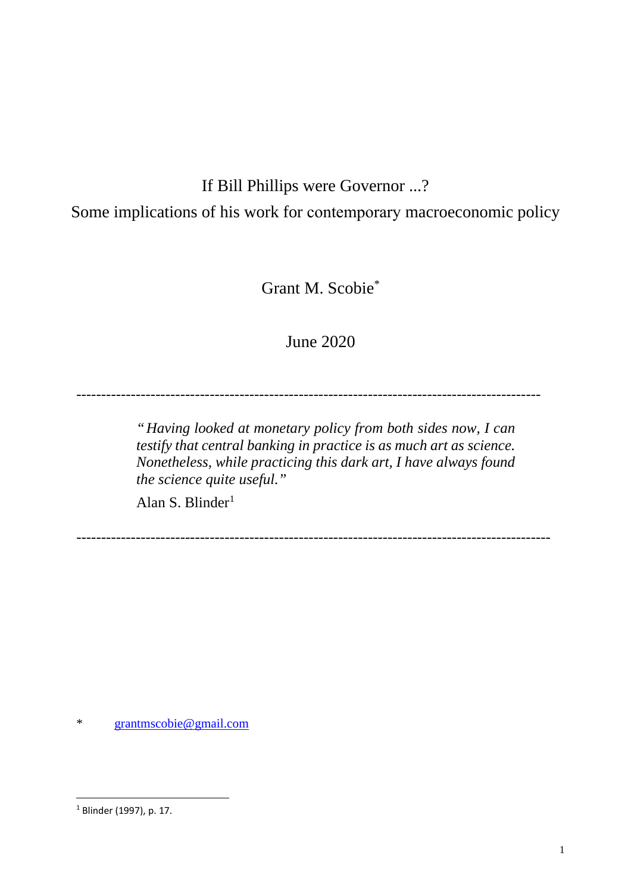# If Bill Phillips were Governor ...?

## Some implications of his work for contemporary macroeconomic policy

Grant M. Scobie*

June 2020

---

> *"Having looked at monetary policy from both sides now, I can testify that central banking in practice is as much art as science. Nonetheless, while practicing this dark art, I have always found the science quite useful."*
>
> Alan S. Blinder[1]

---

\* grantmscobie@gmail.com

[1] Blinder (1997), p. 17.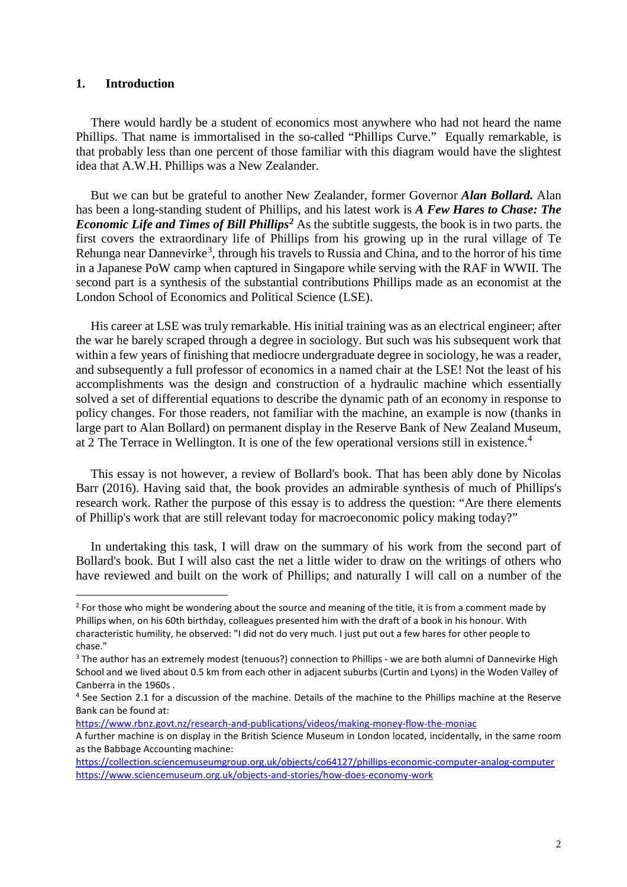## 1. Introduction

There would hardly be a student of economics most anywhere who had not heard the name Phillips. That name is immortalised in the so-called "Phillips Curve." Equally remarkable, is that probably less than one percent of those familiar with this diagram would have the slightest idea that A.W.H. Phillips was a New Zealander.

But we can but be grateful to another New Zealander, former Governor ***Alan Bollard.*** Alan has been a long-standing student of Phillips, and his latest work is ***A Few Hares to Chase: The Economic Life and Times of Bill Phillips***[2] As the subtitle suggests, the book is in two parts. the first covers the extraordinary life of Phillips from his growing up in the rural village of Te Rehunga near Dannevirke[3], through his travels to Russia and China, and to the horror of his time in a Japanese PoW camp when captured in Singapore while serving with the RAF in WWII. The second part is a synthesis of the substantial contributions Phillips made as an economist at the London School of Economics and Political Science (LSE).

His career at LSE was truly remarkable. His initial training was as an electrical engineer; after the war he barely scraped through a degree in sociology. But such was his subsequent work that within a few years of finishing that mediocre undergraduate degree in sociology, he was a reader, and subsequently a full professor of economics in a named chair at the LSE! Not the least of his accomplishments was the design and construction of a hydraulic machine which essentially solved a set of differential equations to describe the dynamic path of an economy in response to policy changes. For those readers, not familiar with the machine, an example is now (thanks in large part to Alan Bollard) on permanent display in the Reserve Bank of New Zealand Museum, at 2 The Terrace in Wellington. It is one of the few operational versions still in existence.[4]

This essay is not however, a review of Bollard's book. That has been ably done by Nicolas Barr (2016). Having said that, the book provides an admirable synthesis of much of Phillips's research work. Rather the purpose of this essay is to address the question: "Are there elements of Phillip's work that are still relevant today for macroeconomic policy making today?"

In undertaking this task, I will draw on the summary of his work from the second part of Bollard's book. But I will also cast the net a little wider to draw on the writings of others who have reviewed and built on the work of Phillips; and naturally I will call on a number of the

---

[2] For those who might be wondering about the source and meaning of the title, it is from a comment made by Phillips when, on his 60th birthday, colleagues presented him with the draft of a book in his honour. With characteristic humility, he observed: "I did not do very much. I just put out a few hares for other people to chase."

[3] The author has an extremely modest (tenuous?) connection to Phillips - we are both alumni of Dannevirke High School and we lived about 0.5 km from each other in adjacent suburbs (Curtin and Lyons) in the Woden Valley of Canberra in the 1960s .

[4] See Section 2.1 for a discussion of the machine. Details of the machine to the Phillips machine at the Reserve Bank can be found at:

https://www.rbnz.govt.nz/research-and-publications/videos/making-money-flow-the-moniac

A further machine is on display in the British Science Museum in London located, incidentally, in the same room as the Babbage Accounting machine:

https://collection.sciencemuseumgroup.org.uk/objects/co64127/phillips-economic-computer-analog-computer

https://www.sciencemuseum.org.uk/objects-and-stories/how-does-economy-work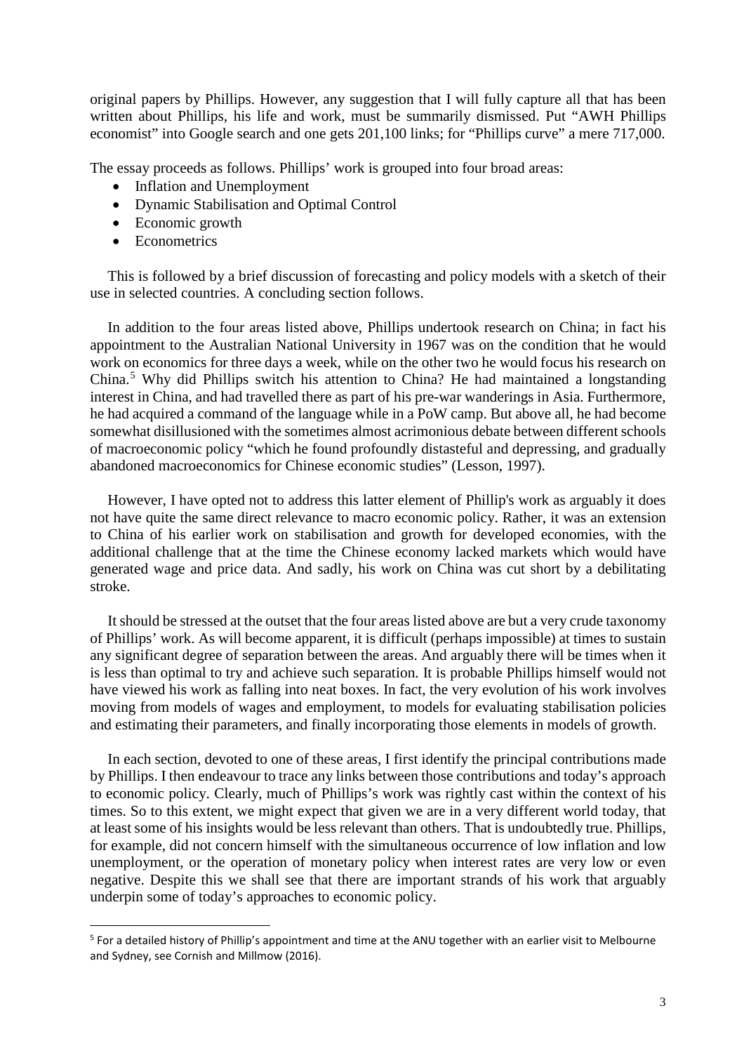original papers by Phillips. However, any suggestion that I will fully capture all that has been written about Phillips, his life and work, must be summarily dismissed. Put "AWH Phillips economist" into Google search and one gets 201,100 links; for "Phillips curve" a mere 717,000.

The essay proceeds as follows. Phillips' work is grouped into four broad areas:

- Inflation and Unemployment
- Dynamic Stabilisation and Optimal Control
- Economic growth
- Econometrics

This is followed by a brief discussion of forecasting and policy models with a sketch of their use in selected countries. A concluding section follows.

In addition to the four areas listed above, Phillips undertook research on China; in fact his appointment to the Australian National University in 1967 was on the condition that he would work on economics for three days a week, while on the other two he would focus his research on China.[5] Why did Phillips switch his attention to China? He had maintained a longstanding interest in China, and had travelled there as part of his pre-war wanderings in Asia. Furthermore, he had acquired a command of the language while in a PoW camp. But above all, he had become somewhat disillusioned with the sometimes almost acrimonious debate between different schools of macroeconomic policy "which he found profoundly distasteful and depressing, and gradually abandoned macroeconomics for Chinese economic studies" (Lesson, 1997).

However, I have opted not to address this latter element of Phillip's work as arguably it does not have quite the same direct relevance to macro economic policy. Rather, it was an extension to China of his earlier work on stabilisation and growth for developed economies, with the additional challenge that at the time the Chinese economy lacked markets which would have generated wage and price data. And sadly, his work on China was cut short by a debilitating stroke.

It should be stressed at the outset that the four areas listed above are but a very crude taxonomy of Phillips' work. As will become apparent, it is difficult (perhaps impossible) at times to sustain any significant degree of separation between the areas. And arguably there will be times when it is less than optimal to try and achieve such separation. It is probable Phillips himself would not have viewed his work as falling into neat boxes. In fact, the very evolution of his work involves moving from models of wages and employment, to models for evaluating stabilisation policies and estimating their parameters, and finally incorporating those elements in models of growth.

In each section, devoted to one of these areas, I first identify the principal contributions made by Phillips. I then endeavour to trace any links between those contributions and today's approach to economic policy. Clearly, much of Phillips's work was rightly cast within the context of his times. So to this extent, we might expect that given we are in a very different world today, that at least some of his insights would be less relevant than others. That is undoubtedly true. Phillips, for example, did not concern himself with the simultaneous occurrence of low inflation and low unemployment, or the operation of monetary policy when interest rates are very low or even negative. Despite this we shall see that there are important strands of his work that arguably underpin some of today's approaches to economic policy.

[5] For a detailed history of Phillip's appointment and time at the ANU together with an earlier visit to Melbourne and Sydney, see Cornish and Millmow (2016).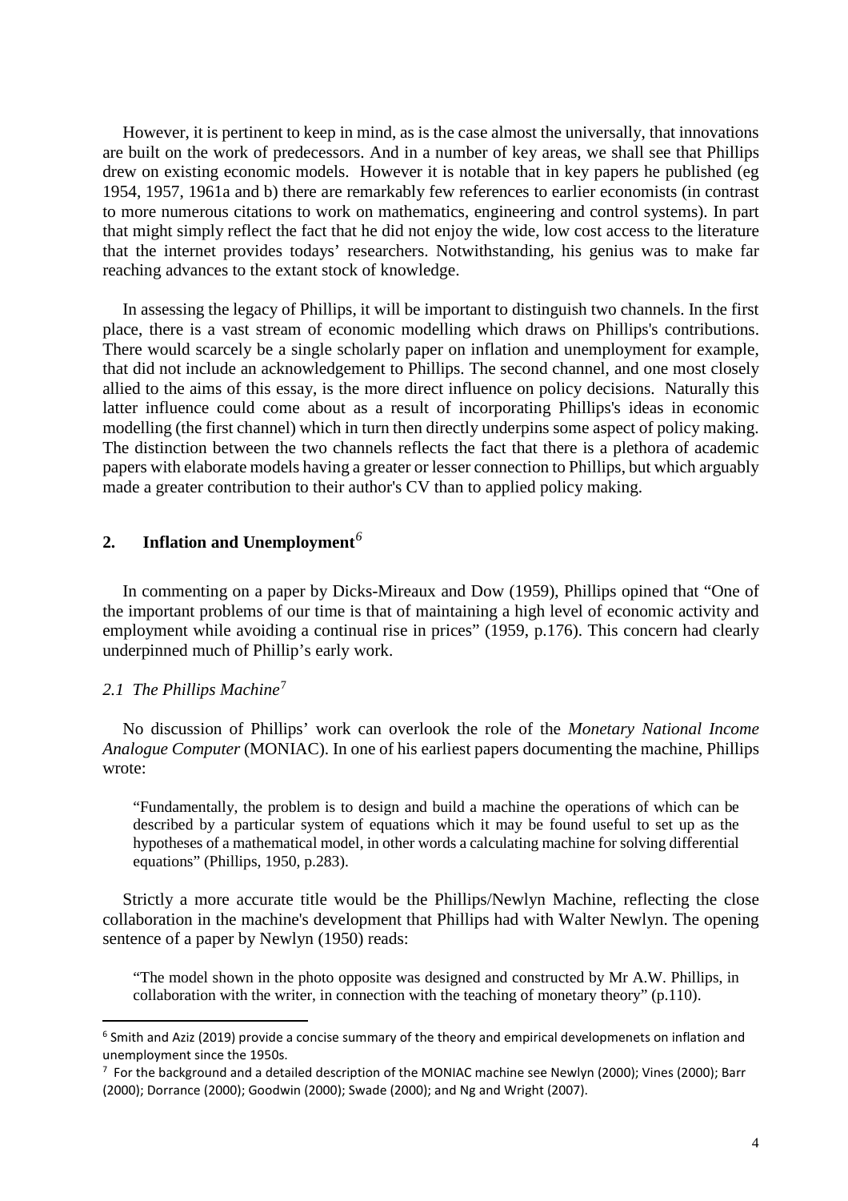However, it is pertinent to keep in mind, as is the case almost the universally, that innovations are built on the work of predecessors. And in a number of key areas, we shall see that Phillips drew on existing economic models. However it is notable that in key papers he published (eg 1954, 1957, 1961a and b) there are remarkably few references to earlier economists (in contrast to more numerous citations to work on mathematics, engineering and control systems). In part that might simply reflect the fact that he did not enjoy the wide, low cost access to the literature that the internet provides todays' researchers. Notwithstanding, his genius was to make far reaching advances to the extant stock of knowledge.

In assessing the legacy of Phillips, it will be important to distinguish two channels. In the first place, there is a vast stream of economic modelling which draws on Phillips's contributions. There would scarcely be a single scholarly paper on inflation and unemployment for example, that did not include an acknowledgement to Phillips. The second channel, and one most closely allied to the aims of this essay, is the more direct influence on policy decisions. Naturally this latter influence could come about as a result of incorporating Phillips's ideas in economic modelling (the first channel) which in turn then directly underpins some aspect of policy making. The distinction between the two channels reflects the fact that there is a plethora of academic papers with elaborate models having a greater or lesser connection to Phillips, but which arguably made a greater contribution to their author's CV than to applied policy making.

## 2. Inflation and Unemployment[6]

In commenting on a paper by Dicks-Mireaux and Dow (1959), Phillips opined that "One of the important problems of our time is that of maintaining a high level of economic activity and employment while avoiding a continual rise in prices" (1959, p.176). This concern had clearly underpinned much of Phillip's early work.

### *2.1 The Phillips Machine*[7]

No discussion of Phillips' work can overlook the role of the *Monetary National Income Analogue Computer* (MONIAC). In one of his earliest papers documenting the machine, Phillips wrote:

> "Fundamentally, the problem is to design and build a machine the operations of which can be described by a particular system of equations which it may be found useful to set up as the hypotheses of a mathematical model, in other words a calculating machine for solving differential equations" (Phillips, 1950, p.283).

Strictly a more accurate title would be the Phillips/Newlyn Machine, reflecting the close collaboration in the machine's development that Phillips had with Walter Newlyn. The opening sentence of a paper by Newlyn (1950) reads:

> "The model shown in the photo opposite was designed and constructed by Mr A.W. Phillips, in collaboration with the writer, in connection with the teaching of monetary theory" (p.110).

---

[6] Smith and Aziz (2019) provide a concise summary of the theory and empirical developmenets on inflation and unemployment since the 1950s.

[7] For the background and a detailed description of the MONIAC machine see Newlyn (2000); Vines (2000); Barr (2000); Dorrance (2000); Goodwin (2000); Swade (2000); and Ng and Wright (2007).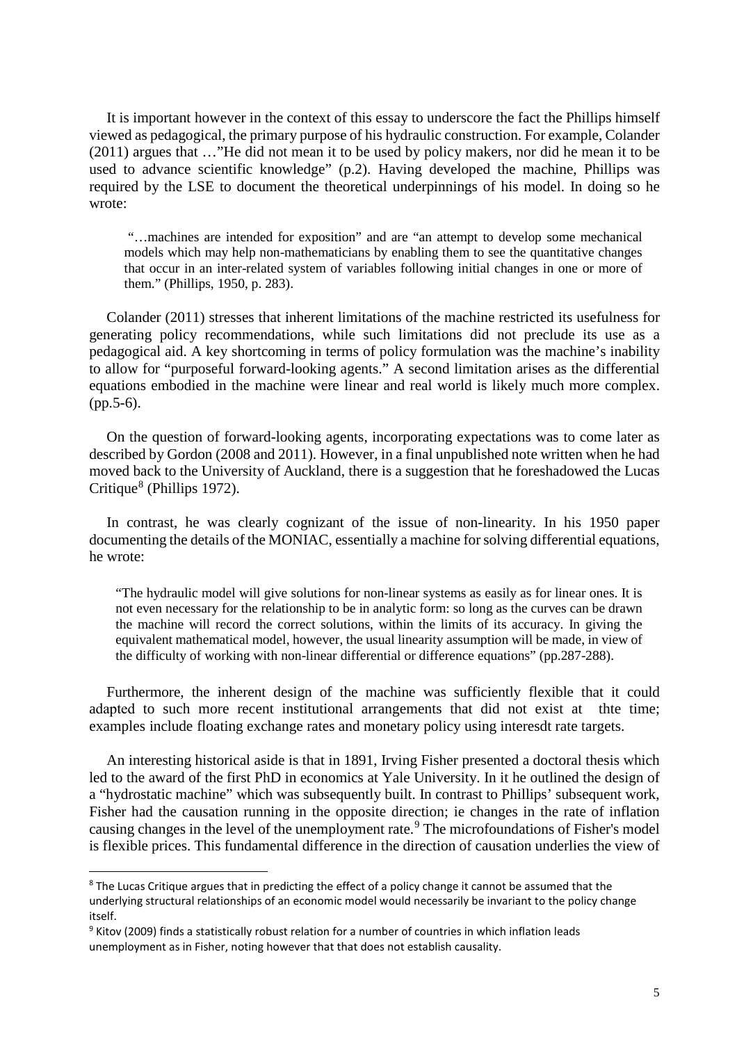It is important however in the context of this essay to underscore the fact the Phillips himself viewed as pedagogical, the primary purpose of his hydraulic construction. For example, Colander (2011) argues that …"He did not mean it to be used by policy makers, nor did he mean it to be used to advance scientific knowledge" (p.2). Having developed the machine, Phillips was required by the LSE to document the theoretical underpinnings of his model. In doing so he wrote:

> "…machines are intended for exposition" and are "an attempt to develop some mechanical models which may help non-mathematicians by enabling them to see the quantitative changes that occur in an inter-related system of variables following initial changes in one or more of them." (Phillips, 1950, p. 283).

Colander (2011) stresses that inherent limitations of the machine restricted its usefulness for generating policy recommendations, while such limitations did not preclude its use as a pedagogical aid. A key shortcoming in terms of policy formulation was the machine's inability to allow for "purposeful forward-looking agents." A second limitation arises as the differential equations embodied in the machine were linear and real world is likely much more complex. (pp.5-6).

On the question of forward-looking agents, incorporating expectations was to come later as described by Gordon (2008 and 2011). However, in a final unpublished note written when he had moved back to the University of Auckland, there is a suggestion that he foreshadowed the Lucas Critique[8] (Phillips 1972).

In contrast, he was clearly cognizant of the issue of non-linearity. In his 1950 paper documenting the details of the MONIAC, essentially a machine for solving differential equations, he wrote:

> "The hydraulic model will give solutions for non-linear systems as easily as for linear ones. It is not even necessary for the relationship to be in analytic form: so long as the curves can be drawn the machine will record the correct solutions, within the limits of its accuracy. In giving the equivalent mathematical model, however, the usual linearity assumption will be made, in view of the difficulty of working with non-linear differential or difference equations" (pp.287-288).

Furthermore, the inherent design of the machine was sufficiently flexible that it could adapted to such more recent institutional arrangements that did not exist at thte time; examples include floating exchange rates and monetary policy using interesdt rate targets.

An interesting historical aside is that in 1891, Irving Fisher presented a doctoral thesis which led to the award of the first PhD in economics at Yale University. In it he outlined the design of a "hydrostatic machine" which was subsequently built. In contrast to Phillips' subsequent work, Fisher had the causation running in the opposite direction; ie changes in the rate of inflation causing changes in the level of the unemployment rate.[9] The microfoundations of Fisher's model is flexible prices. This fundamental difference in the direction of causation underlies the view of

---

[8] The Lucas Critique argues that in predicting the effect of a policy change it cannot be assumed that the underlying structural relationships of an economic model would necessarily be invariant to the policy change itself.

[9] Kitov (2009) finds a statistically robust relation for a number of countries in which inflation leads unemployment as in Fisher, noting however that that does not establish causality.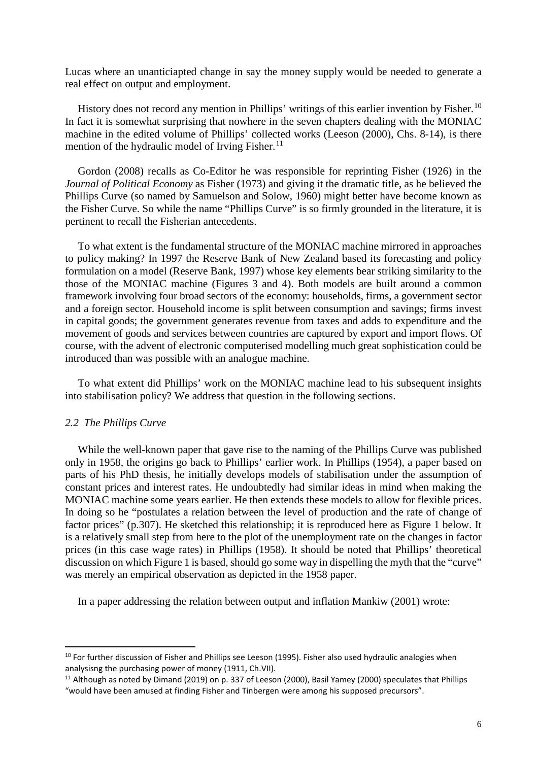Lucas where an unanticiapted change in say the money supply would be needed to generate a real effect on output and employment.

History does not record any mention in Phillips' writings of this earlier invention by Fisher.[10] In fact it is somewhat surprising that nowhere in the seven chapters dealing with the MONIAC machine in the edited volume of Phillips' collected works (Leeson (2000), Chs. 8-14), is there mention of the hydraulic model of Irving Fisher.[11]

Gordon (2008) recalls as Co-Editor he was responsible for reprinting Fisher (1926) in the *Journal of Political Economy* as Fisher (1973) and giving it the dramatic title, as he believed the Phillips Curve (so named by Samuelson and Solow, 1960) might better have become known as the Fisher Curve. So while the name "Phillips Curve" is so firmly grounded in the literature, it is pertinent to recall the Fisherian antecedents.

To what extent is the fundamental structure of the MONIAC machine mirrored in approaches to policy making? In 1997 the Reserve Bank of New Zealand based its forecasting and policy formulation on a model (Reserve Bank, 1997) whose key elements bear striking similarity to the those of the MONIAC machine (Figures 3 and 4). Both models are built around a common framework involving four broad sectors of the economy: households, firms, a government sector and a foreign sector. Household income is split between consumption and savings; firms invest in capital goods; the government generates revenue from taxes and adds to expenditure and the movement of goods and services between countries are captured by export and import flows. Of course, with the advent of electronic computerised modelling much great sophistication could be introduced than was possible with an analogue machine.

To what extent did Phillips' work on the MONIAC machine lead to his subsequent insights into stabilisation policy? We address that question in the following sections.

### *2.2 The Phillips Curve*

While the well-known paper that gave rise to the naming of the Phillips Curve was published only in 1958, the origins go back to Phillips' earlier work. In Phillips (1954), a paper based on parts of his PhD thesis, he initially develops models of stabilisation under the assumption of constant prices and interest rates. He undoubtedly had similar ideas in mind when making the MONIAC machine some years earlier. He then extends these models to allow for flexible prices. In doing so he "postulates a relation between the level of production and the rate of change of factor prices" (p.307). He sketched this relationship; it is reproduced here as Figure 1 below. It is a relatively small step from here to the plot of the unemployment rate on the changes in factor prices (in this case wage rates) in Phillips (1958). It should be noted that Phillips' theoretical discussion on which Figure 1 is based, should go some way in dispelling the myth that the "curve" was merely an empirical observation as depicted in the 1958 paper.

In a paper addressing the relation between output and inflation Mankiw (2001) wrote:

---

[10] For further discussion of Fisher and Phillips see Leeson (1995). Fisher also used hydraulic analogies when analysisng the purchasing power of money (1911, Ch.VII).

[11] Although as noted by Dimand (2019) on p. 337 of Leeson (2000), Basil Yamey (2000) speculates that Phillips "would have been amused at finding Fisher and Tinbergen were among his supposed precursors".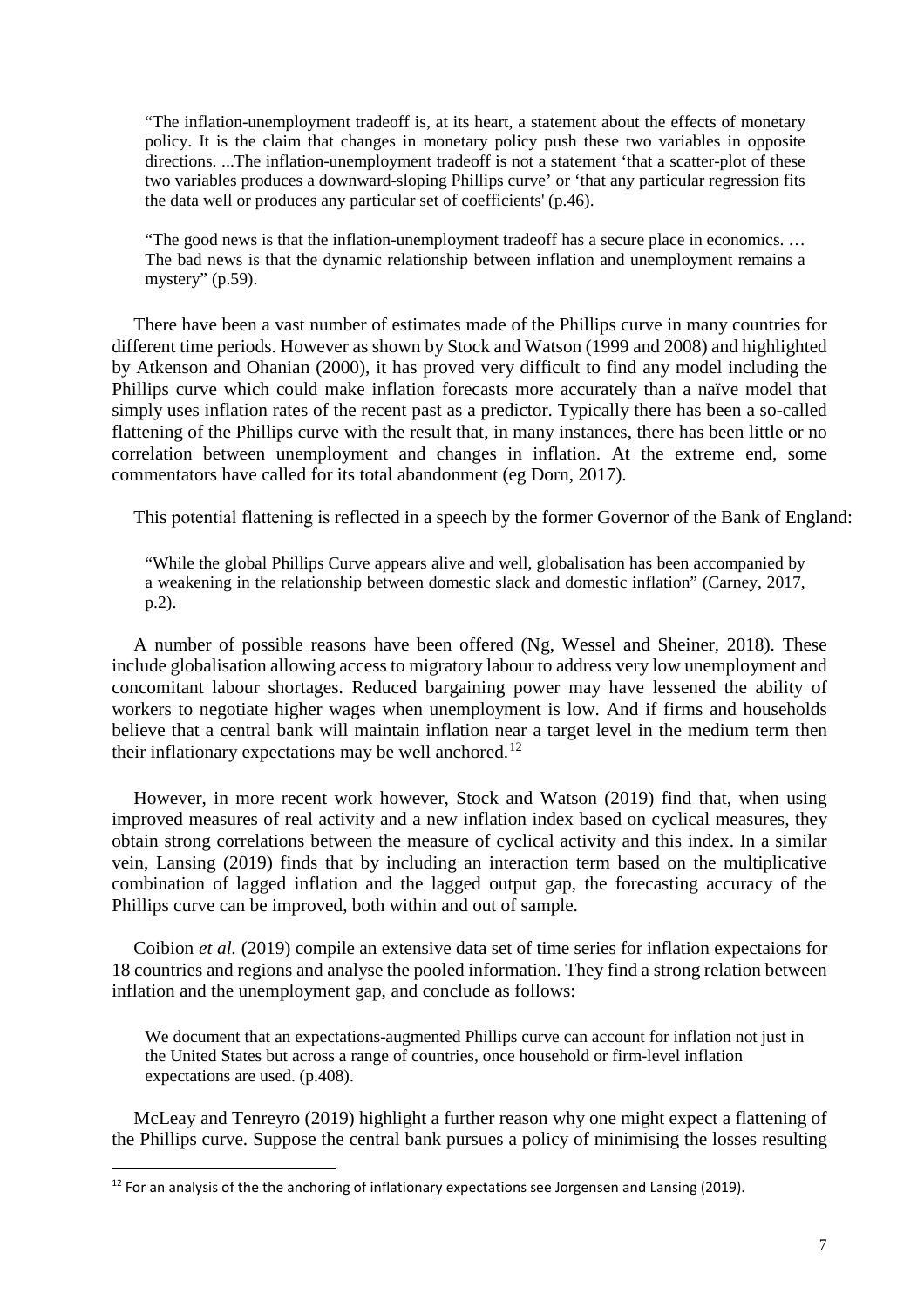> "The inflation-unemployment tradeoff is, at its heart, a statement about the effects of monetary policy. It is the claim that changes in monetary policy push these two variables in opposite directions. ...The inflation-unemployment tradeoff is not a statement 'that a scatter-plot of these two variables produces a downward-sloping Phillips curve' or 'that any particular regression fits the data well or produces any particular set of coefficients' (p.46).

> "The good news is that the inflation-unemployment tradeoff has a secure place in economics. … The bad news is that the dynamic relationship between inflation and unemployment remains a mystery" (p.59).

There have been a vast number of estimates made of the Phillips curve in many countries for different time periods. However as shown by Stock and Watson (1999 and 2008) and highlighted by Atkenson and Ohanian (2000), it has proved very difficult to find any model including the Phillips curve which could make inflation forecasts more accurately than a naïve model that simply uses inflation rates of the recent past as a predictor. Typically there has been a so-called flattening of the Phillips curve with the result that, in many instances, there has been little or no correlation between unemployment and changes in inflation. At the extreme end, some commentators have called for its total abandonment (eg Dorn, 2017).

This potential flattening is reflected in a speech by the former Governor of the Bank of England:

> "While the global Phillips Curve appears alive and well, globalisation has been accompanied by a weakening in the relationship between domestic slack and domestic inflation" (Carney, 2017, p.2).

A number of possible reasons have been offered (Ng, Wessel and Sheiner, 2018). These include globalisation allowing access to migratory labour to address very low unemployment and concomitant labour shortages. Reduced bargaining power may have lessened the ability of workers to negotiate higher wages when unemployment is low. And if firms and households believe that a central bank will maintain inflation near a target level in the medium term then their inflationary expectations may be well anchored.[12]

However, in more recent work however, Stock and Watson (2019) find that, when using improved measures of real activity and a new inflation index based on cyclical measures, they obtain strong correlations between the measure of cyclical activity and this index. In a similar vein, Lansing (2019) finds that by including an interaction term based on the multiplicative combination of lagged inflation and the lagged output gap, the forecasting accuracy of the Phillips curve can be improved, both within and out of sample.

Coibion *et al.* (2019) compile an extensive data set of time series for inflation expectaions for 18 countries and regions and analyse the pooled information. They find a strong relation between inflation and the unemployment gap, and conclude as follows:

> We document that an expectations-augmented Phillips curve can account for inflation not just in the United States but across a range of countries, once household or firm-level inflation expectations are used. (p.408).

McLeay and Tenreyro (2019) highlight a further reason why one might expect a flattening of the Phillips curve. Suppose the central bank pursues a policy of minimising the losses resulting

[12] For an analysis of the the anchoring of inflationary expectations see Jorgensen and Lansing (2019).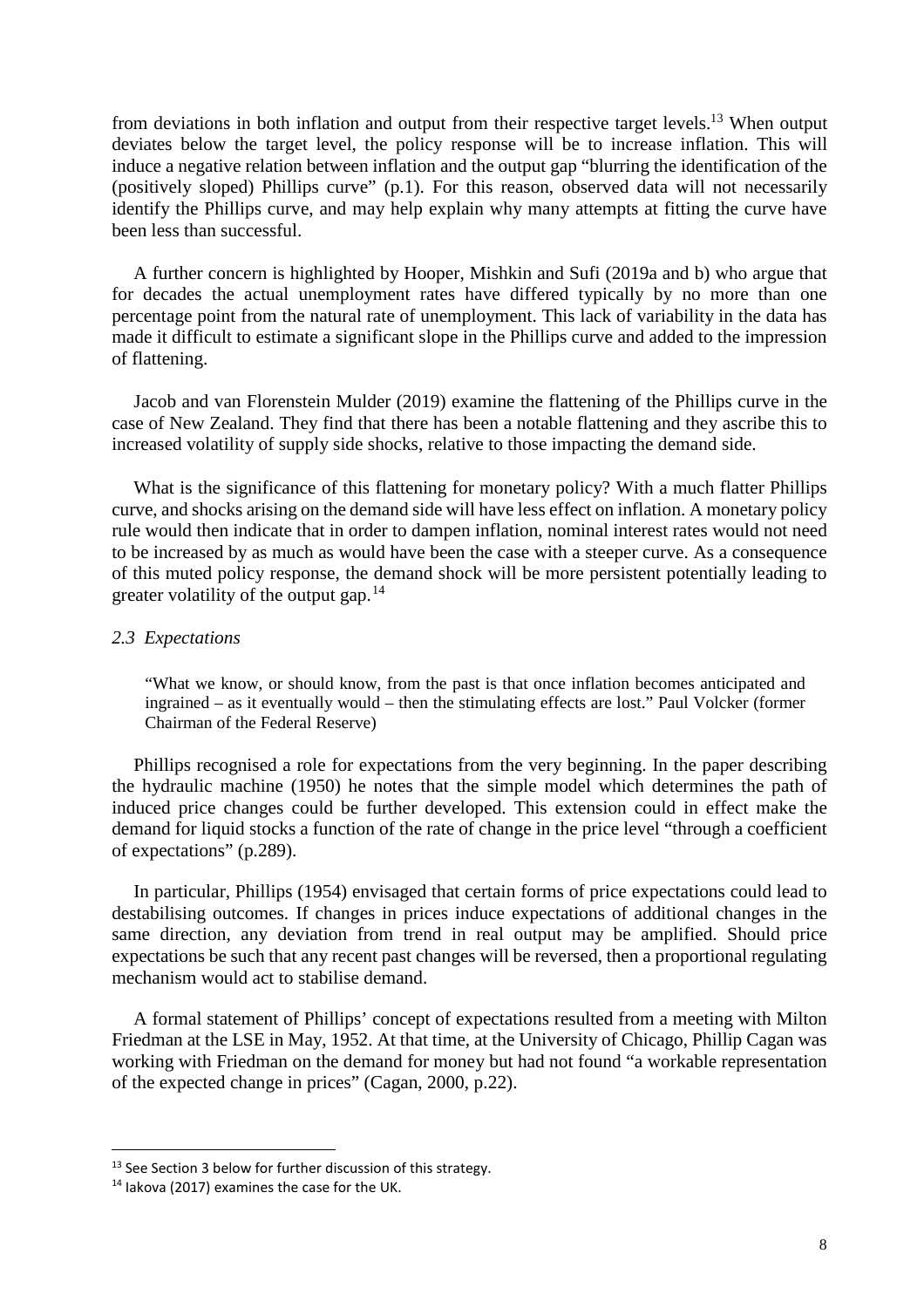from deviations in both inflation and output from their respective target levels.[13] When output deviates below the target level, the policy response will be to increase inflation. This will induce a negative relation between inflation and the output gap "blurring the identification of the (positively sloped) Phillips curve" (p.1). For this reason, observed data will not necessarily identify the Phillips curve, and may help explain why many attempts at fitting the curve have been less than successful.

A further concern is highlighted by Hooper, Mishkin and Sufi (2019a and b) who argue that for decades the actual unemployment rates have differed typically by no more than one percentage point from the natural rate of unemployment. This lack of variability in the data has made it difficult to estimate a significant slope in the Phillips curve and added to the impression of flattening.

Jacob and van Florenstein Mulder (2019) examine the flattening of the Phillips curve in the case of New Zealand. They find that there has been a notable flattening and they ascribe this to increased volatility of supply side shocks, relative to those impacting the demand side.

What is the significance of this flattening for monetary policy? With a much flatter Phillips curve, and shocks arising on the demand side will have less effect on inflation. A monetary policy rule would then indicate that in order to dampen inflation, nominal interest rates would not need to be increased by as much as would have been the case with a steeper curve. As a consequence of this muted policy response, the demand shock will be more persistent potentially leading to greater volatility of the output gap.[14]

### *2.3 Expectations*

> "What we know, or should know, from the past is that once inflation becomes anticipated and ingrained – as it eventually would – then the stimulating effects are lost." Paul Volcker (former Chairman of the Federal Reserve)

Phillips recognised a role for expectations from the very beginning. In the paper describing the hydraulic machine (1950) he notes that the simple model which determines the path of induced price changes could be further developed. This extension could in effect make the demand for liquid stocks a function of the rate of change in the price level "through a coefficient of expectations" (p.289).

In particular, Phillips (1954) envisaged that certain forms of price expectations could lead to destabilising outcomes. If changes in prices induce expectations of additional changes in the same direction, any deviation from trend in real output may be amplified. Should price expectations be such that any recent past changes will be reversed, then a proportional regulating mechanism would act to stabilise demand.

A formal statement of Phillips' concept of expectations resulted from a meeting with Milton Friedman at the LSE in May, 1952. At that time, at the University of Chicago, Phillip Cagan was working with Friedman on the demand for money but had not found "a workable representation of the expected change in prices" (Cagan, 2000, p.22).

---

[13] See Section 3 below for further discussion of this strategy.

[14] Iakova (2017) examines the case for the UK.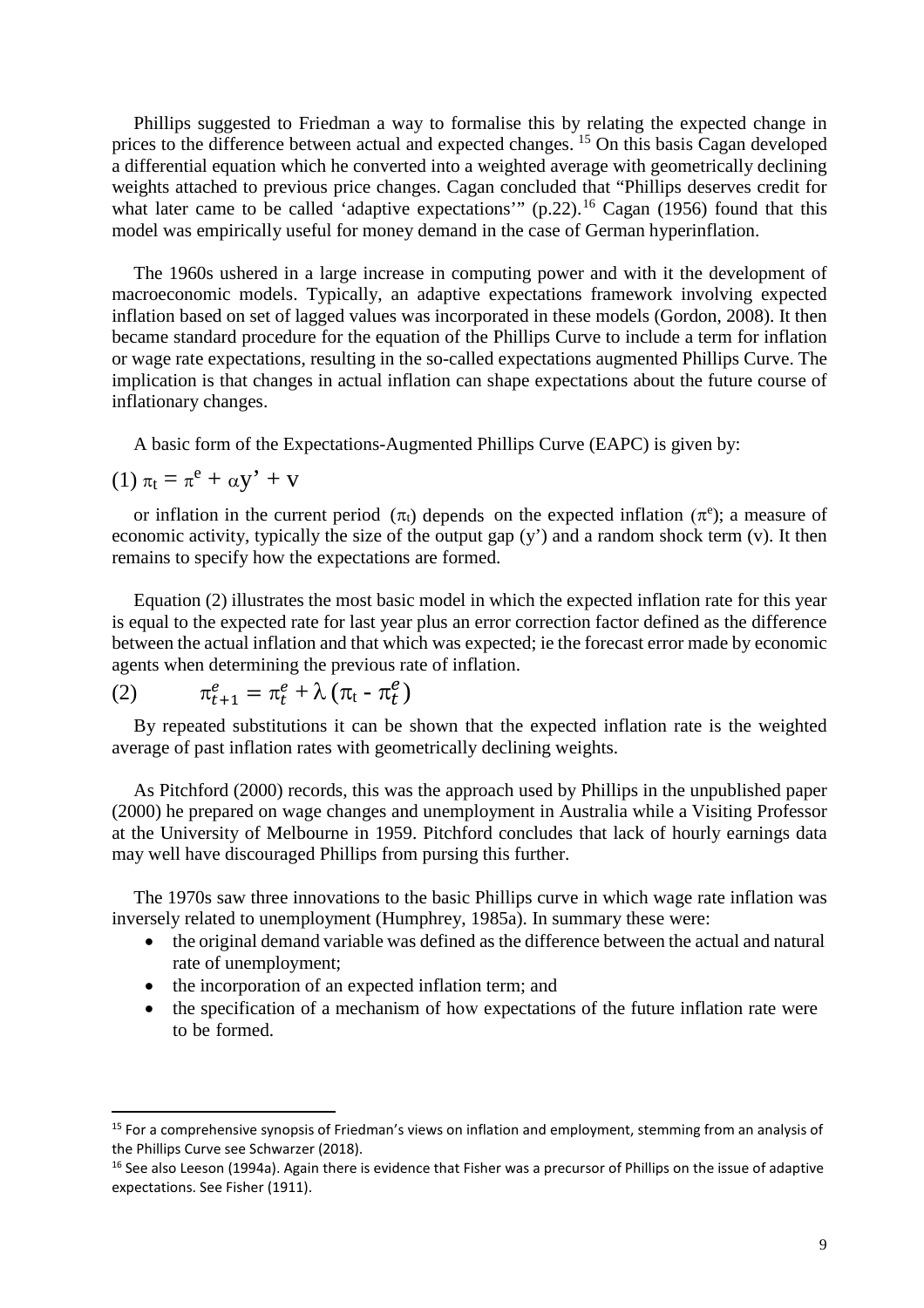Phillips suggested to Friedman a way to formalise this by relating the expected change in prices to the difference between actual and expected changes. [15] On this basis Cagan developed a differential equation which he converted into a weighted average with geometrically declining weights attached to previous price changes. Cagan concluded that "Phillips deserves credit for what later came to be called 'adaptive expectations'" (p.22).[16] Cagan (1956) found that this model was empirically useful for money demand in the case of German hyperinflation.

The 1960s ushered in a large increase in computing power and with it the development of macroeconomic models. Typically, an adaptive expectations framework involving expected inflation based on set of lagged values was incorporated in these models (Gordon, 2008). It then became standard procedure for the equation of the Phillips Curve to include a term for inflation or wage rate expectations, resulting in the so-called expectations augmented Phillips Curve. The implication is that changes in actual inflation can shape expectations about the future course of inflationary changes.

A basic form of the Expectations-Augmented Phillips Curve (EAPC) is given by:

$$(1)\ \pi_t = \pi^e + \alpha y' + v$$

or inflation in the current period ($\pi_t$) depends on the expected inflation ($\pi^e$); a measure of economic activity, typically the size of the output gap (y') and a random shock term (v). It then remains to specify how the expectations are formed.

Equation (2) illustrates the most basic model in which the expected inflation rate for this year is equal to the expected rate for last year plus an error correction factor defined as the difference between the actual inflation and that which was expected; ie the forecast error made by economic agents when determining the previous rate of inflation.

$$(2) \qquad \pi^e_{t+1} = \pi^e_t + \lambda\,(\pi_t - \pi^e_t)$$

By repeated substitutions it can be shown that the expected inflation rate is the weighted average of past inflation rates with geometrically declining weights.

As Pitchford (2000) records, this was the approach used by Phillips in the unpublished paper (2000) he prepared on wage changes and unemployment in Australia while a Visiting Professor at the University of Melbourne in 1959. Pitchford concludes that lack of hourly earnings data may well have discouraged Phillips from pursing this further.

The 1970s saw three innovations to the basic Phillips curve in which wage rate inflation was inversely related to unemployment (Humphrey, 1985a). In summary these were:

- the original demand variable was defined as the difference between the actual and natural rate of unemployment;
- the incorporation of an expected inflation term; and
- the specification of a mechanism of how expectations of the future inflation rate were to be formed.

[15] For a comprehensive synopsis of Friedman's views on inflation and employment, stemming from an analysis of the Phillips Curve see Schwarzer (2018).

[16] See also Leeson (1994a). Again there is evidence that Fisher was a precursor of Phillips on the issue of adaptive expectations. See Fisher (1911).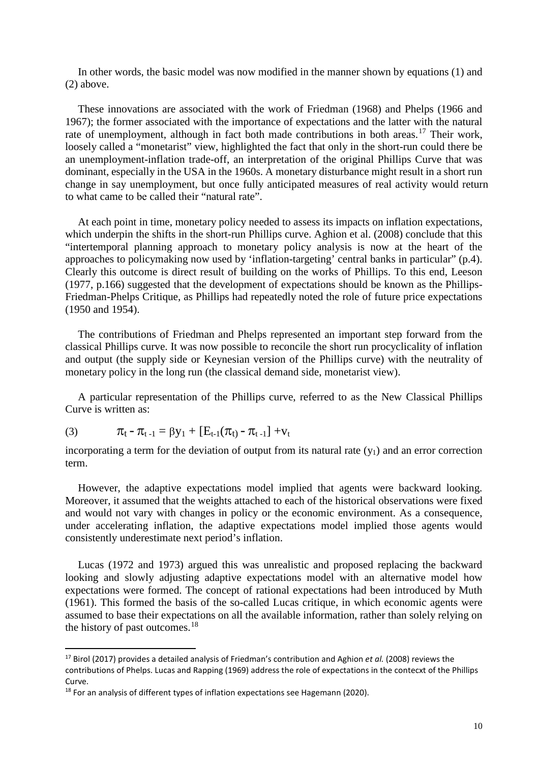In other words, the basic model was now modified in the manner shown by equations (1) and (2) above.

These innovations are associated with the work of Friedman (1968) and Phelps (1966 and 1967); the former associated with the importance of expectations and the latter with the natural rate of unemployment, although in fact both made contributions in both areas.[17] Their work, loosely called a "monetarist" view, highlighted the fact that only in the short-run could there be an unemployment-inflation trade-off, an interpretation of the original Phillips Curve that was dominant, especially in the USA in the 1960s. A monetary disturbance might result in a short run change in say unemployment, but once fully anticipated measures of real activity would return to what came to be called their "natural rate".

At each point in time, monetary policy needed to assess its impacts on inflation expectations, which underpin the shifts in the short-run Phillips curve. Aghion et al. (2008) conclude that this "intertemporal planning approach to monetary policy analysis is now at the heart of the approaches to policymaking now used by 'inflation-targeting' central banks in particular" (p.4). Clearly this outcome is direct result of building on the works of Phillips. To this end, Leeson (1977, p.166) suggested that the development of expectations should be known as the Phillips-Friedman-Phelps Critique, as Phillips had repeatedly noted the role of future price expectations (1950 and 1954).

The contributions of Friedman and Phelps represented an important step forward from the classical Phillips curve. It was now possible to reconcile the short run procyclicality of inflation and output (the supply side or Keynesian version of the Phillips curve) with the neutrality of monetary policy in the long run (the classical demand side, monetarist view).

A particular representation of the Phillips curve, referred to as the New Classical Phillips Curve is written as:

$$(3) \qquad \pi_t - \pi_{t-1} = \beta y_1 + [E_{t-1}(\pi_t) - \pi_{t-1}] + v_t$$

incorporating a term for the deviation of output from its natural rate ($y_1$) and an error correction term.

However, the adaptive expectations model implied that agents were backward looking. Moreover, it assumed that the weights attached to each of the historical observations were fixed and would not vary with changes in policy or the economic environment. As a consequence, under accelerating inflation, the adaptive expectations model implied those agents would consistently underestimate next period's inflation.

Lucas (1972 and 1973) argued this was unrealistic and proposed replacing the backward looking and slowly adjusting adaptive expectations model with an alternative model how expectations were formed. The concept of rational expectations had been introduced by Muth (1961). This formed the basis of the so-called Lucas critique, in which economic agents were assumed to base their expectations on all the available information, rather than solely relying on the history of past outcomes.[18]

[17] Birol (2017) provides a detailed analysis of Friedman's contribution and Aghion *et al.* (2008) reviews the contributions of Phelps. Lucas and Rapping (1969) address the role of expectations in the contecxt of the Phillips Curve.

[18] For an analysis of different types of inflation expectations see Hagemann (2020).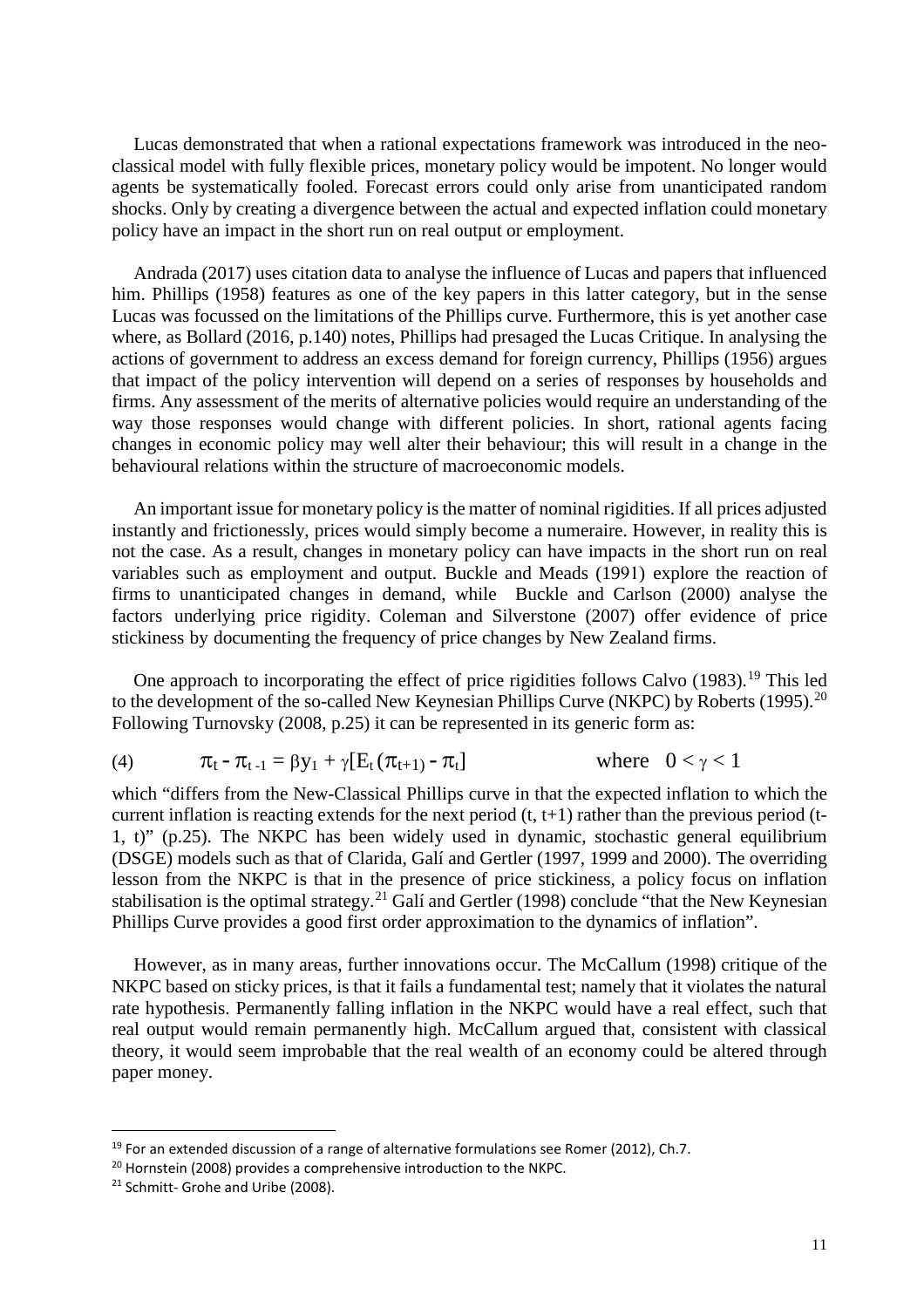Lucas demonstrated that when a rational expectations framework was introduced in the neo-classical model with fully flexible prices, monetary policy would be impotent. No longer would agents be systematically fooled. Forecast errors could only arise from unanticipated random shocks. Only by creating a divergence between the actual and expected inflation could monetary policy have an impact in the short run on real output or employment.

Andrada (2017) uses citation data to analyse the influence of Lucas and papers that influenced him. Phillips (1958) features as one of the key papers in this latter category, but in the sense Lucas was focussed on the limitations of the Phillips curve. Furthermore, this is yet another case where, as Bollard (2016, p.140) notes, Phillips had presaged the Lucas Critique. In analysing the actions of government to address an excess demand for foreign currency, Phillips (1956) argues that impact of the policy intervention will depend on a series of responses by households and firms. Any assessment of the merits of alternative policies would require an understanding of the way those responses would change with different policies. In short, rational agents facing changes in economic policy may well alter their behaviour; this will result in a change in the behavioural relations within the structure of macroeconomic models.

An important issue for monetary policy is the matter of nominal rigidities. If all prices adjusted instantly and frictionessly, prices would simply become a numeraire. However, in reality this is not the case. As a result, changes in monetary policy can have impacts in the short run on real variables such as employment and output. Buckle and Meads (1991) explore the reaction of firms to unanticipated changes in demand, while Buckle and Carlson (2000) analyse the factors underlying price rigidity. Coleman and Silverstone (2007) offer evidence of price stickiness by documenting the frequency of price changes by New Zealand firms.

One approach to incorporating the effect of price rigidities follows Calvo (1983).[19] This led to the development of the so-called New Keynesian Phillips Curve (NKPC) by Roberts (1995).[20] Following Turnovsky (2008, p.25) it can be represented in its generic form as:

$$(4) \qquad \pi_t - \pi_{t-1} = \beta y_1 + \gamma[E_t(\pi_{t+1}) - \pi_t] \qquad \text{where} \quad 0 < \gamma < 1$$

which "differs from the New-Classical Phillips curve in that the expected inflation to which the current inflation is reacting extends for the next period (t, t+1) rather than the previous period (t-1, t)" (p.25). The NKPC has been widely used in dynamic, stochastic general equilibrium (DSGE) models such as that of Clarida, Galí and Gertler (1997, 1999 and 2000). The overriding lesson from the NKPC is that in the presence of price stickiness, a policy focus on inflation stabilisation is the optimal strategy.[21] Galí and Gertler (1998) conclude "that the New Keynesian Phillips Curve provides a good first order approximation to the dynamics of inflation".

However, as in many areas, further innovations occur. The McCallum (1998) critique of the NKPC based on sticky prices, is that it fails a fundamental test; namely that it violates the natural rate hypothesis. Permanently falling inflation in the NKPC would have a real effect, such that real output would remain permanently high. McCallum argued that, consistent with classical theory, it would seem improbable that the real wealth of an economy could be altered through paper money.

---

[19] For an extended discussion of a range of alternative formulations see Romer (2012), Ch.7.

[20] Hornstein (2008) provides a comprehensive introduction to the NKPC.

[21] Schmitt- Grohe and Uribe (2008).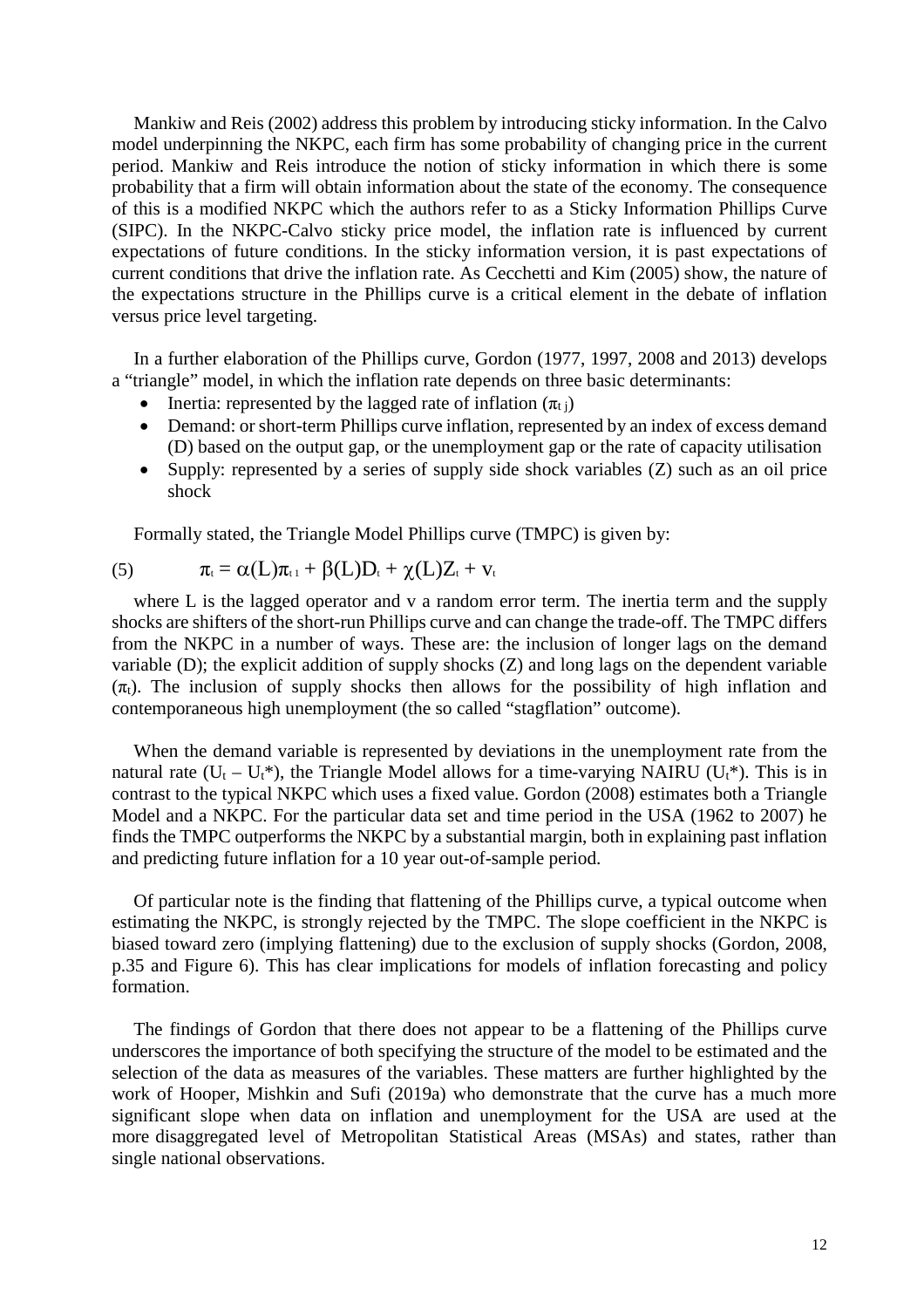Mankiw and Reis (2002) address this problem by introducing sticky information. In the Calvo model underpinning the NKPC, each firm has some probability of changing price in the current period. Mankiw and Reis introduce the notion of sticky information in which there is some probability that a firm will obtain information about the state of the economy. The consequence of this is a modified NKPC which the authors refer to as a Sticky Information Phillips Curve (SIPC). In the NKPC-Calvo sticky price model, the inflation rate is influenced by current expectations of future conditions. In the sticky information version, it is past expectations of current conditions that drive the inflation rate. As Cecchetti and Kim (2005) show, the nature of the expectations structure in the Phillips curve is a critical element in the debate of inflation versus price level targeting.

In a further elaboration of the Phillips curve, Gordon (1977, 1997, 2008 and 2013) develops a "triangle" model, in which the inflation rate depends on three basic determinants:

- Inertia: represented by the lagged rate of inflation ($\pi_{t\ j}$)
- Demand: or short-term Phillips curve inflation, represented by an index of excess demand (D) based on the output gap, or the unemployment gap or the rate of capacity utilisation
- Supply: represented by a series of supply side shock variables (Z) such as an oil price shock

Formally stated, the Triangle Model Phillips curve (TMPC) is given by:

$$\pi_t = \alpha(L)\pi_{t\ 1} + \beta(L)D_t + \chi(L)Z_t + v_t \tag{5}$$

where L is the lagged operator and v a random error term. The inertia term and the supply shocks are shifters of the short-run Phillips curve and can change the trade-off. The TMPC differs from the NKPC in a number of ways. These are: the inclusion of longer lags on the demand variable (D); the explicit addition of supply shocks (Z) and long lags on the dependent variable ($\pi_t$). The inclusion of supply shocks then allows for the possibility of high inflation and contemporaneous high unemployment (the so called "stagflation" outcome).

When the demand variable is represented by deviations in the unemployment rate from the natural rate ($U_t - U_t^*$), the Triangle Model allows for a time-varying NAIRU ($U_t^*$). This is in contrast to the typical NKPC which uses a fixed value. Gordon (2008) estimates both a Triangle Model and a NKPC. For the particular data set and time period in the USA (1962 to 2007) he finds the TMPC outperforms the NKPC by a substantial margin, both in explaining past inflation and predicting future inflation for a 10 year out-of-sample period.

Of particular note is the finding that flattening of the Phillips curve, a typical outcome when estimating the NKPC, is strongly rejected by the TMPC. The slope coefficient in the NKPC is biased toward zero (implying flattening) due to the exclusion of supply shocks (Gordon, 2008, p.35 and Figure 6). This has clear implications for models of inflation forecasting and policy formation.

The findings of Gordon that there does not appear to be a flattening of the Phillips curve underscores the importance of both specifying the structure of the model to be estimated and the selection of the data as measures of the variables. These matters are further highlighted by the work of Hooper, Mishkin and Sufi (2019a) who demonstrate that the curve has a much more significant slope when data on inflation and unemployment for the USA are used at the more disaggregated level of Metropolitan Statistical Areas (MSAs) and states, rather than single national observations.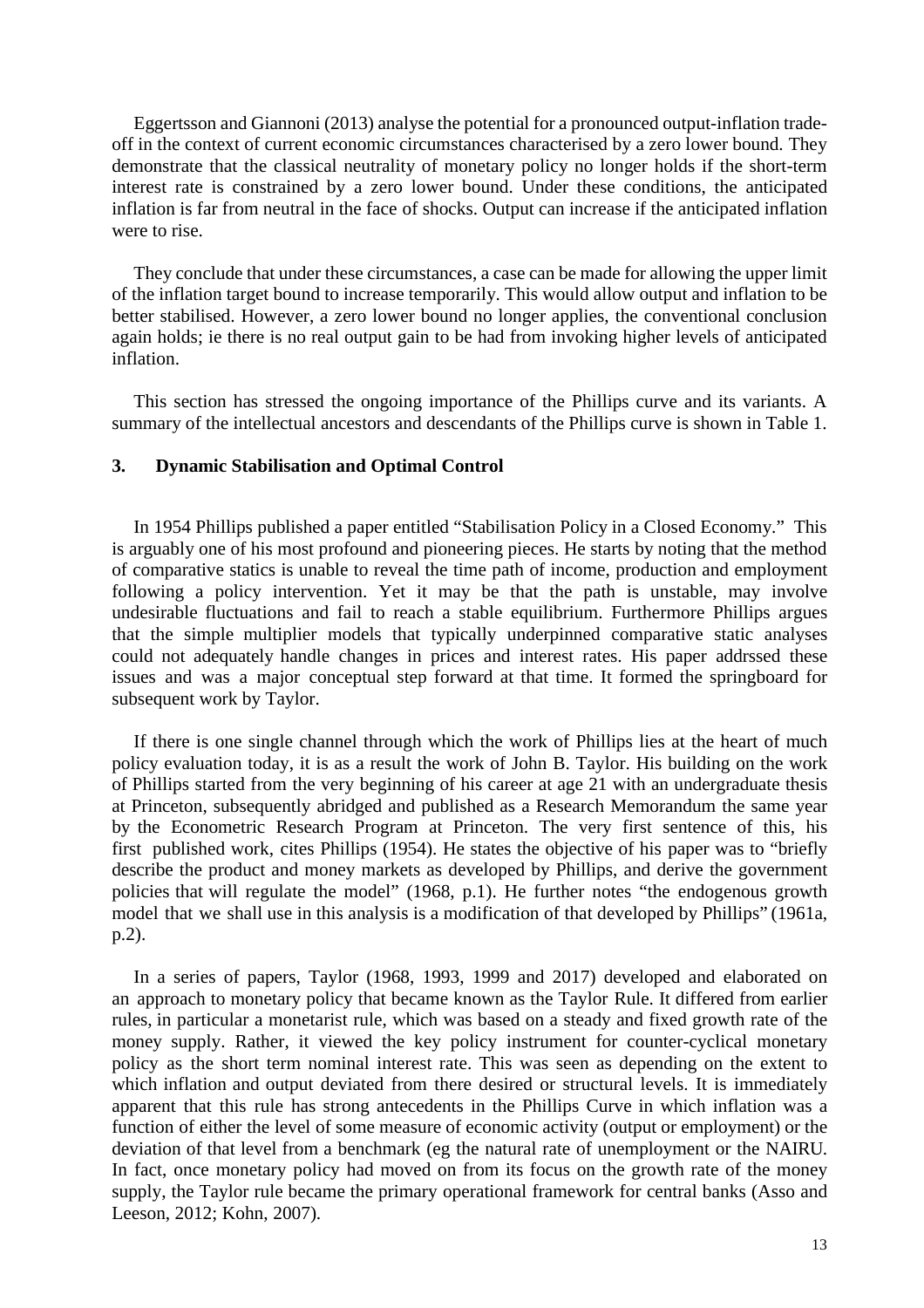Eggertsson and Giannoni (2013) analyse the potential for a pronounced output-inflation trade-off in the context of current economic circumstances characterised by a zero lower bound. They demonstrate that the classical neutrality of monetary policy no longer holds if the short-term interest rate is constrained by a zero lower bound. Under these conditions, the anticipated inflation is far from neutral in the face of shocks. Output can increase if the anticipated inflation were to rise.

They conclude that under these circumstances, a case can be made for allowing the upper limit of the inflation target bound to increase temporarily. This would allow output and inflation to be better stabilised. However, a zero lower bound no longer applies, the conventional conclusion again holds; ie there is no real output gain to be had from invoking higher levels of anticipated inflation.

This section has stressed the ongoing importance of the Phillips curve and its variants. A summary of the intellectual ancestors and descendants of the Phillips curve is shown in Table 1.

## 3. Dynamic Stabilisation and Optimal Control

In 1954 Phillips published a paper entitled "Stabilisation Policy in a Closed Economy." This is arguably one of his most profound and pioneering pieces. He starts by noting that the method of comparative statics is unable to reveal the time path of income, production and employment following a policy intervention. Yet it may be that the path is unstable, may involve undesirable fluctuations and fail to reach a stable equilibrium. Furthermore Phillips argues that the simple multiplier models that typically underpinned comparative static analyses could not adequately handle changes in prices and interest rates. His paper addrssed these issues and was a major conceptual step forward at that time. It formed the springboard for subsequent work by Taylor.

If there is one single channel through which the work of Phillips lies at the heart of much policy evaluation today, it is as a result the work of John B. Taylor. His building on the work of Phillips started from the very beginning of his career at age 21 with an undergraduate thesis at Princeton, subsequently abridged and published as a Research Memorandum the same year by the Econometric Research Program at Princeton. The very first sentence of this, his first published work, cites Phillips (1954). He states the objective of his paper was to "briefly describe the product and money markets as developed by Phillips, and derive the government policies that will regulate the model" (1968, p.1). He further notes "the endogenous growth model that we shall use in this analysis is a modification of that developed by Phillips" (1961a, p.2).

In a series of papers, Taylor (1968, 1993, 1999 and 2017) developed and elaborated on an approach to monetary policy that became known as the Taylor Rule. It differed from earlier rules, in particular a monetarist rule, which was based on a steady and fixed growth rate of the money supply. Rather, it viewed the key policy instrument for counter-cyclical monetary policy as the short term nominal interest rate. This was seen as depending on the extent to which inflation and output deviated from there desired or structural levels. It is immediately apparent that this rule has strong antecedents in the Phillips Curve in which inflation was a function of either the level of some measure of economic activity (output or employment) or the deviation of that level from a benchmark (eg the natural rate of unemployment or the NAIRU. In fact, once monetary policy had moved on from its focus on the growth rate of the money supply, the Taylor rule became the primary operational framework for central banks (Asso and Leeson, 2012; Kohn, 2007).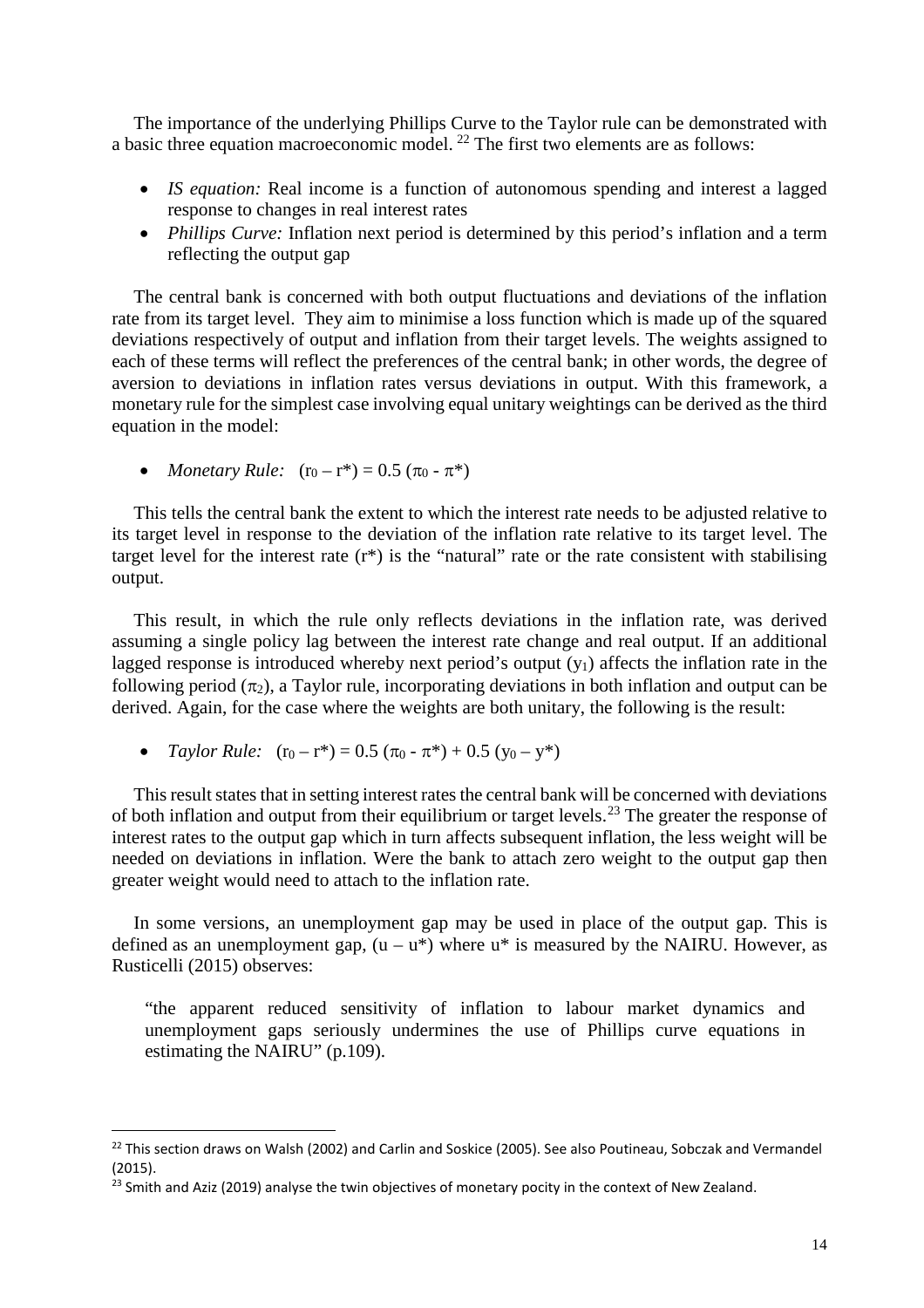The importance of the underlying Phillips Curve to the Taylor rule can be demonstrated with a basic three equation macroeconomic model. [22] The first two elements are as follows:

- *IS equation:* Real income is a function of autonomous spending and interest a lagged response to changes in real interest rates
- *Phillips Curve:* Inflation next period is determined by this period's inflation and a term reflecting the output gap

The central bank is concerned with both output fluctuations and deviations of the inflation rate from its target level. They aim to minimise a loss function which is made up of the squared deviations respectively of output and inflation from their target levels. The weights assigned to each of these terms will reflect the preferences of the central bank; in other words, the degree of aversion to deviations in inflation rates versus deviations in output. With this framework, a monetary rule for the simplest case involving equal unitary weightings can be derived as the third equation in the model:

- *Monetary Rule:* $(r_0 - r^*) = 0.5\ (\pi_0 - \pi^*)$

This tells the central bank the extent to which the interest rate needs to be adjusted relative to its target level in response to the deviation of the inflation rate relative to its target level. The target level for the interest rate ($r^*$) is the "natural" rate or the rate consistent with stabilising output.

This result, in which the rule only reflects deviations in the inflation rate, was derived assuming a single policy lag between the interest rate change and real output. If an additional lagged response is introduced whereby next period's output ($y_1$) affects the inflation rate in the following period ($\pi_2$), a Taylor rule, incorporating deviations in both inflation and output can be derived. Again, for the case where the weights are both unitary, the following is the result:

- *Taylor Rule:* $(r_0 - r^*) = 0.5\ (\pi_0 - \pi^*) + 0.5\ (y_0 - y^*)$

This result states that in setting interest rates the central bank will be concerned with deviations of both inflation and output from their equilibrium or target levels.[23] The greater the response of interest rates to the output gap which in turn affects subsequent inflation, the less weight will be needed on deviations in inflation. Were the bank to attach zero weight to the output gap then greater weight would need to attach to the inflation rate.

In some versions, an unemployment gap may be used in place of the output gap. This is defined as an unemployment gap, $(u - u^*)$ where $u^*$ is measured by the NAIRU. However, as Rusticelli (2015) observes:

> "the apparent reduced sensitivity of inflation to labour market dynamics and unemployment gaps seriously undermines the use of Phillips curve equations in estimating the NAIRU" (p.109).

---

[22] This section draws on Walsh (2002) and Carlin and Soskice (2005). See also Poutineau, Sobczak and Vermandel (2015).

[23] Smith and Aziz (2019) analyse the twin objectives of monetary pocity in the context of New Zealand.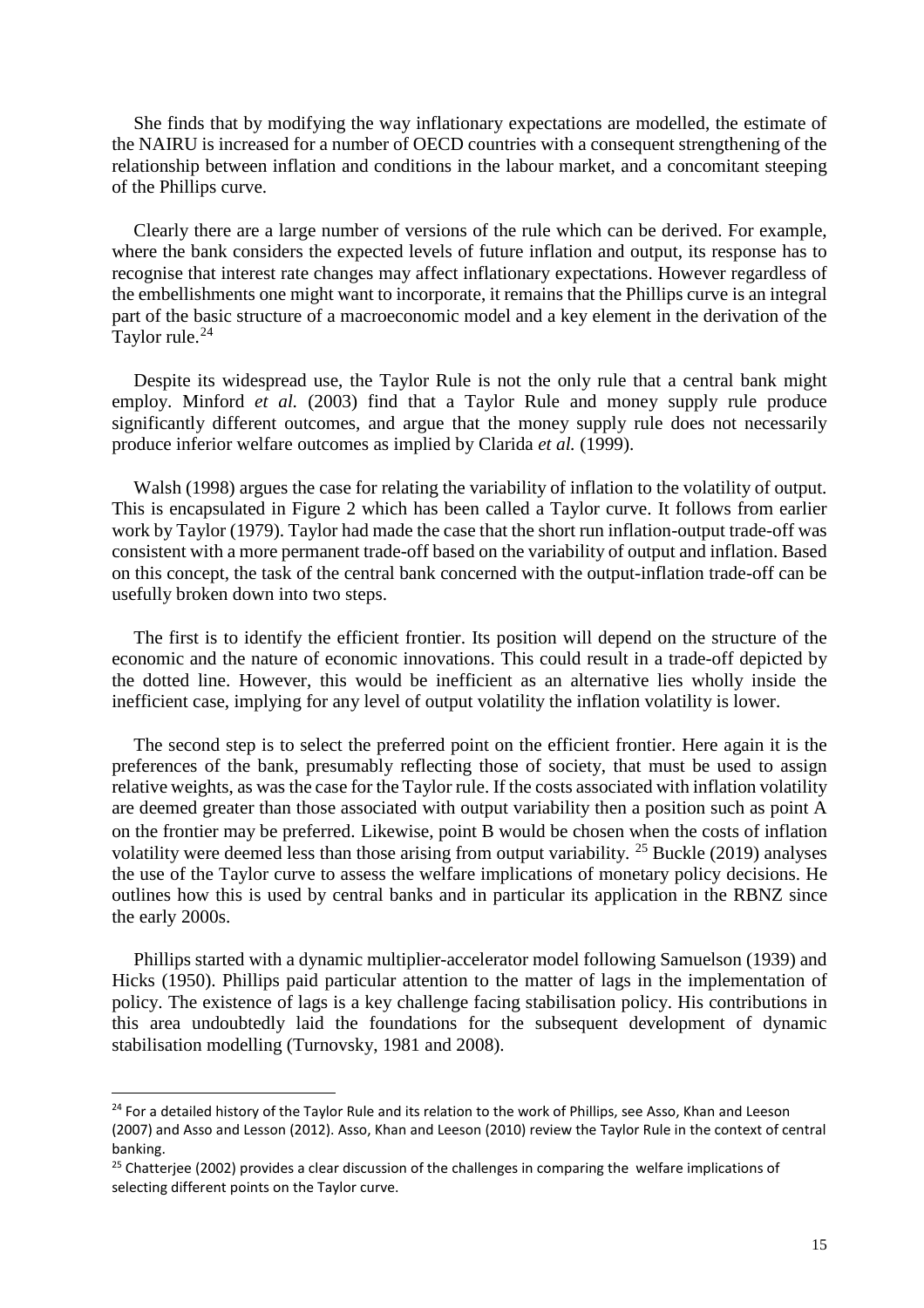She finds that by modifying the way inflationary expectations are modelled, the estimate of the NAIRU is increased for a number of OECD countries with a consequent strengthening of the relationship between inflation and conditions in the labour market, and a concomitant steeping of the Phillips curve.

Clearly there are a large number of versions of the rule which can be derived. For example, where the bank considers the expected levels of future inflation and output, its response has to recognise that interest rate changes may affect inflationary expectations. However regardless of the embellishments one might want to incorporate, it remains that the Phillips curve is an integral part of the basic structure of a macroeconomic model and a key element in the derivation of the Taylor rule.[24]

Despite its widespread use, the Taylor Rule is not the only rule that a central bank might employ. Minford *et al.* (2003) find that a Taylor Rule and money supply rule produce significantly different outcomes, and argue that the money supply rule does not necessarily produce inferior welfare outcomes as implied by Clarida *et al.* (1999).

Walsh (1998) argues the case for relating the variability of inflation to the volatility of output. This is encapsulated in Figure 2 which has been called a Taylor curve. It follows from earlier work by Taylor (1979). Taylor had made the case that the short run inflation-output trade-off was consistent with a more permanent trade-off based on the variability of output and inflation. Based on this concept, the task of the central bank concerned with the output-inflation trade-off can be usefully broken down into two steps.

The first is to identify the efficient frontier. Its position will depend on the structure of the economic and the nature of economic innovations. This could result in a trade-off depicted by the dotted line. However, this would be inefficient as an alternative lies wholly inside the inefficient case, implying for any level of output volatility the inflation volatility is lower.

The second step is to select the preferred point on the efficient frontier. Here again it is the preferences of the bank, presumably reflecting those of society, that must be used to assign relative weights, as was the case for the Taylor rule. If the costs associated with inflation volatility are deemed greater than those associated with output variability then a position such as point A on the frontier may be preferred. Likewise, point B would be chosen when the costs of inflation volatility were deemed less than those arising from output variability.[25] Buckle (2019) analyses the use of the Taylor curve to assess the welfare implications of monetary policy decisions. He outlines how this is used by central banks and in particular its application in the RBNZ since the early 2000s.

Phillips started with a dynamic multiplier-accelerator model following Samuelson (1939) and Hicks (1950). Phillips paid particular attention to the matter of lags in the implementation of policy. The existence of lags is a key challenge facing stabilisation policy. His contributions in this area undoubtedly laid the foundations for the subsequent development of dynamic stabilisation modelling (Turnovsky, 1981 and 2008).

---

[24] For a detailed history of the Taylor Rule and its relation to the work of Phillips, see Asso, Khan and Leeson (2007) and Asso and Lesson (2012). Asso, Khan and Leeson (2010) review the Taylor Rule in the context of central banking.

[25] Chatterjee (2002) provides a clear discussion of the challenges in comparing the welfare implications of selecting different points on the Taylor curve.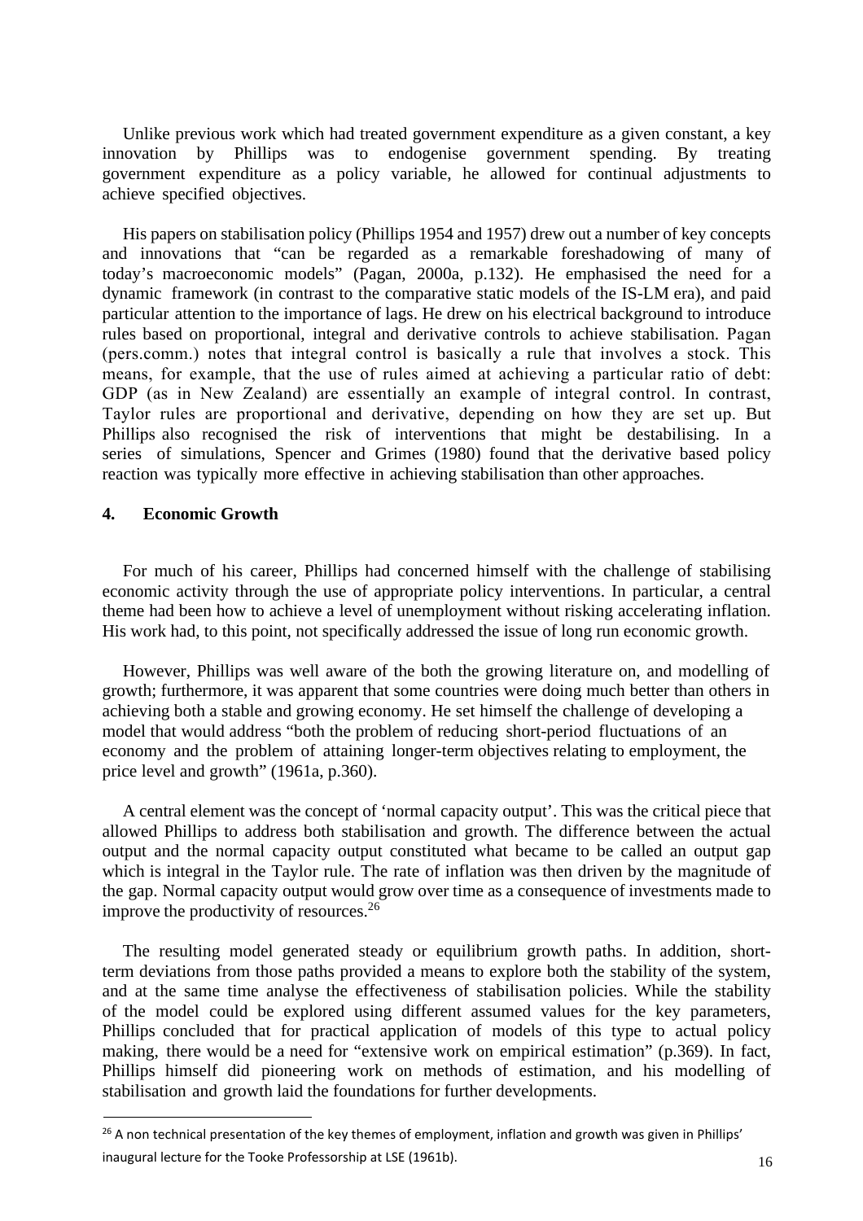Unlike previous work which had treated government expenditure as a given constant, a key innovation by Phillips was to endogenise government spending. By treating government expenditure as a policy variable, he allowed for continual adjustments to achieve specified objectives.

His papers on stabilisation policy (Phillips 1954 and 1957) drew out a number of key concepts and innovations that "can be regarded as a remarkable foreshadowing of many of today's macroeconomic models" (Pagan, 2000a, p.132). He emphasised the need for a dynamic framework (in contrast to the comparative static models of the IS-LM era), and paid particular attention to the importance of lags. He drew on his electrical background to introduce rules based on proportional, integral and derivative controls to achieve stabilisation. Pagan (pers.comm.) notes that integral control is basically a rule that involves a stock. This means, for example, that the use of rules aimed at achieving a particular ratio of debt: GDP (as in New Zealand) are essentially an example of integral control. In contrast, Taylor rules are proportional and derivative, depending on how they are set up. But Phillips also recognised the risk of interventions that might be destabilising. In a series of simulations, Spencer and Grimes (1980) found that the derivative based policy reaction was typically more effective in achieving stabilisation than other approaches.

## 4. Economic Growth

For much of his career, Phillips had concerned himself with the challenge of stabilising economic activity through the use of appropriate policy interventions. In particular, a central theme had been how to achieve a level of unemployment without risking accelerating inflation. His work had, to this point, not specifically addressed the issue of long run economic growth.

However, Phillips was well aware of the both the growing literature on, and modelling of growth; furthermore, it was apparent that some countries were doing much better than others in achieving both a stable and growing economy. He set himself the challenge of developing a model that would address "both the problem of reducing short-period fluctuations of an economy and the problem of attaining longer-term objectives relating to employment, the price level and growth" (1961a, p.360).

A central element was the concept of 'normal capacity output'. This was the critical piece that allowed Phillips to address both stabilisation and growth. The difference between the actual output and the normal capacity output constituted what became to be called an output gap which is integral in the Taylor rule. The rate of inflation was then driven by the magnitude of the gap. Normal capacity output would grow over time as a consequence of investments made to improve the productivity of resources.[26]

The resulting model generated steady or equilibrium growth paths. In addition, short-term deviations from those paths provided a means to explore both the stability of the system, and at the same time analyse the effectiveness of stabilisation policies. While the stability of the model could be explored using different assumed values for the key parameters, Phillips concluded that for practical application of models of this type to actual policy making, there would be a need for "extensive work on empirical estimation" (p.369). In fact, Phillips himself did pioneering work on methods of estimation, and his modelling of stabilisation and growth laid the foundations for further developments.

[26] A non technical presentation of the key themes of employment, inflation and growth was given in Phillips' inaugural lecture for the Tooke Professorship at LSE (1961b).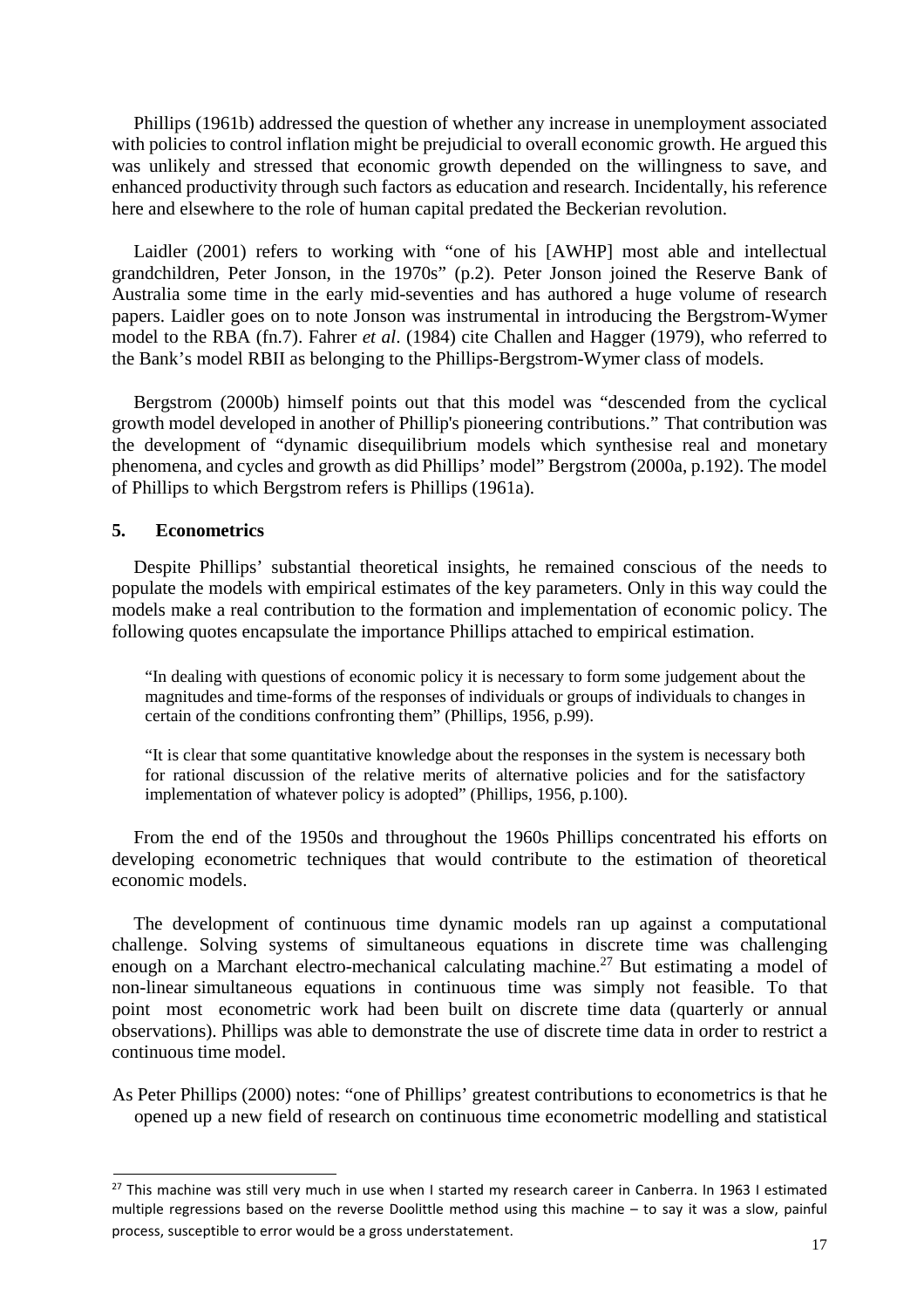Phillips (1961b) addressed the question of whether any increase in unemployment associated with policies to control inflation might be prejudicial to overall economic growth. He argued this was unlikely and stressed that economic growth depended on the willingness to save, and enhanced productivity through such factors as education and research. Incidentally, his reference here and elsewhere to the role of human capital predated the Beckerian revolution.

Laidler (2001) refers to working with "one of his [AWHP] most able and intellectual grandchildren, Peter Jonson, in the 1970s" (p.2). Peter Jonson joined the Reserve Bank of Australia some time in the early mid-seventies and has authored a huge volume of research papers. Laidler goes on to note Jonson was instrumental in introducing the Bergstrom-Wymer model to the RBA (fn.7). Fahrer *et al*. (1984) cite Challen and Hagger (1979), who referred to the Bank's model RBII as belonging to the Phillips-Bergstrom-Wymer class of models.

Bergstrom (2000b) himself points out that this model was "descended from the cyclical growth model developed in another of Phillip's pioneering contributions." That contribution was the development of "dynamic disequilibrium models which synthesise real and monetary phenomena, and cycles and growth as did Phillips' model" Bergstrom (2000a, p.192). The model of Phillips to which Bergstrom refers is Phillips (1961a).

## 5. Econometrics

Despite Phillips' substantial theoretical insights, he remained conscious of the needs to populate the models with empirical estimates of the key parameters. Only in this way could the models make a real contribution to the formation and implementation of economic policy. The following quotes encapsulate the importance Phillips attached to empirical estimation.

> "In dealing with questions of economic policy it is necessary to form some judgement about the magnitudes and time-forms of the responses of individuals or groups of individuals to changes in certain of the conditions confronting them" (Phillips, 1956, p.99).

> "It is clear that some quantitative knowledge about the responses in the system is necessary both for rational discussion of the relative merits of alternative policies and for the satisfactory implementation of whatever policy is adopted" (Phillips, 1956, p.100).

From the end of the 1950s and throughout the 1960s Phillips concentrated his efforts on developing econometric techniques that would contribute to the estimation of theoretical economic models.

The development of continuous time dynamic models ran up against a computational challenge. Solving systems of simultaneous equations in discrete time was challenging enough on a Marchant electro-mechanical calculating machine.[27] But estimating a model of non-linear simultaneous equations in continuous time was simply not feasible. To that point most econometric work had been built on discrete time data (quarterly or annual observations). Phillips was able to demonstrate the use of discrete time data in order to restrict a continuous time model.

As Peter Phillips (2000) notes: "one of Phillips' greatest contributions to econometrics is that he opened up a new field of research on continuous time econometric modelling and statistical

---

[27] This machine was still very much in use when I started my research career in Canberra. In 1963 I estimated multiple regressions based on the reverse Doolittle method using this machine – to say it was a slow, painful process, susceptible to error would be a gross understatement.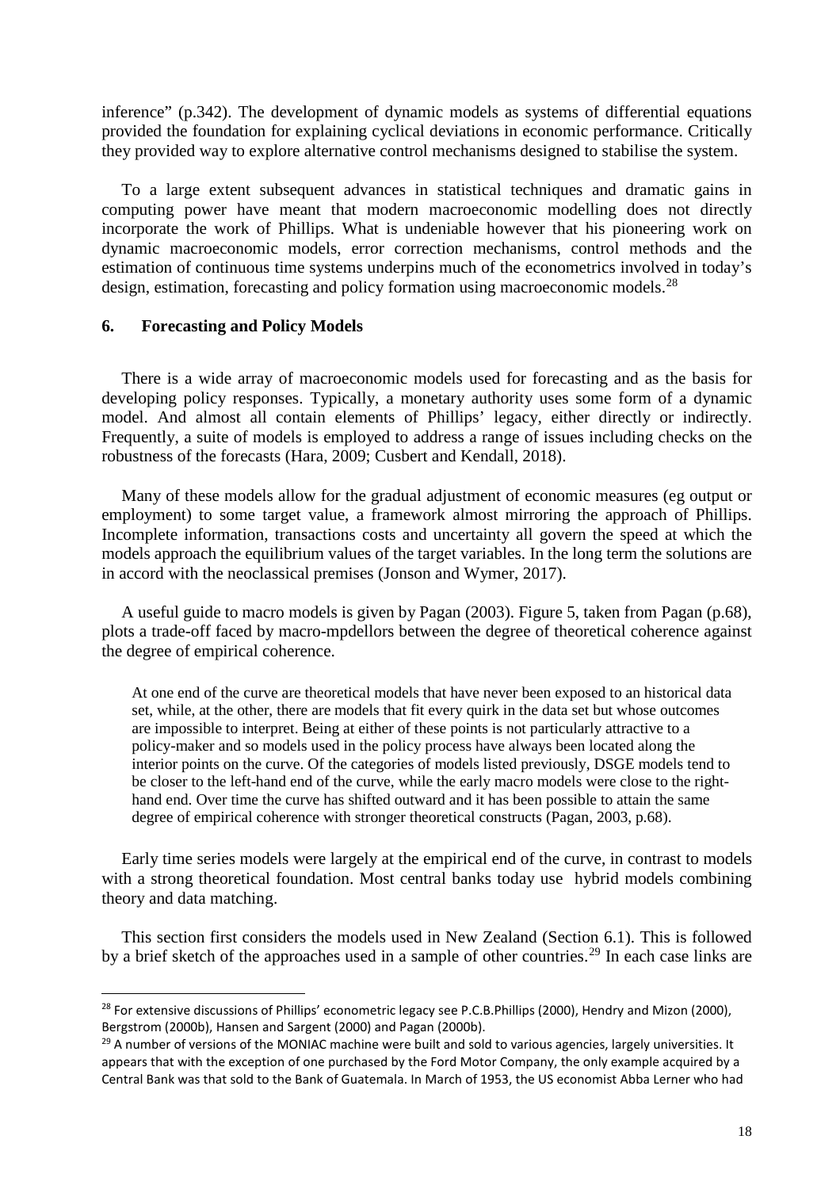inference" (p.342). The development of dynamic models as systems of differential equations provided the foundation for explaining cyclical deviations in economic performance. Critically they provided way to explore alternative control mechanisms designed to stabilise the system.

To a large extent subsequent advances in statistical techniques and dramatic gains in computing power have meant that modern macroeconomic modelling does not directly incorporate the work of Phillips. What is undeniable however that his pioneering work on dynamic macroeconomic models, error correction mechanisms, control methods and the estimation of continuous time systems underpins much of the econometrics involved in today's design, estimation, forecasting and policy formation using macroeconomic models.[28]

### 6. Forecasting and Policy Models

There is a wide array of macroeconomic models used for forecasting and as the basis for developing policy responses. Typically, a monetary authority uses some form of a dynamic model. And almost all contain elements of Phillips' legacy, either directly or indirectly. Frequently, a suite of models is employed to address a range of issues including checks on the robustness of the forecasts (Hara, 2009; Cusbert and Kendall, 2018).

Many of these models allow for the gradual adjustment of economic measures (eg output or employment) to some target value, a framework almost mirroring the approach of Phillips. Incomplete information, transactions costs and uncertainty all govern the speed at which the models approach the equilibrium values of the target variables. In the long term the solutions are in accord with the neoclassical premises (Jonson and Wymer, 2017).

A useful guide to macro models is given by Pagan (2003). Figure 5, taken from Pagan (p.68), plots a trade-off faced by macro-mpdellors between the degree of theoretical coherence against the degree of empirical coherence.

> At one end of the curve are theoretical models that have never been exposed to an historical data set, while, at the other, there are models that fit every quirk in the data set but whose outcomes are impossible to interpret. Being at either of these points is not particularly attractive to a policy-maker and so models used in the policy process have always been located along the interior points on the curve. Of the categories of models listed previously, DSGE models tend to be closer to the left-hand end of the curve, while the early macro models were close to the right-hand end. Over time the curve has shifted outward and it has been possible to attain the same degree of empirical coherence with stronger theoretical constructs (Pagan, 2003, p.68).

Early time series models were largely at the empirical end of the curve, in contrast to models with a strong theoretical foundation. Most central banks today use hybrid models combining theory and data matching.

This section first considers the models used in New Zealand (Section 6.1). This is followed by a brief sketch of the approaches used in a sample of other countries.[29] In each case links are

---

[28] For extensive discussions of Phillips' econometric legacy see P.C.B.Phillips (2000), Hendry and Mizon (2000), Bergstrom (2000b), Hansen and Sargent (2000) and Pagan (2000b).

[29] A number of versions of the MONIAC machine were built and sold to various agencies, largely universities. It appears that with the exception of one purchased by the Ford Motor Company, the only example acquired by a Central Bank was that sold to the Bank of Guatemala. In March of 1953, the US economist Abba Lerner who had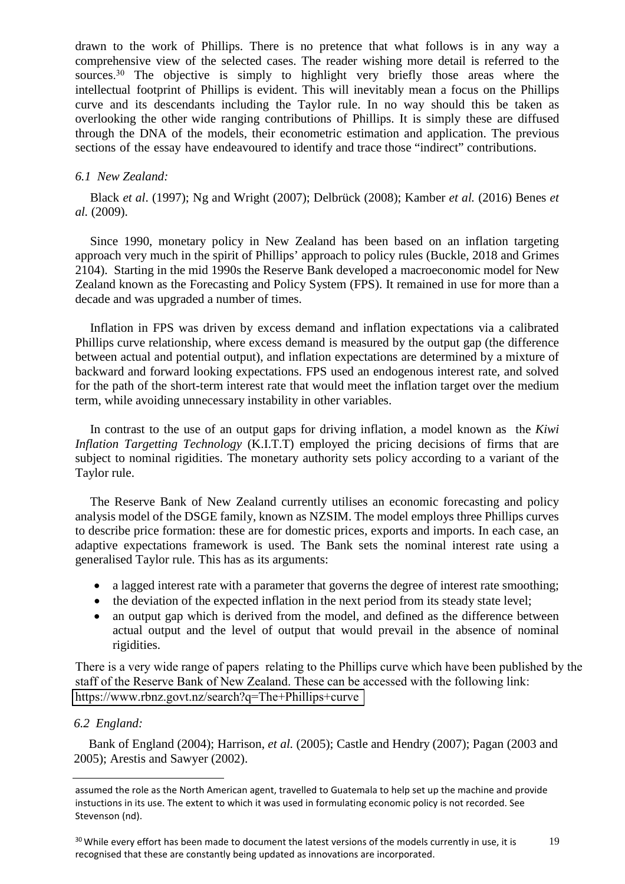drawn to the work of Phillips. There is no pretence that what follows is in any way a comprehensive view of the selected cases. The reader wishing more detail is referred to the sources.[30] The objective is simply to highlight very briefly those areas where the intellectual footprint of Phillips is evident. This will inevitably mean a focus on the Phillips curve and its descendants including the Taylor rule. In no way should this be taken as overlooking the other wide ranging contributions of Phillips. It is simply these are diffused through the DNA of the models, their econometric estimation and application. The previous sections of the essay have endeavoured to identify and trace those "indirect" contributions.

### *6.1 New Zealand:*

Black *et al*. (1997); Ng and Wright (2007); Delbrück (2008); Kamber *et al.* (2016) Benes *et al.* (2009).

Since 1990, monetary policy in New Zealand has been based on an inflation targeting approach very much in the spirit of Phillips' approach to policy rules (Buckle, 2018 and Grimes 2104). Starting in the mid 1990s the Reserve Bank developed a macroeconomic model for New Zealand known as the Forecasting and Policy System (FPS). It remained in use for more than a decade and was upgraded a number of times.

Inflation in FPS was driven by excess demand and inflation expectations via a calibrated Phillips curve relationship, where excess demand is measured by the output gap (the difference between actual and potential output), and inflation expectations are determined by a mixture of backward and forward looking expectations. FPS used an endogenous interest rate, and solved for the path of the short-term interest rate that would meet the inflation target over the medium term, while avoiding unnecessary instability in other variables.

In contrast to the use of an output gaps for driving inflation, a model known as the *Kiwi Inflation Targetting Technology* (K.I.T.T) employed the pricing decisions of firms that are subject to nominal rigidities. The monetary authority sets policy according to a variant of the Taylor rule.

The Reserve Bank of New Zealand currently utilises an economic forecasting and policy analysis model of the DSGE family, known as NZSIM. The model employs three Phillips curves to describe price formation: these are for domestic prices, exports and imports. In each case, an adaptive expectations framework is used. The Bank sets the nominal interest rate using a generalised Taylor rule. This has as its arguments:

- a lagged interest rate with a parameter that governs the degree of interest rate smoothing;
- the deviation of the expected inflation in the next period from its steady state level;
- an output gap which is derived from the model, and defined as the difference between actual output and the level of output that would prevail in the absence of nominal rigidities.

There is a very wide range of papers relating to the Phillips curve which have been published by the staff of the Reserve Bank of New Zealand. These can be accessed with the following link: https://www.rbnz.govt.nz/search?q=The+Phillips+curve

### *6.2 England:*

Bank of England (2004); Harrison, *et al.* (2005); Castle and Hendry (2007); Pagan (2003 and 2005); Arestis and Sawyer (2002).

---

assumed the role as the North American agent, travelled to Guatemala to help set up the machine and provide instuctions in its use. The extent to which it was used in formulating economic policy is not recorded. See Stevenson (nd).

[30] While every effort has been made to document the latest versions of the models currently in use, it is recognised that these are constantly being updated as innovations are incorporated.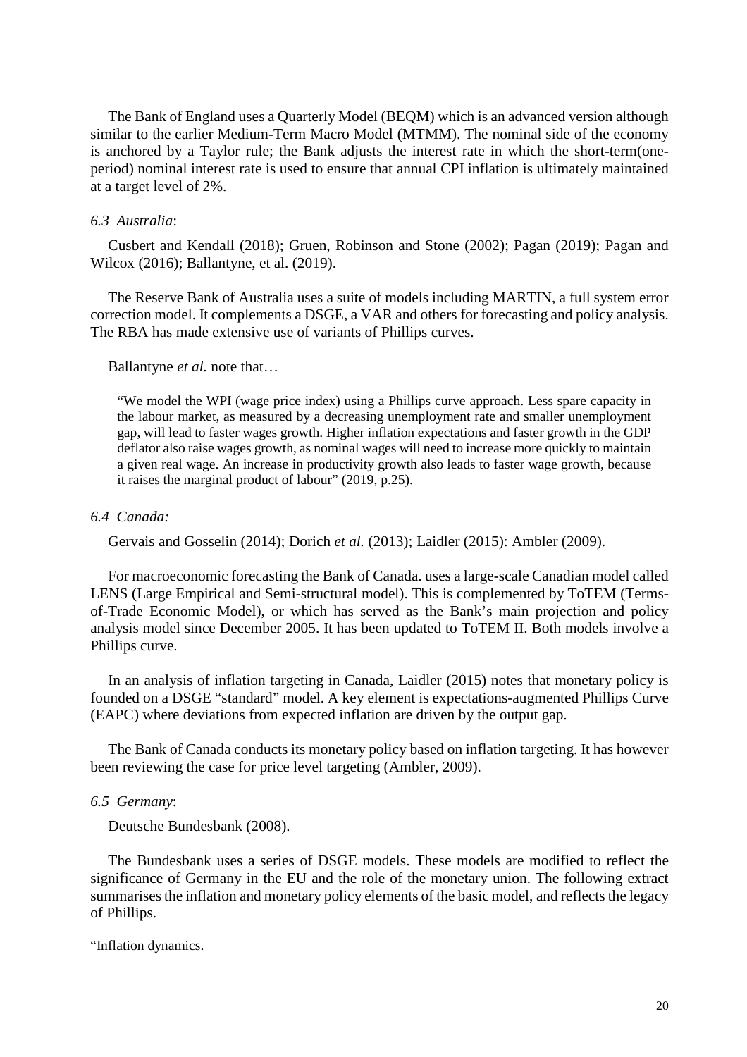The Bank of England uses a Quarterly Model (BEQM) which is an advanced version although similar to the earlier Medium-Term Macro Model (MTMM). The nominal side of the economy is anchored by a Taylor rule; the Bank adjusts the interest rate in which the short-term(one-period) nominal interest rate is used to ensure that annual CPI inflation is ultimately maintained at a target level of 2%.

*6.3 Australia*:

Cusbert and Kendall (2018); Gruen, Robinson and Stone (2002); Pagan (2019); Pagan and Wilcox (2016); Ballantyne, et al. (2019).

The Reserve Bank of Australia uses a suite of models including MARTIN, a full system error correction model. It complements a DSGE, a VAR and others for forecasting and policy analysis. The RBA has made extensive use of variants of Phillips curves.

Ballantyne *et al.* note that…

> "We model the WPI (wage price index) using a Phillips curve approach. Less spare capacity in the labour market, as measured by a decreasing unemployment rate and smaller unemployment gap, will lead to faster wages growth. Higher inflation expectations and faster growth in the GDP deflator also raise wages growth, as nominal wages will need to increase more quickly to maintain a given real wage. An increase in productivity growth also leads to faster wage growth, because it raises the marginal product of labour" (2019, p.25).

*6.4 Canada:*

Gervais and Gosselin (2014); Dorich *et al.* (2013); Laidler (2015): Ambler (2009).

For macroeconomic forecasting the Bank of Canada. uses a large-scale Canadian model called LENS (Large Empirical and Semi-structural model). This is complemented by ToTEM (Terms-of-Trade Economic Model), or which has served as the Bank's main projection and policy analysis model since December 2005. It has been updated to ToTEM II. Both models involve a Phillips curve.

In an analysis of inflation targeting in Canada, Laidler (2015) notes that monetary policy is founded on a DSGE "standard" model. A key element is expectations-augmented Phillips Curve (EAPC) where deviations from expected inflation are driven by the output gap.

The Bank of Canada conducts its monetary policy based on inflation targeting. It has however been reviewing the case for price level targeting (Ambler, 2009).

*6.5 Germany*:

Deutsche Bundesbank (2008).

The Bundesbank uses a series of DSGE models. These models are modified to reflect the significance of Germany in the EU and the role of the monetary union. The following extract summarises the inflation and monetary policy elements of the basic model, and reflects the legacy of Phillips.

"Inflation dynamics.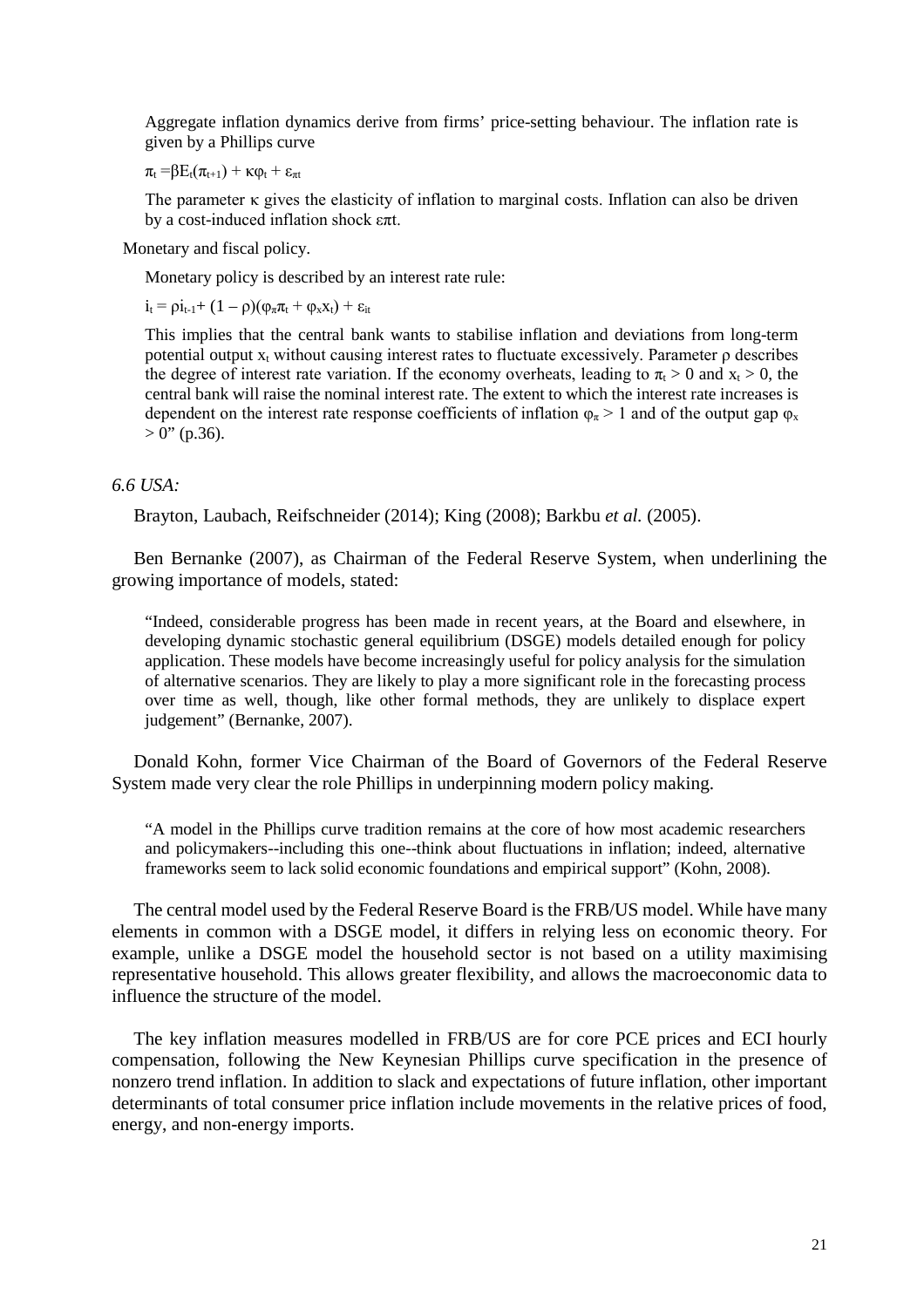Aggregate inflation dynamics derive from firms' price-setting behaviour. The inflation rate is given by a Phillips curve

$\pi_t = \beta E_t(\pi_{t+1}) + \kappa\varphi_t + \varepsilon_{\pi t}$

The parameter $\kappa$ gives the elasticity of inflation to marginal costs. Inflation can also be driven by a cost-induced inflation shock $\varepsilon\pi t$.

Monetary and fiscal policy.

Monetary policy is described by an interest rate rule:

$i_t = \rho i_{t-1} + (1 - \rho)(\varphi_\pi \pi_t + \varphi_x x_t) + \varepsilon_{it}$

This implies that the central bank wants to stabilise inflation and deviations from long-term potential output $x_t$ without causing interest rates to fluctuate excessively. Parameter $\rho$ describes the degree of interest rate variation. If the economy overheats, leading to $\pi_t > 0$ and $x_t > 0$, the central bank will raise the nominal interest rate. The extent to which the interest rate increases is dependent on the interest rate response coefficients of inflation $\varphi_\pi > 1$ and of the output gap $\varphi_x > 0$" (p.36).

*6.6 USA:*

Brayton, Laubach, Reifschneider (2014); King (2008); Barkbu *et al.* (2005).

Ben Bernanke (2007), as Chairman of the Federal Reserve System, when underlining the growing importance of models, stated:

> "Indeed, considerable progress has been made in recent years, at the Board and elsewhere, in developing dynamic stochastic general equilibrium (DSGE) models detailed enough for policy application. These models have become increasingly useful for policy analysis for the simulation of alternative scenarios. They are likely to play a more significant role in the forecasting process over time as well, though, like other formal methods, they are unlikely to displace expert judgement" (Bernanke, 2007).

Donald Kohn, former Vice Chairman of the Board of Governors of the Federal Reserve System made very clear the role Phillips in underpinning modern policy making.

> "A model in the Phillips curve tradition remains at the core of how most academic researchers and policymakers--including this one--think about fluctuations in inflation; indeed, alternative frameworks seem to lack solid economic foundations and empirical support" (Kohn, 2008).

The central model used by the Federal Reserve Board is the FRB/US model. While have many elements in common with a DSGE model, it differs in relying less on economic theory. For example, unlike a DSGE model the household sector is not based on a utility maximising representative household. This allows greater flexibility, and allows the macroeconomic data to influence the structure of the model.

The key inflation measures modelled in FRB/US are for core PCE prices and ECI hourly compensation, following the New Keynesian Phillips curve specification in the presence of nonzero trend inflation. In addition to slack and expectations of future inflation, other important determinants of total consumer price inflation include movements in the relative prices of food, energy, and non-energy imports.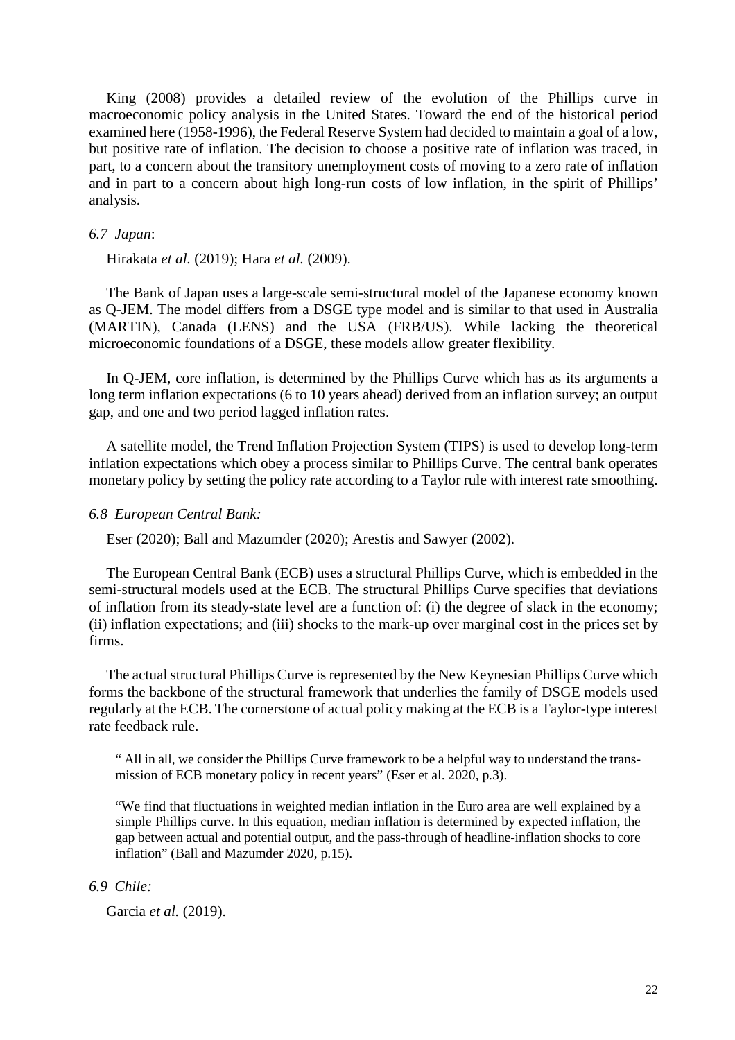King (2008) provides a detailed review of the evolution of the Phillips curve in macroeconomic policy analysis in the United States. Toward the end of the historical period examined here (1958-1996), the Federal Reserve System had decided to maintain a goal of a low, but positive rate of inflation. The decision to choose a positive rate of inflation was traced, in part, to a concern about the transitory unemployment costs of moving to a zero rate of inflation and in part to a concern about high long-run costs of low inflation, in the spirit of Phillips' analysis.

### *6.7 Japan*:

Hirakata *et al.* (2019); Hara *et al.* (2009).

The Bank of Japan uses a large-scale semi-structural model of the Japanese economy known as Q-JEM. The model differs from a DSGE type model and is similar to that used in Australia (MARTIN), Canada (LENS) and the USA (FRB/US). While lacking the theoretical microeconomic foundations of a DSGE, these models allow greater flexibility.

In Q-JEM, core inflation, is determined by the Phillips Curve which has as its arguments a long term inflation expectations (6 to 10 years ahead) derived from an inflation survey; an output gap, and one and two period lagged inflation rates.

A satellite model, the Trend Inflation Projection System (TIPS) is used to develop long-term inflation expectations which obey a process similar to Phillips Curve. The central bank operates monetary policy by setting the policy rate according to a Taylor rule with interest rate smoothing.

### *6.8 European Central Bank:*

Eser (2020); Ball and Mazumder (2020); Arestis and Sawyer (2002).

The European Central Bank (ECB) uses a structural Phillips Curve, which is embedded in the semi-structural models used at the ECB. The structural Phillips Curve specifies that deviations of inflation from its steady-state level are a function of: (i) the degree of slack in the economy; (ii) inflation expectations; and (iii) shocks to the mark-up over marginal cost in the prices set by firms.

The actual structural Phillips Curve is represented by the New Keynesian Phillips Curve which forms the backbone of the structural framework that underlies the family of DSGE models used regularly at the ECB. The cornerstone of actual policy making at the ECB is a Taylor-type interest rate feedback rule.

> " All in all, we consider the Phillips Curve framework to be a helpful way to understand the transmission of ECB monetary policy in recent years" (Eser et al. 2020, p.3).

> "We find that fluctuations in weighted median inflation in the Euro area are well explained by a simple Phillips curve. In this equation, median inflation is determined by expected inflation, the gap between actual and potential output, and the pass-through of headline-inflation shocks to core inflation" (Ball and Mazumder 2020, p.15).

### *6.9 Chile:*

Garcia *et al.* (2019).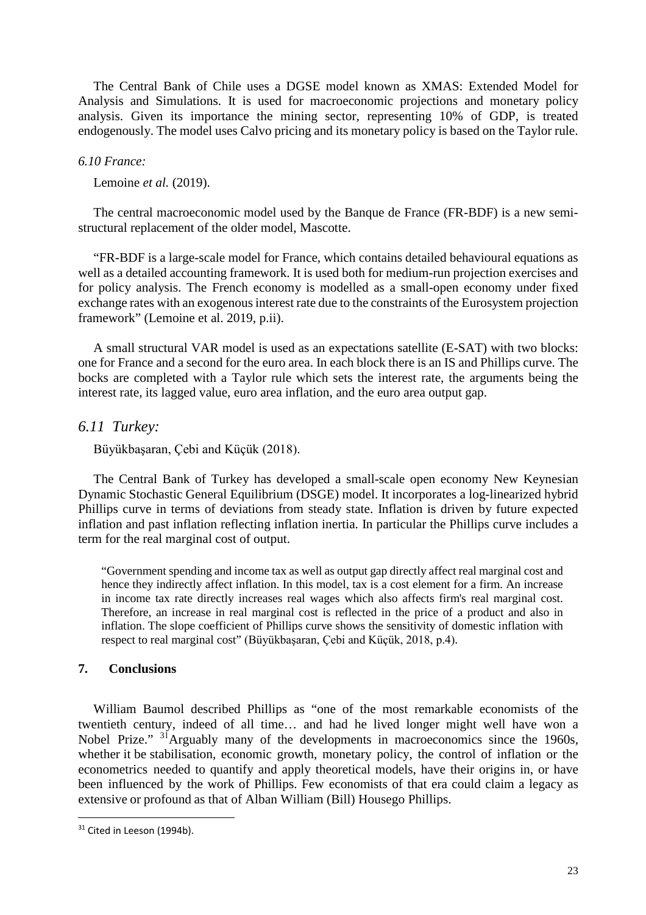The Central Bank of Chile uses a DGSE model known as XMAS: Extended Model for Analysis and Simulations. It is used for macroeconomic projections and monetary policy analysis. Given its importance the mining sector, representing 10% of GDP, is treated endogenously. The model uses Calvo pricing and its monetary policy is based on the Taylor rule.

*6.10 France:*

Lemoine *et al.* (2019).

The central macroeconomic model used by the Banque de France (FR-BDF) is a new semi-structural replacement of the older model, Mascotte.

"FR-BDF is a large-scale model for France, which contains detailed behavioural equations as well as a detailed accounting framework. It is used both for medium-run projection exercises and for policy analysis. The French economy is modelled as a small-open economy under fixed exchange rates with an exogenous interest rate due to the constraints of the Eurosystem projection framework" (Lemoine et al. 2019, p.ii).

A small structural VAR model is used as an expectations satellite (E-SAT) with two blocks: one for France and a second for the euro area. In each block there is an IS and Phillips curve. The bocks are completed with a Taylor rule which sets the interest rate, the arguments being the interest rate, its lagged value, euro area inflation, and the euro area output gap.

### *6.11 Turkey:*

Büyükbaşaran, Çebi and Küçük (2018).

The Central Bank of Turkey has developed a small-scale open economy New Keynesian Dynamic Stochastic General Equilibrium (DSGE) model. It incorporates a log-linearized hybrid Phillips curve in terms of deviations from steady state. Inflation is driven by future expected inflation and past inflation reflecting inflation inertia. In particular the Phillips curve includes a term for the real marginal cost of output.

> "Government spending and income tax as well as output gap directly affect real marginal cost and hence they indirectly affect inflation. In this model, tax is a cost element for a firm. An increase in income tax rate directly increases real wages which also affects firm's real marginal cost. Therefore, an increase in real marginal cost is reflected in the price of a product and also in inflation. The slope coefficient of Phillips curve shows the sensitivity of domestic inflation with respect to real marginal cost" (Büyükbaşaran, Çebi and Küçük, 2018, p.4).

## 7. Conclusions

William Baumol described Phillips as "one of the most remarkable economists of the twentieth century, indeed of all time… and had he lived longer might well have won a Nobel Prize." [31]Arguably many of the developments in macroeconomics since the 1960s, whether it be stabilisation, economic growth, monetary policy, the control of inflation or the econometrics needed to quantify and apply theoretical models, have their origins in, or have been influenced by the work of Phillips. Few economists of that era could claim a legacy as extensive or profound as that of Alban William (Bill) Housego Phillips.

[31] Cited in Leeson (1994b).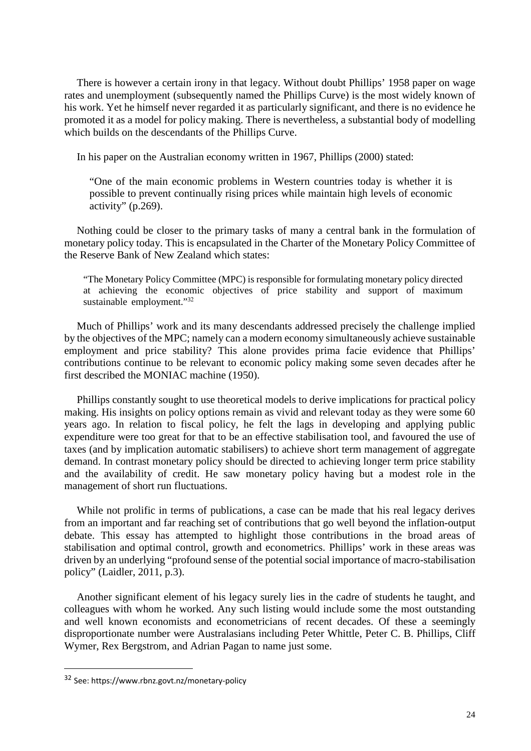There is however a certain irony in that legacy. Without doubt Phillips' 1958 paper on wage rates and unemployment (subsequently named the Phillips Curve) is the most widely known of his work. Yet he himself never regarded it as particularly significant, and there is no evidence he promoted it as a model for policy making. There is nevertheless, a substantial body of modelling which builds on the descendants of the Phillips Curve.

In his paper on the Australian economy written in 1967, Phillips (2000) stated:

> "One of the main economic problems in Western countries today is whether it is possible to prevent continually rising prices while maintain high levels of economic activity" (p.269).

Nothing could be closer to the primary tasks of many a central bank in the formulation of monetary policy today. This is encapsulated in the Charter of the Monetary Policy Committee of the Reserve Bank of New Zealand which states:

> "The Monetary Policy Committee (MPC) is responsible for formulating monetary policy directed at achieving the economic objectives of price stability and support of maximum sustainable employment."[32]

Much of Phillips' work and its many descendants addressed precisely the challenge implied by the objectives of the MPC; namely can a modern economy simultaneously achieve sustainable employment and price stability? This alone provides prima facie evidence that Phillips' contributions continue to be relevant to economic policy making some seven decades after he first described the MONIAC machine (1950).

Phillips constantly sought to use theoretical models to derive implications for practical policy making. His insights on policy options remain as vivid and relevant today as they were some 60 years ago. In relation to fiscal policy, he felt the lags in developing and applying public expenditure were too great for that to be an effective stabilisation tool, and favoured the use of taxes (and by implication automatic stabilisers) to achieve short term management of aggregate demand. In contrast monetary policy should be directed to achieving longer term price stability and the availability of credit. He saw monetary policy having but a modest role in the management of short run fluctuations.

While not prolific in terms of publications, a case can be made that his real legacy derives from an important and far reaching set of contributions that go well beyond the inflation-output debate. This essay has attempted to highlight those contributions in the broad areas of stabilisation and optimal control, growth and econometrics. Phillips' work in these areas was driven by an underlying "profound sense of the potential social importance of macro-stabilisation policy" (Laidler, 2011, p.3).

Another significant element of his legacy surely lies in the cadre of students he taught, and colleagues with whom he worked. Any such listing would include some the most outstanding and well known economists and econometricians of recent decades. Of these a seemingly disproportionate number were Australasians including Peter Whittle, Peter C. B. Phillips, Cliff Wymer, Rex Bergstrom, and Adrian Pagan to name just some.

---

[32] See: https://www.rbnz.govt.nz/monetary-policy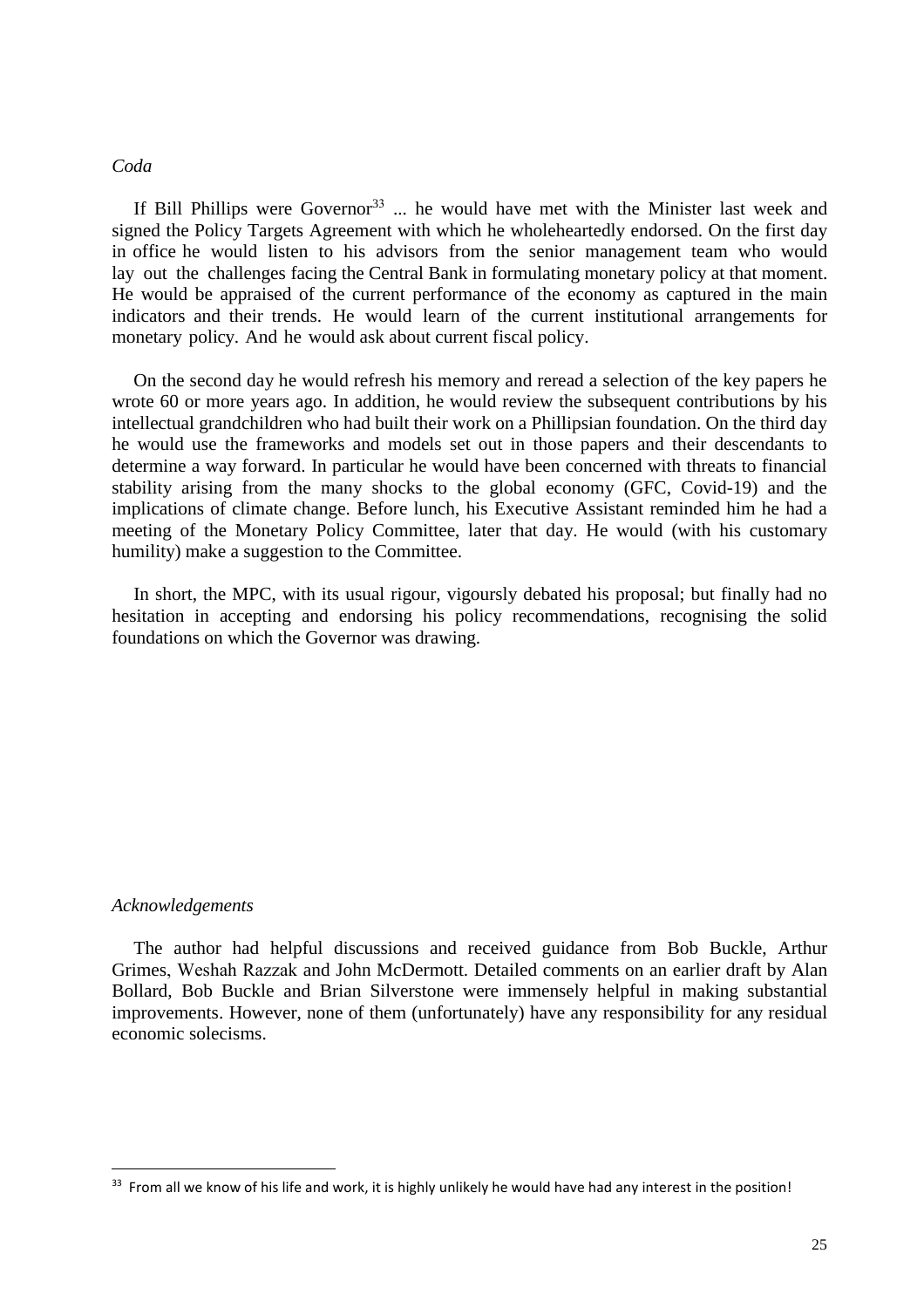*Coda*

If Bill Phillips were Governor[33] ... he would have met with the Minister last week and signed the Policy Targets Agreement with which he wholeheartedly endorsed. On the first day in office he would listen to his advisors from the senior management team who would lay out the challenges facing the Central Bank in formulating monetary policy at that moment. He would be appraised of the current performance of the economy as captured in the main indicators and their trends. He would learn of the current institutional arrangements for monetary policy. And he would ask about current fiscal policy.

On the second day he would refresh his memory and reread a selection of the key papers he wrote 60 or more years ago. In addition, he would review the subsequent contributions by his intellectual grandchildren who had built their work on a Phillipsian foundation. On the third day he would use the frameworks and models set out in those papers and their descendants to determine a way forward. In particular he would have been concerned with threats to financial stability arising from the many shocks to the global economy (GFC, Covid-19) and the implications of climate change. Before lunch, his Executive Assistant reminded him he had a meeting of the Monetary Policy Committee, later that day. He would (with his customary humility) make a suggestion to the Committee.

In short, the MPC, with its usual rigour, vigoursly debated his proposal; but finally had no hesitation in accepting and endorsing his policy recommendations, recognising the solid foundations on which the Governor was drawing.

*Acknowledgements*

The author had helpful discussions and received guidance from Bob Buckle, Arthur Grimes, Weshah Razzak and John McDermott. Detailed comments on an earlier draft by Alan Bollard, Bob Buckle and Brian Silverstone were immensely helpful in making substantial improvements. However, none of them (unfortunately) have any responsibility for any residual economic solecisms.

[33] From all we know of his life and work, it is highly unlikely he would have had any interest in the position!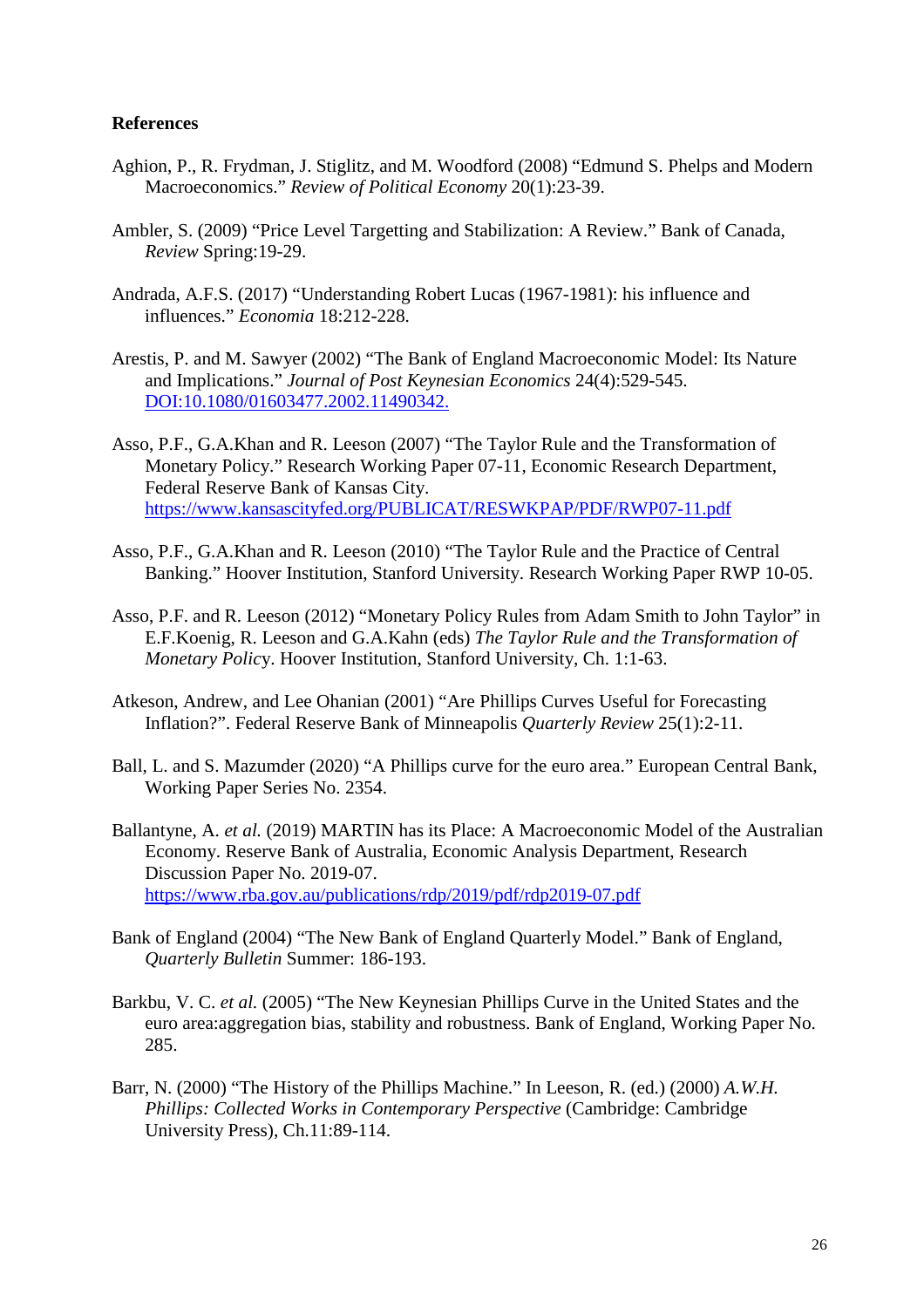**References**

Aghion, P., R. Frydman, J. Stiglitz, and M. Woodford (2008) "Edmund S. Phelps and Modern Macroeconomics." *Review of Political Economy* 20(1):23-39.

Ambler, S. (2009) "Price Level Targetting and Stabilization: A Review." Bank of Canada, *Review* Spring:19-29.

Andrada, A.F.S. (2017) "Understanding Robert Lucas (1967-1981): his influence and influences." *Economia* 18:212-228.

Arestis, P. and M. Sawyer (2002) "The Bank of England Macroeconomic Model: Its Nature and Implications." *Journal of Post Keynesian Economics* 24(4):529-545. DOI:10.1080/01603477.2002.11490342.

Asso, P.F., G.A.Khan and R. Leeson (2007) "The Taylor Rule and the Transformation of Monetary Policy." Research Working Paper 07-11, Economic Research Department, Federal Reserve Bank of Kansas City. https://www.kansascityfed.org/PUBLICAT/RESWKPAP/PDF/RWP07-11.pdf

Asso, P.F., G.A.Khan and R. Leeson (2010) "The Taylor Rule and the Practice of Central Banking." Hoover Institution, Stanford University. Research Working Paper RWP 10-05.

Asso, P.F. and R. Leeson (2012) "Monetary Policy Rules from Adam Smith to John Taylor" in E.F.Koenig, R. Leeson and G.A.Kahn (eds) *The Taylor Rule and the Transformation of Monetary Policy*. Hoover Institution, Stanford University, Ch. 1:1-63.

Atkeson, Andrew, and Lee Ohanian (2001) "Are Phillips Curves Useful for Forecasting Inflation?". Federal Reserve Bank of Minneapolis *Quarterly Review* 25(1):2-11.

Ball, L. and S. Mazumder (2020) "A Phillips curve for the euro area." European Central Bank, Working Paper Series No. 2354.

Ballantyne, A. *et al.* (2019) MARTIN has its Place: A Macroeconomic Model of the Australian Economy. Reserve Bank of Australia, Economic Analysis Department, Research Discussion Paper No. 2019-07. https://www.rba.gov.au/publications/rdp/2019/pdf/rdp2019-07.pdf

Bank of England (2004) "The New Bank of England Quarterly Model." Bank of England, *Quarterly Bulletin* Summer: 186-193.

Barkbu, V. C. *et al.* (2005) "The New Keynesian Phillips Curve in the United States and the euro area:aggregation bias, stability and robustness. Bank of England, Working Paper No. 285.

Barr, N. (2000) "The History of the Phillips Machine." In Leeson, R. (ed.) (2000) *A.W.H. Phillips: Collected Works in Contemporary Perspective* (Cambridge: Cambridge University Press), Ch.11:89-114.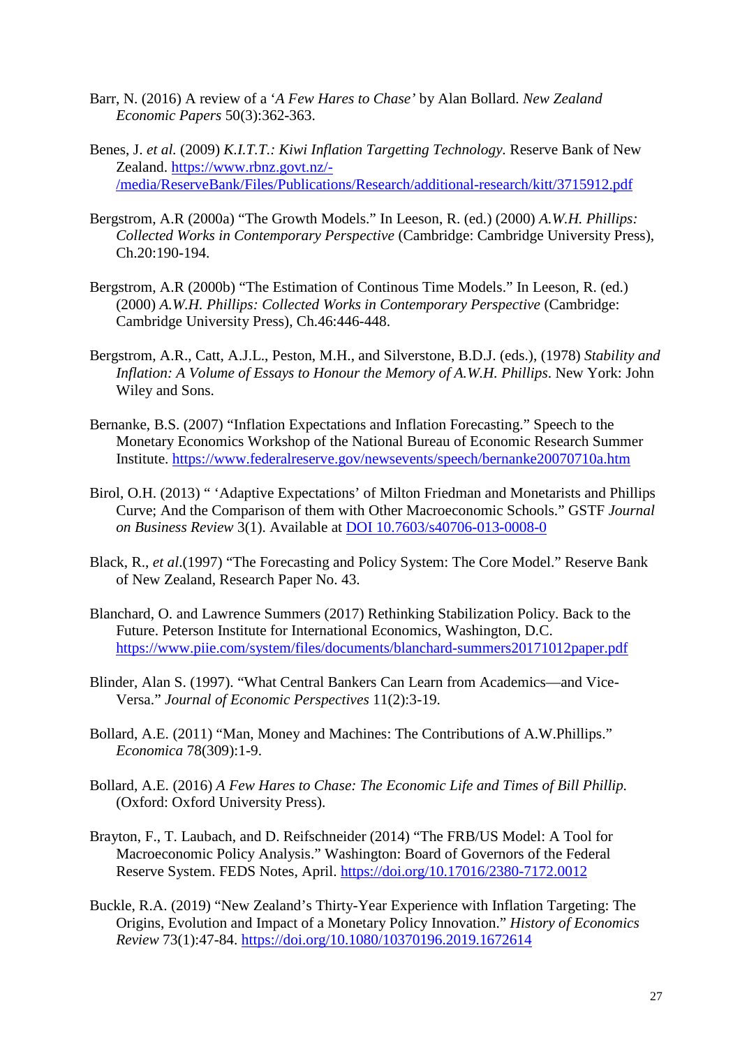Barr, N. (2016) A review of a '*A Few Hares to Chase'* by Alan Bollard. *New Zealand Economic Papers* 50(3):362-363.

Benes, J. *et al.* (2009) *K.I.T.T.: Kiwi Inflation Targetting Technology*. Reserve Bank of New Zealand. https://www.rbnz.govt.nz/-/media/ReserveBank/Files/Publications/Research/additional-research/kitt/3715912.pdf

Bergstrom, A.R (2000a) "The Growth Models." In Leeson, R. (ed.) (2000) *A.W.H. Phillips: Collected Works in Contemporary Perspective* (Cambridge: Cambridge University Press), Ch.20:190-194.

Bergstrom, A.R (2000b) "The Estimation of Continous Time Models." In Leeson, R. (ed.) (2000) *A.W.H. Phillips: Collected Works in Contemporary Perspective* (Cambridge: Cambridge University Press), Ch.46:446-448.

Bergstrom, A.R., Catt, A.J.L., Peston, M.H., and Silverstone, B.D.J. (eds.), (1978) *Stability and Inflation: A Volume of Essays to Honour the Memory of A.W.H. Phillips*. New York: John Wiley and Sons.

Bernanke, B.S. (2007) "Inflation Expectations and Inflation Forecasting." Speech to the Monetary Economics Workshop of the National Bureau of Economic Research Summer Institute. https://www.federalreserve.gov/newsevents/speech/bernanke20070710a.htm

Birol, O.H. (2013) " 'Adaptive Expectations' of Milton Friedman and Monetarists and Phillips Curve; And the Comparison of them with Other Macroeconomic Schools." GSTF *Journal on Business Review* 3(1). Available at DOI 10.7603/s40706-013-0008-0

Black, R., *et al*.(1997) "The Forecasting and Policy System: The Core Model." Reserve Bank of New Zealand, Research Paper No. 43.

Blanchard, O. and Lawrence Summers (2017) Rethinking Stabilization Policy. Back to the Future. Peterson Institute for International Economics, Washington, D.C. https://www.piie.com/system/files/documents/blanchard-summers20171012paper.pdf

Blinder, Alan S. (1997). "What Central Bankers Can Learn from Academics—and Vice-Versa." *Journal of Economic Perspectives* 11(2):3-19.

Bollard, A.E. (2011) "Man, Money and Machines: The Contributions of A.W.Phillips." *Economica* 78(309):1-9.

Bollard, A.E. (2016) *A Few Hares to Chase: The Economic Life and Times of Bill Phillip.* (Oxford: Oxford University Press).

Brayton, F., T. Laubach, and D. Reifschneider (2014) "The FRB/US Model: A Tool for Macroeconomic Policy Analysis." Washington: Board of Governors of the Federal Reserve System. FEDS Notes, April. https://doi.org/10.17016/2380-7172.0012

Buckle, R.A. (2019) "New Zealand's Thirty-Year Experience with Inflation Targeting: The Origins, Evolution and Impact of a Monetary Policy Innovation." *History of Economics Review* 73(1):47-84. https://doi.org/10.1080/10370196.2019.1672614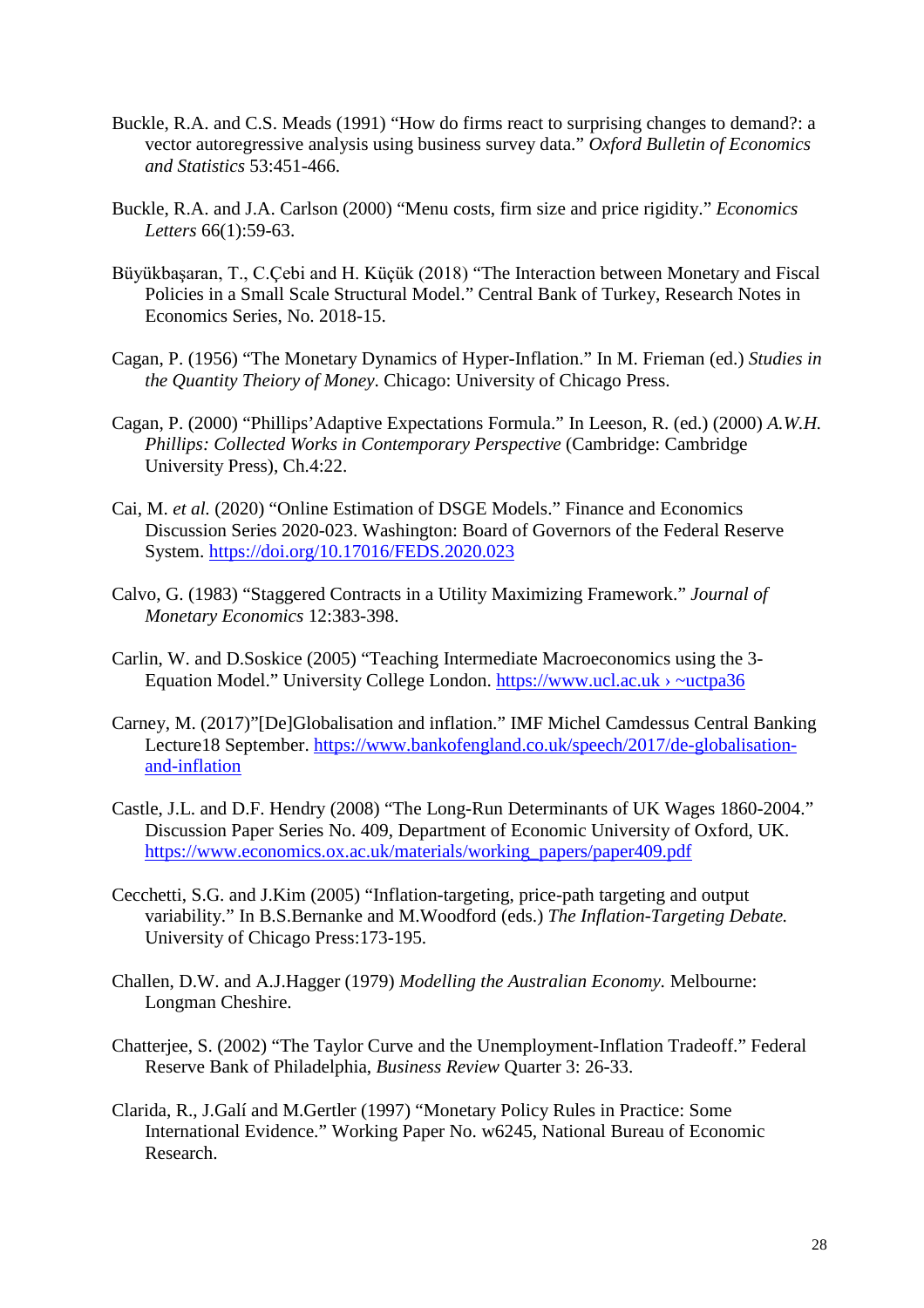Buckle, R.A. and C.S. Meads (1991) "How do firms react to surprising changes to demand?: a vector autoregressive analysis using business survey data." *Oxford Bulletin of Economics and Statistics* 53:451-466.

Buckle, R.A. and J.A. Carlson (2000) "Menu costs, firm size and price rigidity." *Economics Letters* 66(1):59-63.

Büyükbaşaran, T., C.Çebi and H. Küçük (2018) "The Interaction between Monetary and Fiscal Policies in a Small Scale Structural Model." Central Bank of Turkey, Research Notes in Economics Series, No. 2018-15.

Cagan, P. (1956) "The Monetary Dynamics of Hyper-Inflation." In M. Frieman (ed.) *Studies in the Quantity Theory of Money*. Chicago: University of Chicago Press.

Cagan, P. (2000) "Phillips'Adaptive Expectations Formula." In Leeson, R. (ed.) (2000) *A.W.H. Phillips: Collected Works in Contemporary Perspective* (Cambridge: Cambridge University Press), Ch.4:22.

Cai, M. *et al.* (2020) "Online Estimation of DSGE Models." Finance and Economics Discussion Series 2020-023. Washington: Board of Governors of the Federal Reserve System. https://doi.org/10.17016/FEDS.2020.023

Calvo, G. (1983) "Staggered Contracts in a Utility Maximizing Framework." *Journal of Monetary Economics* 12:383-398.

Carlin, W. and D.Soskice (2005) "Teaching Intermediate Macroeconomics using the 3-Equation Model." University College London. https://www.ucl.ac.uk › ~uctpa36

Carney, M. (2017)"[De]Globalisation and inflation." IMF Michel Camdessus Central Banking Lecture18 September. https://www.bankofengland.co.uk/speech/2017/de-globalisation-and-inflation

Castle, J.L. and D.F. Hendry (2008) "The Long-Run Determinants of UK Wages 1860-2004." Discussion Paper Series No. 409, Department of Economic University of Oxford, UK. https://www.economics.ox.ac.uk/materials/working_papers/paper409.pdf

Cecchetti, S.G. and J.Kim (2005) "Inflation-targeting, price-path targeting and output variability." In B.S.Bernanke and M.Woodford (eds.) *The Inflation-Targeting Debate.* University of Chicago Press:173-195.

Challen, D.W. and A.J.Hagger (1979) *Modelling the Australian Economy.* Melbourne: Longman Cheshire.

Chatterjee, S. (2002) "The Taylor Curve and the Unemployment-Inflation Tradeoff." Federal Reserve Bank of Philadelphia, *Business Review* Quarter 3: 26-33.

Clarida, R., J.Galí and M.Gertler (1997) "Monetary Policy Rules in Practice: Some International Evidence." Working Paper No. w6245, National Bureau of Economic Research.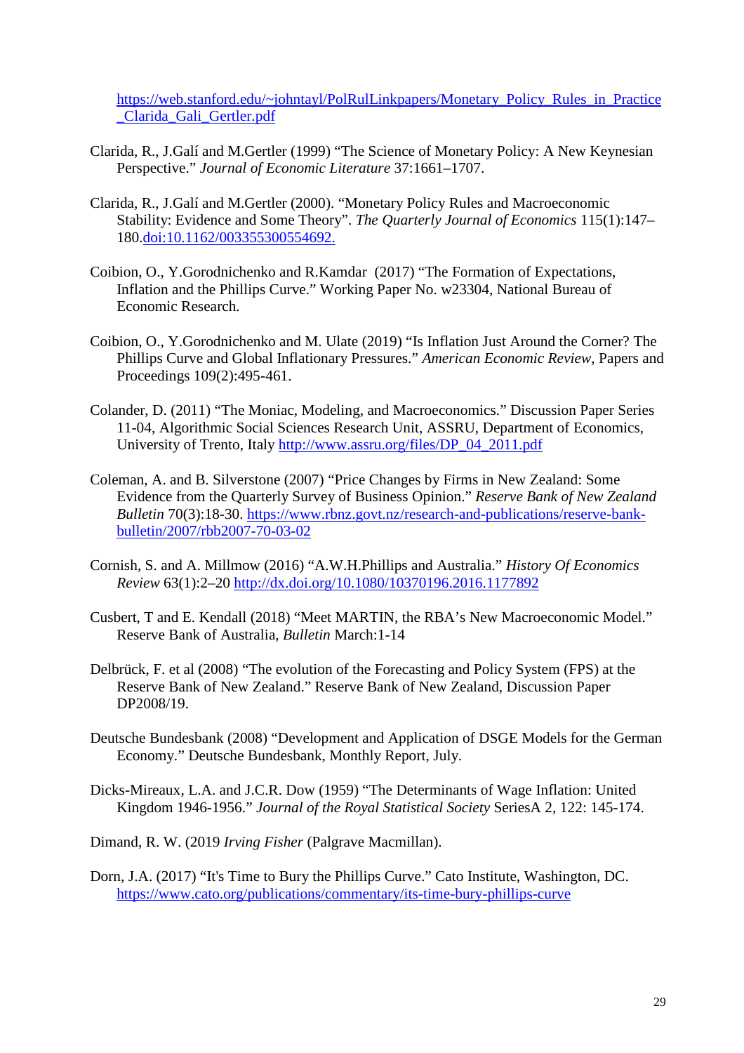https://web.stanford.edu/~johntayl/PolRulLinkpapers/Monetary_Policy_Rules_in_Practice_Clarida_Gali_Gertler.pdf

Clarida, R., J.Galí and M.Gertler (1999) "The Science of Monetary Policy: A New Keynesian Perspective." *Journal of Economic Literature* 37:1661–1707.

Clarida, R., J.Galí and M.Gertler (2000). "Monetary Policy Rules and Macroeconomic Stability: Evidence and Some Theory". *The Quarterly Journal of Economics* 115(1):147–180.doi:10.1162/003355300554692.

Coibion, O., Y.Gorodnichenko and R.Kamdar (2017) "The Formation of Expectations, Inflation and the Phillips Curve." Working Paper No. w23304, National Bureau of Economic Research.

Coibion, O., Y.Gorodnichenko and M. Ulate (2019) "Is Inflation Just Around the Corner? The Phillips Curve and Global Inflationary Pressures." *American Economic Review*, Papers and Proceedings 109(2):495-461.

Colander, D. (2011) "The Moniac, Modeling, and Macroeconomics." Discussion Paper Series 11-04, Algorithmic Social Sciences Research Unit, ASSRU, Department of Economics, University of Trento, Italy http://www.assru.org/files/DP_04_2011.pdf

Coleman, A. and B. Silverstone (2007) "Price Changes by Firms in New Zealand: Some Evidence from the Quarterly Survey of Business Opinion." *Reserve Bank of New Zealand Bulletin* 70(3):18-30. https://www.rbnz.govt.nz/research-and-publications/reserve-bank-bulletin/2007/rbb2007-70-03-02

Cornish, S. and A. Millmow (2016) "A.W.H.Phillips and Australia." *History Of Economics Review* 63(1):2–20 http://dx.doi.org/10.1080/10370196.2016.1177892

Cusbert, T and E. Kendall (2018) "Meet MARTIN, the RBA's New Macroeconomic Model." Reserve Bank of Australia, *Bulletin* March:1-14

Delbrück, F. et al (2008) "The evolution of the Forecasting and Policy System (FPS) at the Reserve Bank of New Zealand." Reserve Bank of New Zealand, Discussion Paper DP2008/19.

Deutsche Bundesbank (2008) "Development and Application of DSGE Models for the German Economy." Deutsche Bundesbank, Monthly Report, July.

Dicks-Mireaux, L.A. and J.C.R. Dow (1959) "The Determinants of Wage Inflation: United Kingdom 1946-1956." *Journal of the Royal Statistical Society* SeriesA 2, 122: 145-174.

Dimand, R. W. (2019 *Irving Fisher* (Palgrave Macmillan).

Dorn, J.A. (2017) "It's Time to Bury the Phillips Curve." Cato Institute, Washington, DC. https://www.cato.org/publications/commentary/its-time-bury-phillips-curve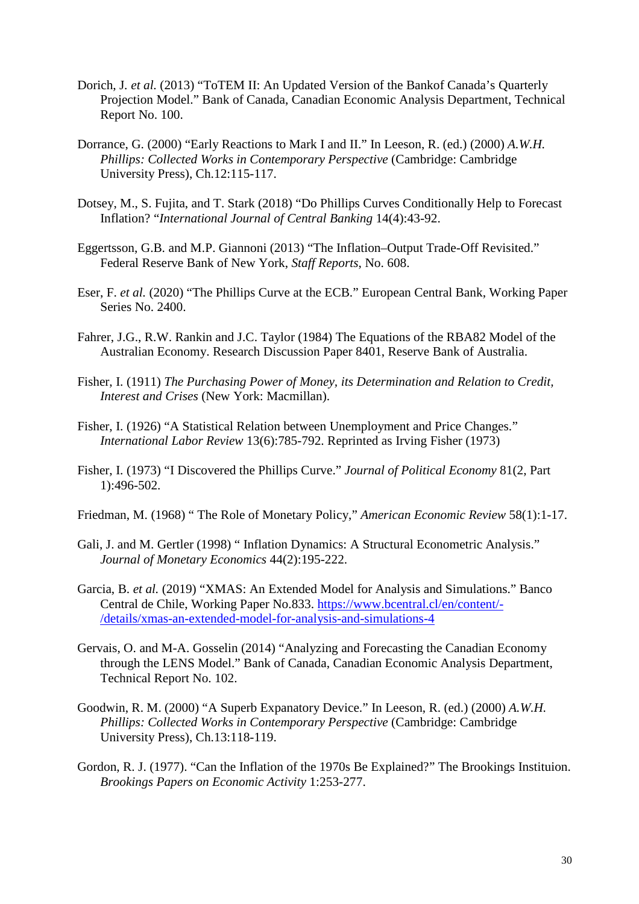Dorich, J. *et al.* (2013) "ToTEM II: An Updated Version of the Bankof Canada's Quarterly Projection Model." Bank of Canada, Canadian Economic Analysis Department, Technical Report No. 100.

Dorrance, G. (2000) "Early Reactions to Mark I and II." In Leeson, R. (ed.) (2000) *A.W.H. Phillips: Collected Works in Contemporary Perspective* (Cambridge: Cambridge University Press), Ch.12:115-117.

Dotsey, M., S. Fujita, and T. Stark (2018) "Do Phillips Curves Conditionally Help to Forecast Inflation? "*International Journal of Central Banking* 14(4):43-92.

Eggertsson, G.B. and M.P. Giannoni (2013) "The Inflation–Output Trade-Off Revisited." Federal Reserve Bank of New York, *Staff Reports*, No. 608.

Eser, F. *et al.* (2020) "The Phillips Curve at the ECB." European Central Bank, Working Paper Series No. 2400.

Fahrer, J.G., R.W. Rankin and J.C. Taylor (1984) The Equations of the RBA82 Model of the Australian Economy. Research Discussion Paper 8401, Reserve Bank of Australia.

Fisher, I. (1911) *The Purchasing Power of Money, its Determination and Relation to Credit, Interest and Crises* (New York: Macmillan).

Fisher, I. (1926) "A Statistical Relation between Unemployment and Price Changes." *International Labor Review* 13(6):785-792. Reprinted as Irving Fisher (1973)

Fisher, I. (1973) "I Discovered the Phillips Curve." *Journal of Political Economy* 81(2, Part 1):496-502.

Friedman, M. (1968) " The Role of Monetary Policy," *American Economic Review* 58(1):1-17.

Gali, J. and M. Gertler (1998) " Inflation Dynamics: A Structural Econometric Analysis." *Journal of Monetary Economics* 44(2):195-222.

Garcia, B. *et al.* (2019) "XMAS: An Extended Model for Analysis and Simulations." Banco Central de Chile, Working Paper No.833. https://www.bcentral.cl/en/content/-/details/xmas-an-extended-model-for-analysis-and-simulations-4

Gervais, O. and M-A. Gosselin (2014) "Analyzing and Forecasting the Canadian Economy through the LENS Model." Bank of Canada, Canadian Economic Analysis Department, Technical Report No. 102.

Goodwin, R. M. (2000) "A Superb Expanatory Device." In Leeson, R. (ed.) (2000) *A.W.H. Phillips: Collected Works in Contemporary Perspective* (Cambridge: Cambridge University Press), Ch.13:118-119.

Gordon, R. J. (1977). "Can the Inflation of the 1970s Be Explained?" The Brookings Instituion. *Brookings Papers on Economic Activity* 1:253-277.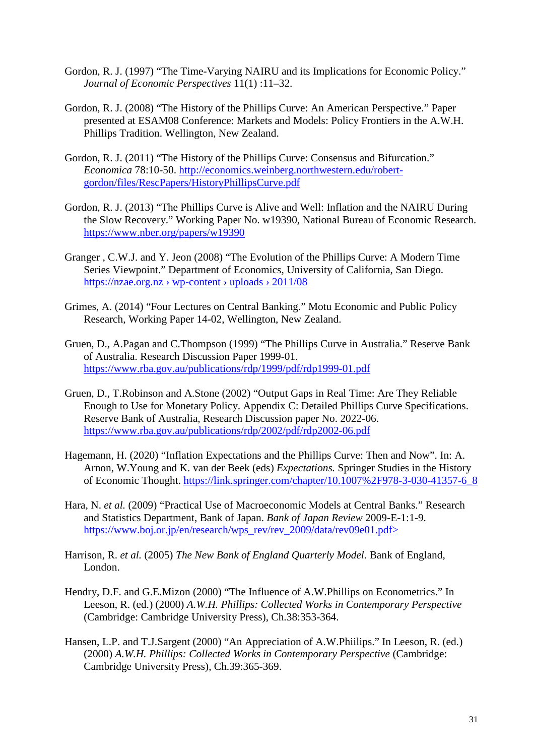Gordon, R. J. (1997) "The Time-Varying NAIRU and its Implications for Economic Policy." *Journal of Economic Perspectives* 11(1) :11–32.

Gordon, R. J. (2008) "The History of the Phillips Curve: An American Perspective." Paper presented at ESAM08 Conference: Markets and Models: Policy Frontiers in the A.W.H. Phillips Tradition. Wellington, New Zealand.

Gordon, R. J. (2011) "The History of the Phillips Curve: Consensus and Bifurcation." *Economica* 78:10-50. http://economics.weinberg.northwestern.edu/robert-gordon/files/RescPapers/HistoryPhillipsCurve.pdf

Gordon, R. J. (2013) "The Phillips Curve is Alive and Well: Inflation and the NAIRU During the Slow Recovery." Working Paper No. w19390, National Bureau of Economic Research. https://www.nber.org/papers/w19390

Granger , C.W.J. and Y. Jeon (2008) "The Evolution of the Phillips Curve: A Modern Time Series Viewpoint." Department of Economics, University of California, San Diego. https://nzae.org.nz › wp-content › uploads › 2011/08

Grimes, A. (2014) "Four Lectures on Central Banking." Motu Economic and Public Policy Research, Working Paper 14-02, Wellington, New Zealand.

Gruen, D., A.Pagan and C.Thompson (1999) "The Phillips Curve in Australia." Reserve Bank of Australia. Research Discussion Paper 1999-01. https://www.rba.gov.au/publications/rdp/1999/pdf/rdp1999-01.pdf

Gruen, D., T.Robinson and A.Stone (2002) "Output Gaps in Real Time: Are They Reliable Enough to Use for Monetary Policy. Appendix C: Detailed Phillips Curve Specifications. Reserve Bank of Australia, Research Discussion paper No. 2022-06. https://www.rba.gov.au/publications/rdp/2002/pdf/rdp2002-06.pdf

Hagemann, H. (2020) "Inflation Expectations and the Phillips Curve: Then and Now". In: A. Arnon, W.Young and K. van der Beek (eds) *Expectations.* Springer Studies in the History of Economic Thought. https://link.springer.com/chapter/10.1007%2F978-3-030-41357-6_8

Hara, N. *et al.* (2009) "Practical Use of Macroeconomic Models at Central Banks." Research and Statistics Department, Bank of Japan. *Bank of Japan Review* 2009-E-1:1-9. https://www.boj.or.jp/en/research/wps_rev/rev_2009/data/rev09e01.pdf>

Harrison, R. *et al.* (2005) *The New Bank of England Quarterly Model*. Bank of England, London.

Hendry, D.F. and G.E.Mizon (2000) "The Influence of A.W.Phillips on Econometrics." In Leeson, R. (ed.) (2000) *A.W.H. Phillips: Collected Works in Contemporary Perspective* (Cambridge: Cambridge University Press), Ch.38:353-364.

Hansen, L.P. and T.J.Sargent (2000) "An Appreciation of A.W.Phiilips." In Leeson, R. (ed.) (2000) *A.W.H. Phillips: Collected Works in Contemporary Perspective* (Cambridge: Cambridge University Press), Ch.39:365-369.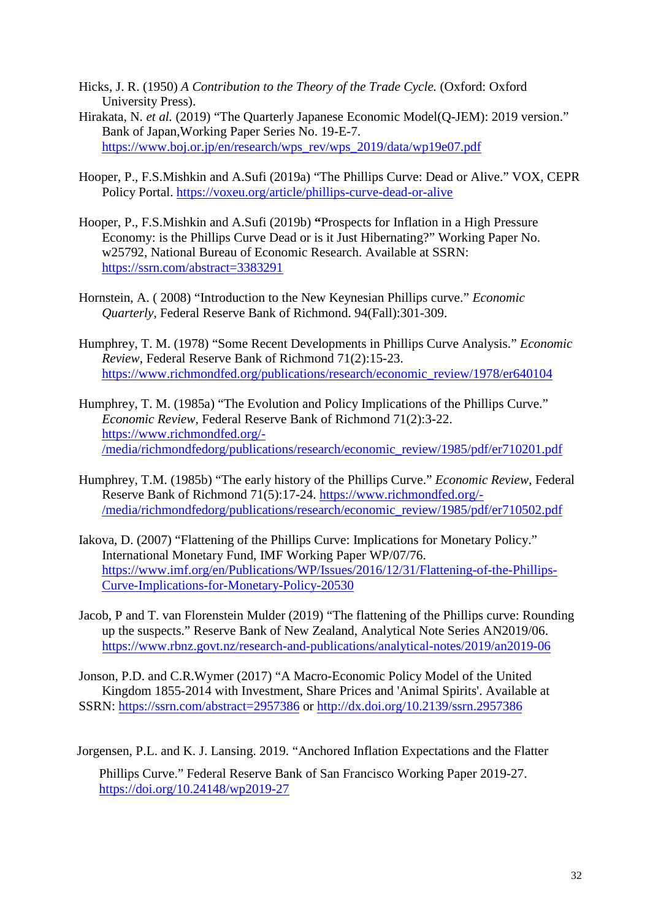Hicks, J. R. (1950) *A Contribution to the Theory of the Trade Cycle.* (Oxford: Oxford University Press).

Hirakata, N. *et al.* (2019) "The Quarterly Japanese Economic Model(Q-JEM): 2019 version." Bank of Japan,Working Paper Series No. 19-E-7. https://www.boj.or.jp/en/research/wps_rev/wps_2019/data/wp19e07.pdf

Hooper, P., F.S.Mishkin and A.Sufi (2019a) "The Phillips Curve: Dead or Alive." VOX, CEPR Policy Portal. https://voxeu.org/article/phillips-curve-dead-or-alive

Hooper, P., F.S.Mishkin and A.Sufi (2019b) **"**Prospects for Inflation in a High Pressure Economy: is the Phillips Curve Dead or is it Just Hibernating?" Working Paper No. w25792, National Bureau of Economic Research. Available at SSRN: https://ssrn.com/abstract=3383291

Hornstein, A. ( 2008) "Introduction to the New Keynesian Phillips curve." *Economic Quarterly*, Federal Reserve Bank of Richmond. 94(Fall):301-309.

Humphrey, T. M. (1978) "Some Recent Developments in Phillips Curve Analysis." *Economic Review*, Federal Reserve Bank of Richmond 71(2):15-23. https://www.richmondfed.org/publications/research/economic_review/1978/er640104

Humphrey, T. M. (1985a) "The Evolution and Policy Implications of the Phillips Curve." *Economic Review*, Federal Reserve Bank of Richmond 71(2):3-22. https://www.richmondfed.org/-/media/richmondfedorg/publications/research/economic_review/1985/pdf/er710201.pdf

Humphrey, T.M. (1985b) "The early history of the Phillips Curve." *Economic Review*, Federal Reserve Bank of Richmond 71(5):17-24. https://www.richmondfed.org/-/media/richmondfedorg/publications/research/economic_review/1985/pdf/er710502.pdf

Iakova, D. (2007) "Flattening of the Phillips Curve: Implications for Monetary Policy." International Monetary Fund, IMF Working Paper WP/07/76. https://www.imf.org/en/Publications/WP/Issues/2016/12/31/Flattening-of-the-Phillips-Curve-Implications-for-Monetary-Policy-20530

Jacob, P and T. van Florenstein Mulder (2019) "The flattening of the Phillips curve: Rounding up the suspects." Reserve Bank of New Zealand, Analytical Note Series AN2019/06. https://www.rbnz.govt.nz/research-and-publications/analytical-notes/2019/an2019-06

Jonson, P.D. and C.R.Wymer (2017) "A Macro-Economic Policy Model of the United Kingdom 1855-2014 with Investment, Share Prices and 'Animal Spirits'. Available at SSRN: https://ssrn.com/abstract=2957386 or http://dx.doi.org/10.2139/ssrn.2957386

Jorgensen, P.L. and K. J. Lansing. 2019. "Anchored Inflation Expectations and the Flatter Phillips Curve." Federal Reserve Bank of San Francisco Working Paper 2019-27. https://doi.org/10.24148/wp2019-27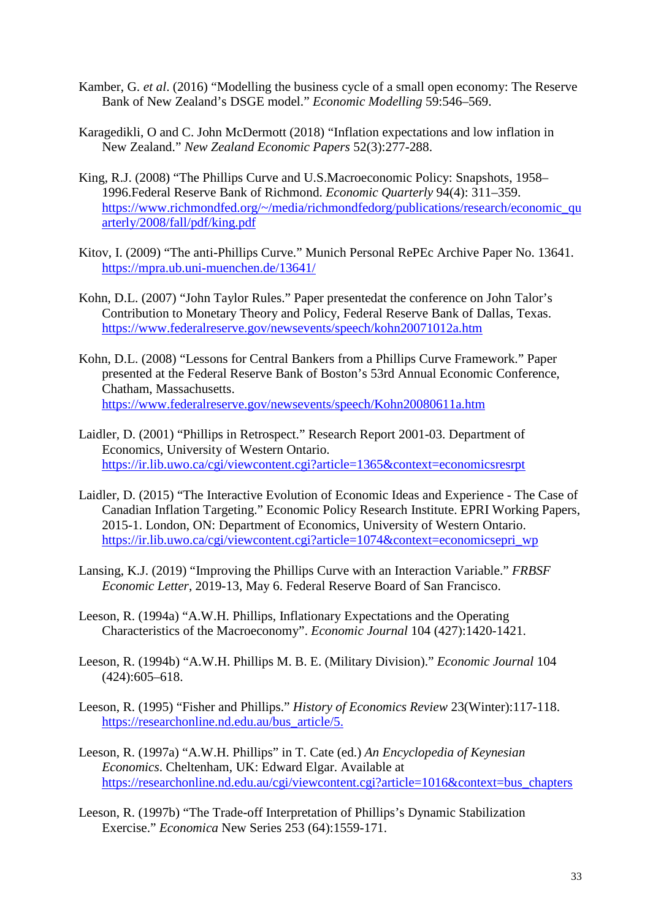Kamber, G. *et al*. (2016) "Modelling the business cycle of a small open economy: The Reserve Bank of New Zealand's DSGE model." *Economic Modelling* 59:546–569.

Karagedikli, O and C. John McDermott (2018) "Inflation expectations and low inflation in New Zealand." *New Zealand Economic Papers* 52(3):277-288.

King, R.J. (2008) "The Phillips Curve and U.S.Macroeconomic Policy: Snapshots, 1958–1996.Federal Reserve Bank of Richmond. *Economic Quarterly* 94(4): 311–359. https://www.richmondfed.org/~/media/richmondfedorg/publications/research/economic_quarterly/2008/fall/pdf/king.pdf

Kitov, I. (2009) "The anti-Phillips Curve." Munich Personal RePEc Archive Paper No. 13641. https://mpra.ub.uni-muenchen.de/13641/

Kohn, D.L. (2007) "John Taylor Rules." Paper presentedat the conference on John Talor's Contribution to Monetary Theory and Policy, Federal Reserve Bank of Dallas, Texas. https://www.federalreserve.gov/newsevents/speech/kohn20071012a.htm

Kohn, D.L. (2008) "Lessons for Central Bankers from a Phillips Curve Framework." Paper presented at the Federal Reserve Bank of Boston's 53rd Annual Economic Conference, Chatham, Massachusetts. https://www.federalreserve.gov/newsevents/speech/Kohn20080611a.htm

Laidler, D. (2001) "Phillips in Retrospect." Research Report 2001-03. Department of Economics, University of Western Ontario. https://ir.lib.uwo.ca/cgi/viewcontent.cgi?article=1365&context=economicsresrpt

Laidler, D. (2015) "The Interactive Evolution of Economic Ideas and Experience - The Case of Canadian Inflation Targeting." Economic Policy Research Institute. EPRI Working Papers, 2015-1. London, ON: Department of Economics, University of Western Ontario. https://ir.lib.uwo.ca/cgi/viewcontent.cgi?article=1074&context=economicsepri_wp

Lansing, K.J. (2019) "Improving the Phillips Curve with an Interaction Variable." *FRBSF Economic Letter*, 2019-13, May 6. Federal Reserve Board of San Francisco.

Leeson, R. (1994a) "A.W.H. Phillips, Inflationary Expectations and the Operating Characteristics of the Macroeconomy". *Economic Journal* 104 (427):1420-1421.

Leeson, R. (1994b) "A.W.H. Phillips M. B. E. (Military Division)." *Economic Journal* 104 (424):605–618.

Leeson, R. (1995) "Fisher and Phillips." *History of Economics Review* 23(Winter):117-118. https://researchonline.nd.edu.au/bus_article/5.

Leeson, R. (1997a) "A.W.H. Phillips" in T. Cate (ed.) *An Encyclopedia of Keynesian Economics*. Cheltenham, UK: Edward Elgar. Available at https://researchonline.nd.edu.au/cgi/viewcontent.cgi?article=1016&context=bus_chapters

Leeson, R. (1997b) "The Trade-off Interpretation of Phillips's Dynamic Stabilization Exercise." *Economica* New Series 253 (64):1559-171.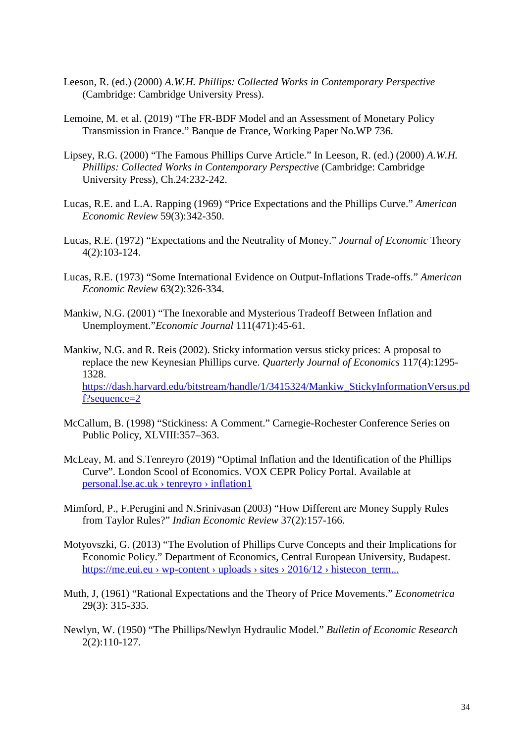Leeson, R. (ed.) (2000) *A.W.H. Phillips: Collected Works in Contemporary Perspective* (Cambridge: Cambridge University Press).

Lemoine, M. et al. (2019) "The FR-BDF Model and an Assessment of Monetary Policy Transmission in France." Banque de France, Working Paper No.WP 736.

Lipsey, R.G. (2000) "The Famous Phillips Curve Article." In Leeson, R. (ed.) (2000) *A.W.H. Phillips: Collected Works in Contemporary Perspective* (Cambridge: Cambridge University Press), Ch.24:232-242.

Lucas, R.E. and L.A. Rapping (1969) "Price Expectations and the Phillips Curve." *American Economic Review* 59(3):342-350.

Lucas, R.E. (1972) "Expectations and the Neutrality of Money." *Journal of Economic* Theory 4(2):103-124.

Lucas, R.E. (1973) "Some International Evidence on Output-Inflations Trade-offs." *American Economic Review* 63(2):326-334.

Mankiw, N.G. (2001) "The Inexorable and Mysterious Tradeoff Between Inflation and Unemployment."*Economic Journal* 111(471):45-61.

Mankiw, N.G. and R. Reis (2002). Sticky information versus sticky prices: A proposal to replace the new Keynesian Phillips curve. *Quarterly Journal of Economics* 117(4):1295-1328. https://dash.harvard.edu/bitstream/handle/1/3415324/Mankiw_StickyInformationVersus.pdf?sequence=2

McCallum, B. (1998) "Stickiness: A Comment." Carnegie-Rochester Conference Series on Public Policy, XLVIII:357–363.

McLeay, M. and S.Tenreyro (2019) "Optimal Inflation and the Identification of the Phillips Curve". London Scool of Economics. VOX CEPR Policy Portal. Available at personal.lse.ac.uk › tenreyro › inflation1

Mimford, P., F.Perugini and N.Srinivasan (2003) "How Different are Money Supply Rules from Taylor Rules?" *Indian Economic Review* 37(2):157-166.

Motyovszki, G. (2013) "The Evolution of Phillips Curve Concepts and their Implications for Economic Policy." Department of Economics, Central European University, Budapest. https://me.eui.eu › wp-content › uploads › sites › 2016/12 › histecon_term...

Muth, J, (1961) "Rational Expectations and the Theory of Price Movements." *Econometrica* 29(3): 315-335.

Newlyn, W. (1950) "The Phillips/Newlyn Hydraulic Model." *Bulletin of Economic Research* 2(2):110-127.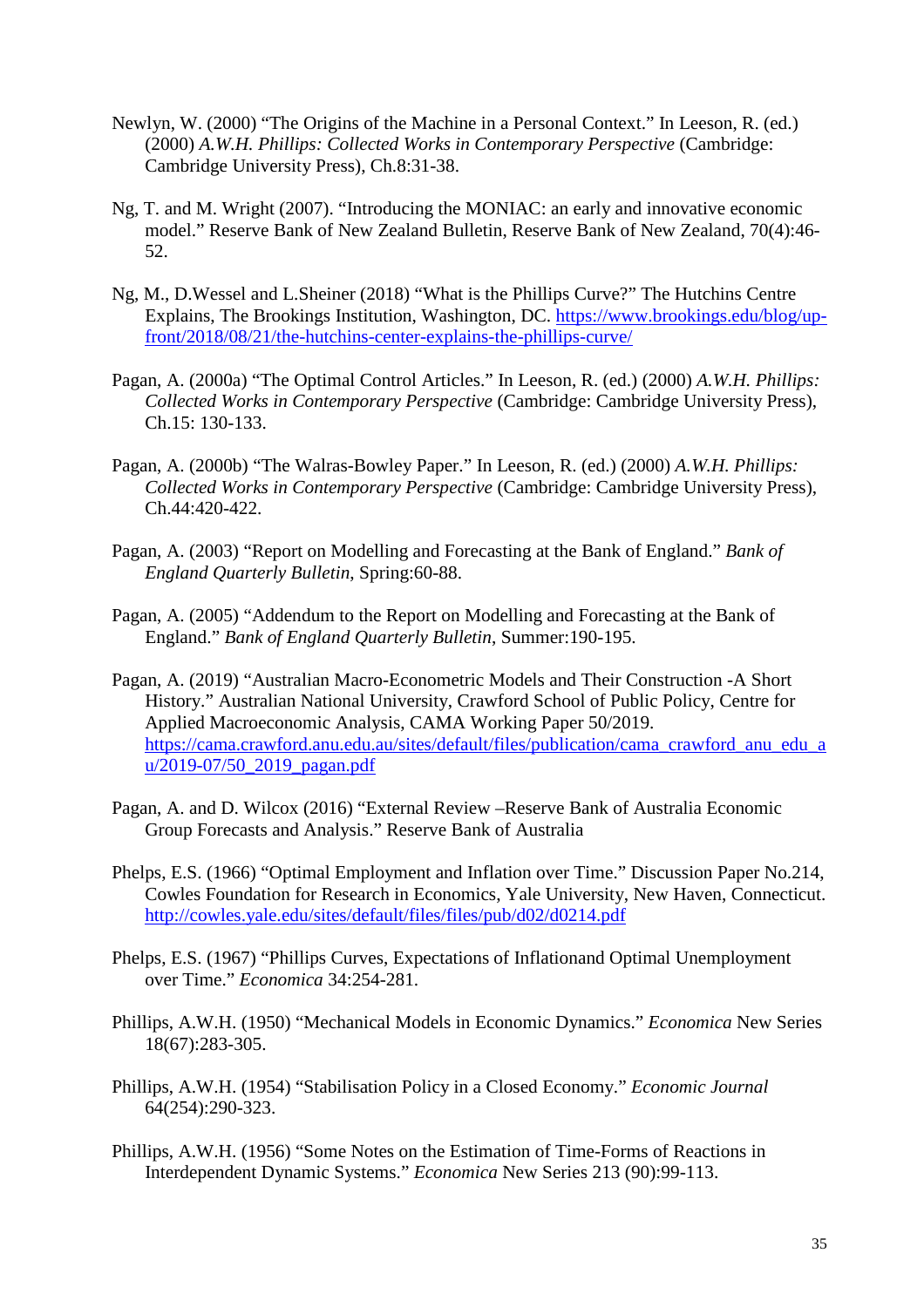Newlyn, W. (2000) “The Origins of the Machine in a Personal Context.” In Leeson, R. (ed.) (2000) *A.W.H. Phillips: Collected Works in Contemporary Perspective* (Cambridge: Cambridge University Press), Ch.8:31-38.

Ng, T. and M. Wright (2007). “Introducing the MONIAC: an early and innovative economic model.” Reserve Bank of New Zealand Bulletin, Reserve Bank of New Zealand, 70(4):46-52.

Ng, M., D.Wessel and L.Sheiner (2018) “What is the Phillips Curve?” The Hutchins Centre Explains, The Brookings Institution, Washington, DC. https://www.brookings.edu/blog/up-front/2018/08/21/the-hutchins-center-explains-the-phillips-curve/

Pagan, A. (2000a) “The Optimal Control Articles.” In Leeson, R. (ed.) (2000) *A.W.H. Phillips: Collected Works in Contemporary Perspective* (Cambridge: Cambridge University Press), Ch.15: 130-133.

Pagan, A. (2000b) “The Walras-Bowley Paper.” In Leeson, R. (ed.) (2000) *A.W.H. Phillips: Collected Works in Contemporary Perspective* (Cambridge: Cambridge University Press), Ch.44:420-422.

Pagan, A. (2003) “Report on Modelling and Forecasting at the Bank of England.” *Bank of England Quarterly Bulletin*, Spring:60-88.

Pagan, A. (2005) “Addendum to the Report on Modelling and Forecasting at the Bank of England.” *Bank of England Quarterly Bulletin*, Summer:190-195.

Pagan, A. (2019) “Australian Macro-Econometric Models and Their Construction -A Short History.” Australian National University, Crawford School of Public Policy, Centre for Applied Macroeconomic Analysis, CAMA Working Paper 50/2019. https://cama.crawford.anu.edu.au/sites/default/files/publication/cama_crawford_anu_edu_au/2019-07/50_2019_pagan.pdf

Pagan, A. and D. Wilcox (2016) “External Review –Reserve Bank of Australia Economic Group Forecasts and Analysis.” Reserve Bank of Australia

Phelps, E.S. (1966) “Optimal Employment and Inflation over Time.” Discussion Paper No.214, Cowles Foundation for Research in Economics, Yale University, New Haven, Connecticut. http://cowles.yale.edu/sites/default/files/files/pub/d02/d0214.pdf

Phelps, E.S. (1967) “Phillips Curves, Expectations of Inflationand Optimal Unemployment over Time.” *Economica* 34:254-281.

Phillips, A.W.H. (1950) “Mechanical Models in Economic Dynamics.” *Economica* New Series 18(67):283-305.

Phillips, A.W.H. (1954) “Stabilisation Policy in a Closed Economy.” *Economic Journal* 64(254):290-323.

Phillips, A.W.H. (1956) “Some Notes on the Estimation of Time-Forms of Reactions in Interdependent Dynamic Systems.” *Economica* New Series 213 (90):99-113.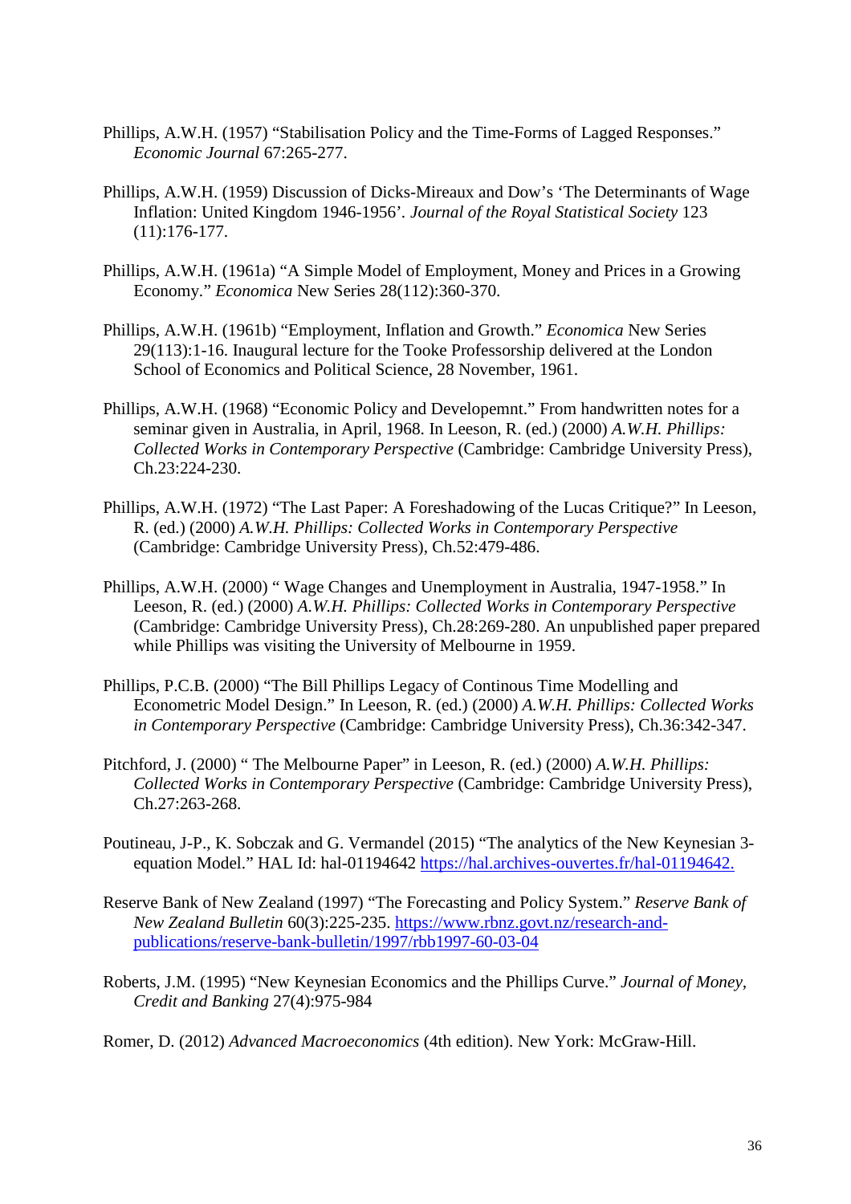Phillips, A.W.H. (1957) "Stabilisation Policy and the Time-Forms of Lagged Responses." *Economic Journal* 67:265-277.

Phillips, A.W.H. (1959) Discussion of Dicks-Mireaux and Dow's 'The Determinants of Wage Inflation: United Kingdom 1946-1956'. *Journal of the Royal Statistical Society* 123 (11):176-177.

Phillips, A.W.H. (1961a) "A Simple Model of Employment, Money and Prices in a Growing Economy." *Economica* New Series 28(112):360-370.

Phillips, A.W.H. (1961b) "Employment, Inflation and Growth." *Economica* New Series 29(113):1-16. Inaugural lecture for the Tooke Professorship delivered at the London School of Economics and Political Science, 28 November, 1961.

Phillips, A.W.H. (1968) "Economic Policy and Developemnt." From handwritten notes for a seminar given in Australia, in April, 1968. In Leeson, R. (ed.) (2000) *A.W.H. Phillips: Collected Works in Contemporary Perspective* (Cambridge: Cambridge University Press), Ch.23:224-230.

Phillips, A.W.H. (1972) "The Last Paper: A Foreshadowing of the Lucas Critique?" In Leeson, R. (ed.) (2000) *A.W.H. Phillips: Collected Works in Contemporary Perspective* (Cambridge: Cambridge University Press), Ch.52:479-486.

Phillips, A.W.H. (2000) " Wage Changes and Unemployment in Australia, 1947-1958." In Leeson, R. (ed.) (2000) *A.W.H. Phillips: Collected Works in Contemporary Perspective* (Cambridge: Cambridge University Press), Ch.28:269-280. An unpublished paper prepared while Phillips was visiting the University of Melbourne in 1959.

Phillips, P.C.B. (2000) "The Bill Phillips Legacy of Continous Time Modelling and Econometric Model Design." In Leeson, R. (ed.) (2000) *A.W.H. Phillips: Collected Works in Contemporary Perspective* (Cambridge: Cambridge University Press), Ch.36:342-347.

Pitchford, J. (2000) " The Melbourne Paper" in Leeson, R. (ed.) (2000) *A.W.H. Phillips: Collected Works in Contemporary Perspective* (Cambridge: Cambridge University Press), Ch.27:263-268.

Poutineau, J-P., K. Sobczak and G. Vermandel (2015) "The analytics of the New Keynesian 3-equation Model." HAL Id: hal-01194642 https://hal.archives-ouvertes.fr/hal-01194642.

Reserve Bank of New Zealand (1997) "The Forecasting and Policy System." *Reserve Bank of New Zealand Bulletin* 60(3):225-235. https://www.rbnz.govt.nz/research-and-publications/reserve-bank-bulletin/1997/rbb1997-60-03-04

Roberts, J.M. (1995) "New Keynesian Economics and the Phillips Curve." *Journal of Money, Credit and Banking* 27(4):975-984

Romer, D. (2012) *Advanced Macroeconomics* (4th edition). New York: McGraw-Hill.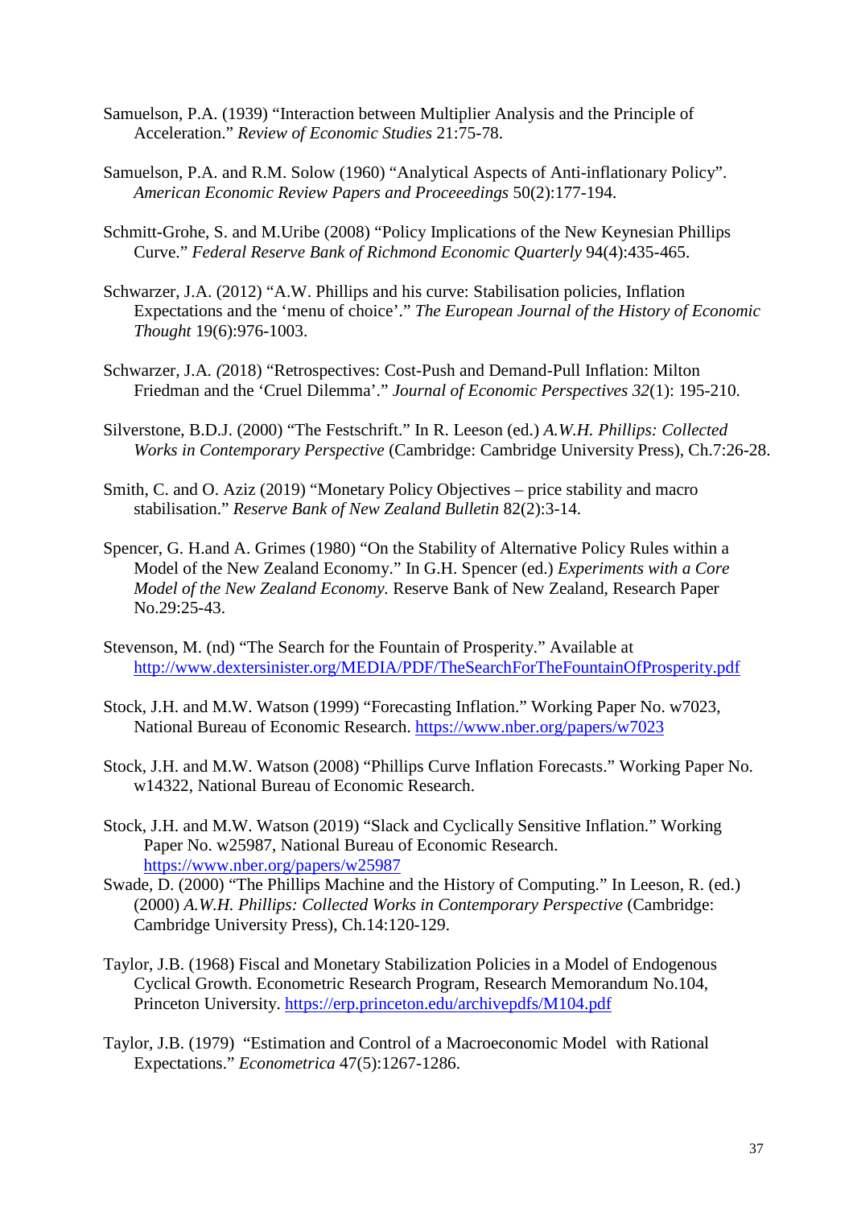Samuelson, P.A. (1939) "Interaction between Multiplier Analysis and the Principle of Acceleration." *Review of Economic Studies* 21:75-78.

Samuelson, P.A. and R.M. Solow (1960) "Analytical Aspects of Anti-inflationary Policy". *American Economic Review Papers and Proceeedings* 50(2):177-194.

Schmitt-Grohe, S. and M.Uribe (2008) "Policy Implications of the New Keynesian Phillips Curve." *Federal Reserve Bank of Richmond Economic Quarterly* 94(4):435-465.

Schwarzer, J.A. (2012) "A.W. Phillips and his curve: Stabilisation policies, Inflation Expectations and the 'menu of choice'." *The European Journal of the History of Economic Thought* 19(6):976-1003.

Schwarzer, J.A. *(*2018) "Retrospectives: Cost-Push and Demand-Pull Inflation: Milton Friedman and the 'Cruel Dilemma'." *Journal of Economic Perspectives 32*(1): 195-210.

Silverstone, B.D.J. (2000) "The Festschrift." In R. Leeson (ed.) *A.W.H. Phillips: Collected Works in Contemporary Perspective* (Cambridge: Cambridge University Press), Ch.7:26-28.

Smith, C. and O. Aziz (2019) "Monetary Policy Objectives – price stability and macro stabilisation." *Reserve Bank of New Zealand Bulletin* 82(2):3-14.

Spencer, G. H.and A. Grimes (1980) "On the Stability of Alternative Policy Rules within a Model of the New Zealand Economy." In G.H. Spencer (ed.) *Experiments with a Core Model of the New Zealand Economy.* Reserve Bank of New Zealand, Research Paper No.29:25-43.

Stevenson, M. (nd) "The Search for the Fountain of Prosperity." Available at http://www.dextersinister.org/MEDIA/PDF/TheSearchForTheFountainOfProsperity.pdf

Stock, J.H. and M.W. Watson (1999) "Forecasting Inflation." Working Paper No. w7023, National Bureau of Economic Research. https://www.nber.org/papers/w7023

Stock, J.H. and M.W. Watson (2008) "Phillips Curve Inflation Forecasts." Working Paper No. w14322, National Bureau of Economic Research.

Stock, J.H. and M.W. Watson (2019) "Slack and Cyclically Sensitive Inflation." Working Paper No. w25987, National Bureau of Economic Research. https://www.nber.org/papers/w25987

Swade, D. (2000) "The Phillips Machine and the History of Computing." In Leeson, R. (ed.) (2000) *A.W.H. Phillips: Collected Works in Contemporary Perspective* (Cambridge: Cambridge University Press), Ch.14:120-129.

Taylor, J.B. (1968) Fiscal and Monetary Stabilization Policies in a Model of Endogenous Cyclical Growth. Econometric Research Program, Research Memorandum No.104, Princeton University. https://erp.princeton.edu/archivepdfs/M104.pdf

Taylor, J.B. (1979) "Estimation and Control of a Macroeconomic Model with Rational Expectations." *Econometrica* 47(5):1267-1286.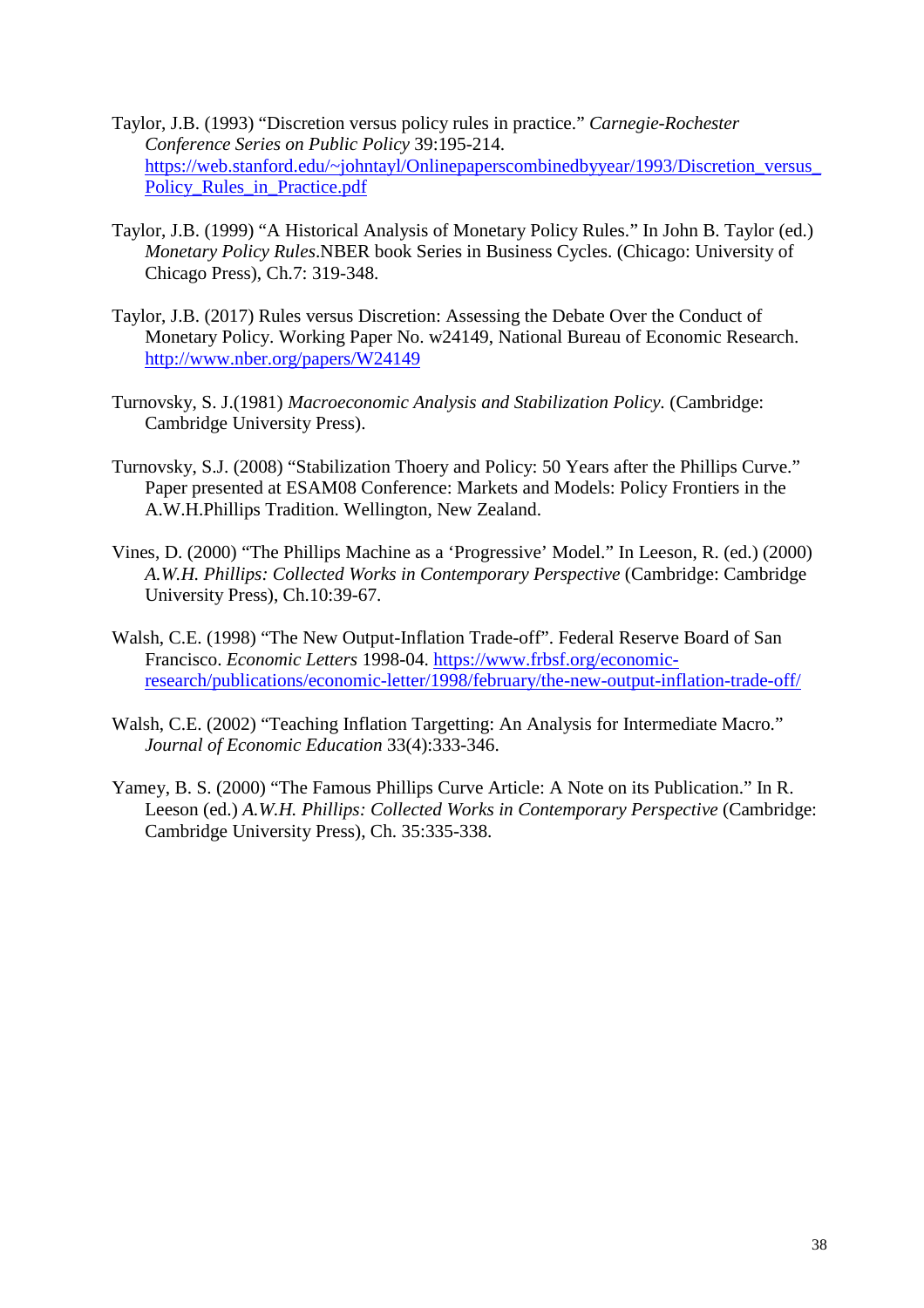Taylor, J.B. (1993) "Discretion versus policy rules in practice." *Carnegie-Rochester Conference Series on Public Policy* 39:195-214. https://web.stanford.edu/~johntayl/Onlinepaperscombinedbyyear/1993/Discretion_versus_Policy_Rules_in_Practice.pdf

Taylor, J.B. (1999) "A Historical Analysis of Monetary Policy Rules." In John B. Taylor (ed.) *Monetary Policy Rules*.NBER book Series in Business Cycles. (Chicago: University of Chicago Press), Ch.7: 319-348.

Taylor, J.B. (2017) Rules versus Discretion: Assessing the Debate Over the Conduct of Monetary Policy. Working Paper No. w24149, National Bureau of Economic Research. http://www.nber.org/papers/W24149

Turnovsky, S. J.(1981) *Macroeconomic Analysis and Stabilization Policy.* (Cambridge: Cambridge University Press).

Turnovsky, S.J. (2008) "Stabilization Thoery and Policy: 50 Years after the Phillips Curve." Paper presented at ESAM08 Conference: Markets and Models: Policy Frontiers in the A.W.H.Phillips Tradition. Wellington, New Zealand.

Vines, D. (2000) "The Phillips Machine as a 'Progressive' Model." In Leeson, R. (ed.) (2000) *A.W.H. Phillips: Collected Works in Contemporary Perspective* (Cambridge: Cambridge University Press), Ch.10:39-67.

Walsh, C.E. (1998) "The New Output-Inflation Trade-off". Federal Reserve Board of San Francisco. *Economic Letters* 1998-04. https://www.frbsf.org/economic-research/publications/economic-letter/1998/february/the-new-output-inflation-trade-off/

Walsh, C.E. (2002) "Teaching Inflation Targetting: An Analysis for Intermediate Macro." *Journal of Economic Education* 33(4):333-346.

Yamey, B. S. (2000) "The Famous Phillips Curve Article: A Note on its Publication." In R. Leeson (ed.) *A.W.H. Phillips: Collected Works in Contemporary Perspective* (Cambridge: Cambridge University Press), Ch. 35:335-338.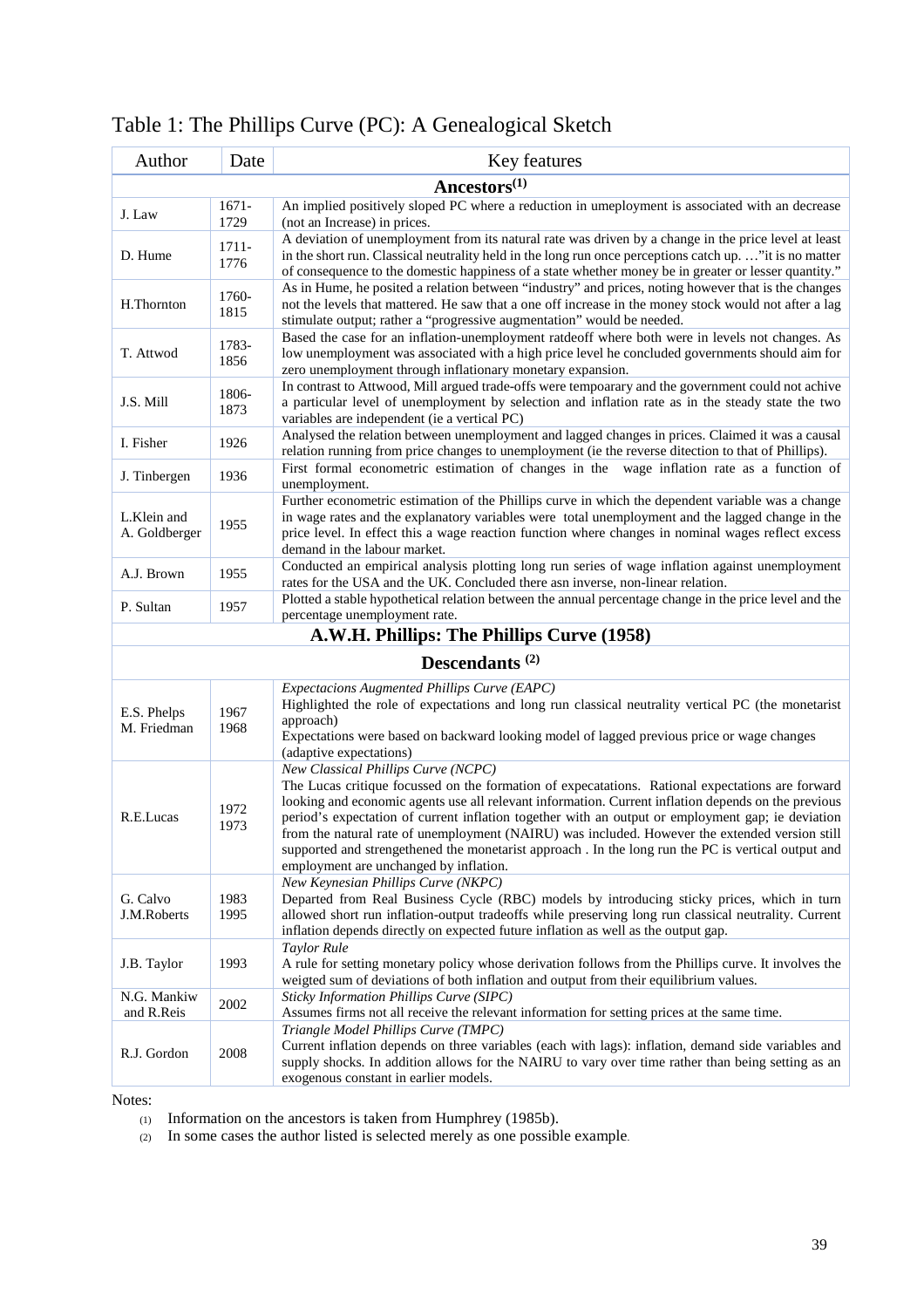# Table 1: The Phillips Curve (PC): A Genealogical Sketch

| Author | Date | Key features |
|---|---|---|
| **Ancestors[1]** | | |
| J. Law | 1671-1729 | An implied positively sloped PC where a reduction in umeployment is associated with an decrease (not an Increase) in prices. |
| D. Hume | 1711-1776 | A deviation of unemployment from its natural rate was driven by a change in the price level at least in the short run. Classical neutrality held in the long run once perceptions catch up. …"it is no matter of consequence to the domestic happiness of a state whether money be in greater or lesser quantity." |
| H.Thornton | 1760-1815 | As in Hume, he posited a relation between "industry" and prices, noting however that is the changes not the levels that mattered. He saw that a one off increase in the money stock would not after a lag stimulate output; rather a "progressive augmentation" would be needed. |
| T. Attwod | 1783-1856 | Based the case for an inflation-unemployment ratdeoff where both were in levels not changes. As low unemployment was associated with a high price level he concluded governments should aim for zero unemployment through inflationary monetary expansion. |
| J.S. Mill | 1806-1873 | In contrast to Attwood, Mill argued trade-offs were tempoarary and the government could not achive a particular level of unemployment by selection and inflation rate as in the steady state the two variables are independent (ie a vertical PC) |
| I. Fisher | 1926 | Analysed the relation between unemployment and lagged changes in prices. Claimed it was a causal relation running from price changes to unemployment (ie the reverse diection to that of Phillips). |
| J. Tinbergen | 1936 | First formal econometric estimation of changes in the wage inflation rate as a function of unemployment. |
| L.Klein and A. Goldberger | 1955 | Further econometric estimation of the Phillips curve in which the dependent variable was a change in wage rates and the explanatory variables were total unemployment and the lagged change in the price level. In effect this a wage reaction function where changes in nominal wages reflect excess demand in the labour market. |
| A.J. Brown | 1955 | Conducted an empirical analysis plotting long run series of wage inflation against unemployment rates for the USA and the UK. Concluded there asn inverse, non-linear relation. |
| P. Sultan | 1957 | Plotted a stable hypothetical relation between the annual percentage change in the price level and the percentage unemployment rate. |
| **A.W.H. Phillips: The Phillips Curve (1958)** | | |
| **Descendants [2]** | | |
| E.S. Phelps<br>M. Friedman | 1967<br>1968 | *Expectacions Augmented Phillips Curve (EAPC)*<br>Highlighted the role of expectations and long run classical neutrality vertical PC (the monetarist approach)<br>Expectations were based on backward looking model of lagged previous price or wage changes (adaptive expectations) |
| R.E.Lucas | 1972<br>1973 | *New Classical Phillips Curve (NCPC)*<br>The Lucas critique focussed on the formation of expecatations. Rational expectations are forward looking and economic agents use all relevant information. Current inflation depends on the previous period's expectation of current inflation together with an output or employment gap; ie deviation from the natural rate of unemployment (NAIRU) was included. However the extended version still supported and strengethened the monetarist approach . In the long run the PC is vertical output and employment are unchanged by inflation. |
| G. Calvo<br>J.M.Roberts | 1983<br>1995 | *New Keynesian Phillips Curve (NKPC)*<br>Departed from Real Business Cycle (RBC) models by introducing sticky prices, which in turn allowed short run inflation-output tradeoffs while preserving long run classical neutrality. Current inflation depends directly on expected future inflation as well as the output gap. |
| J.B. Taylor | 1993 | *Taylor Rule*<br>A rule for setting monetary policy whose derivation follows from the Phillips curve. It involves the weigted sum of deviations of both inflation and output from their equilibrium values. |
| N.G. Mankiw and R.Reis | 2002 | *Sticky Information Phillips Curve (SIPC)*<br>Assumes firms not all receive the relevant information for setting prices at the same time. |
| R.J. Gordon | 2008 | *Triangle Model Phillips Curve (TMPC)*<br>Current inflation depends on three variables (each with lags): inflation, demand side variables and supply shocks. In addition allows for the NAIRU to vary over time rather than being setting as an exogenous constant in earlier models. |

Notes:

(1) Information on the ancestors is taken from Humphrey (1985b).

(2) In some cases the author listed is selected merely as one possible example.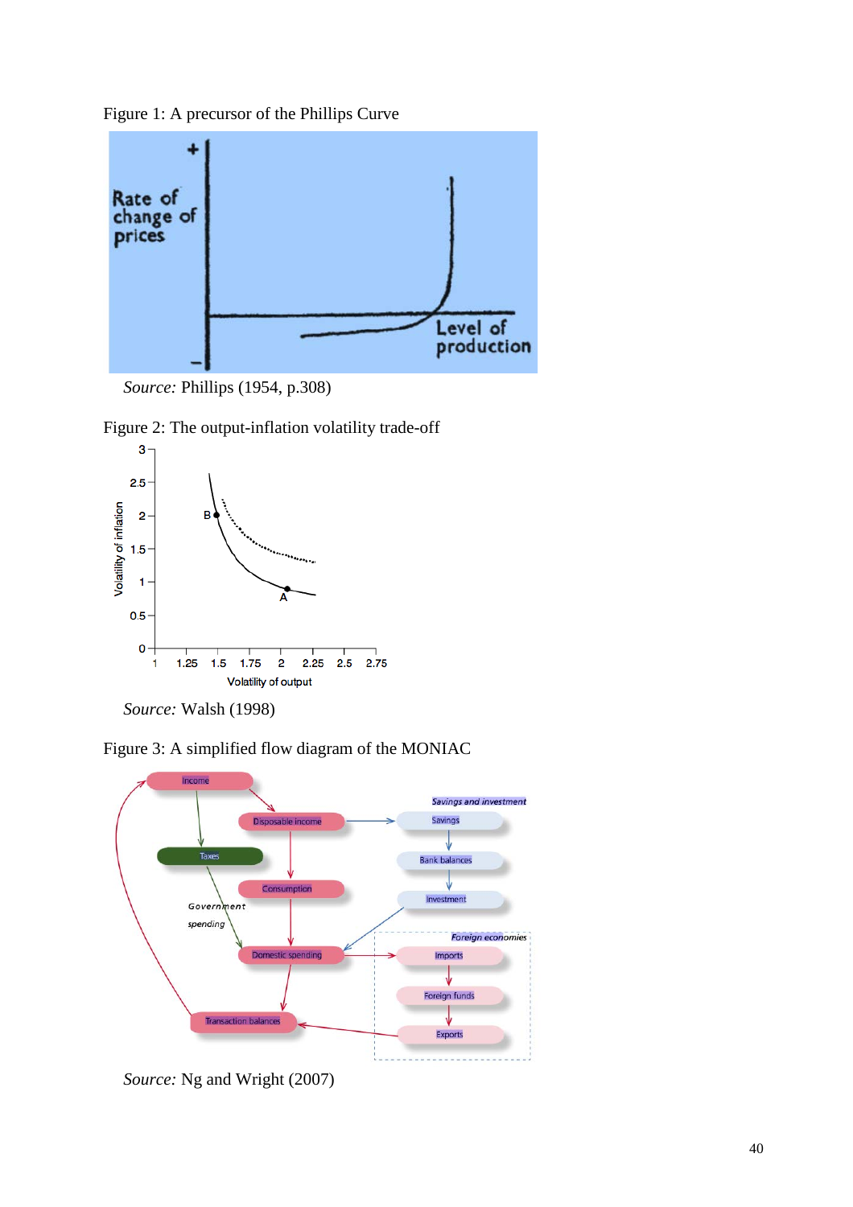Figure 1: A precursor of the Phillips Curve

*Source:* Phillips (1954, p.308)

Figure 2: The output-inflation volatility trade-off

*Source:* Walsh (1998)

Figure 3: A simplified flow diagram of the MONIAC

*Source:* Ng and Wright (2007)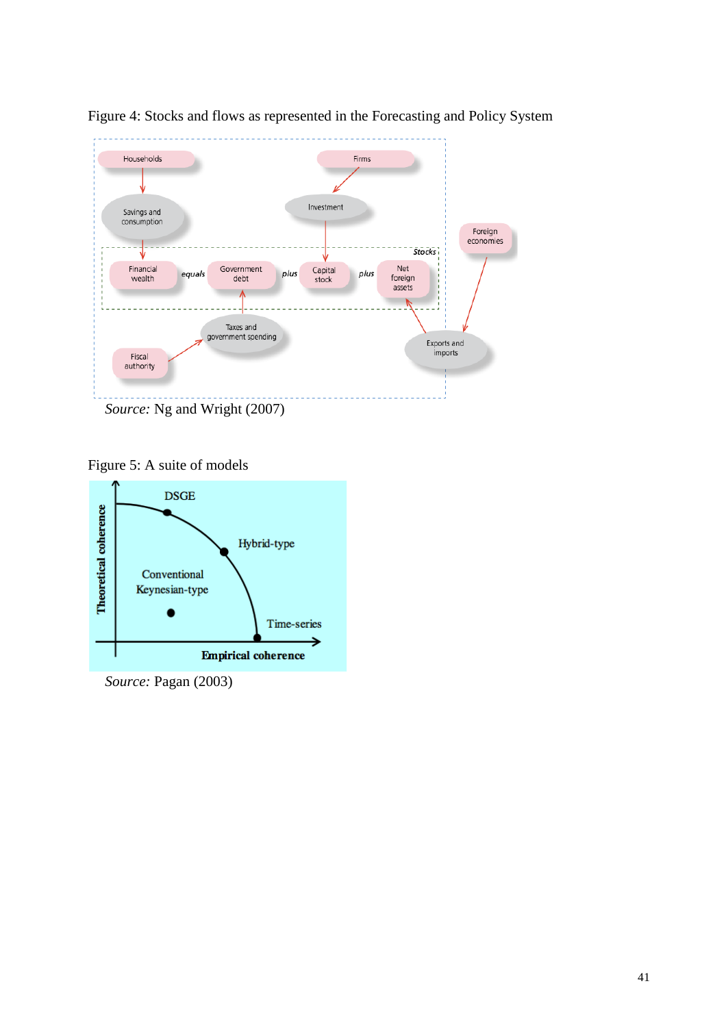Figure 4: Stocks and flows as represented in the Forecasting and Policy System

*Source:* Ng and Wright (2007)

Figure 5: A suite of models

*Source:* Pagan (2003)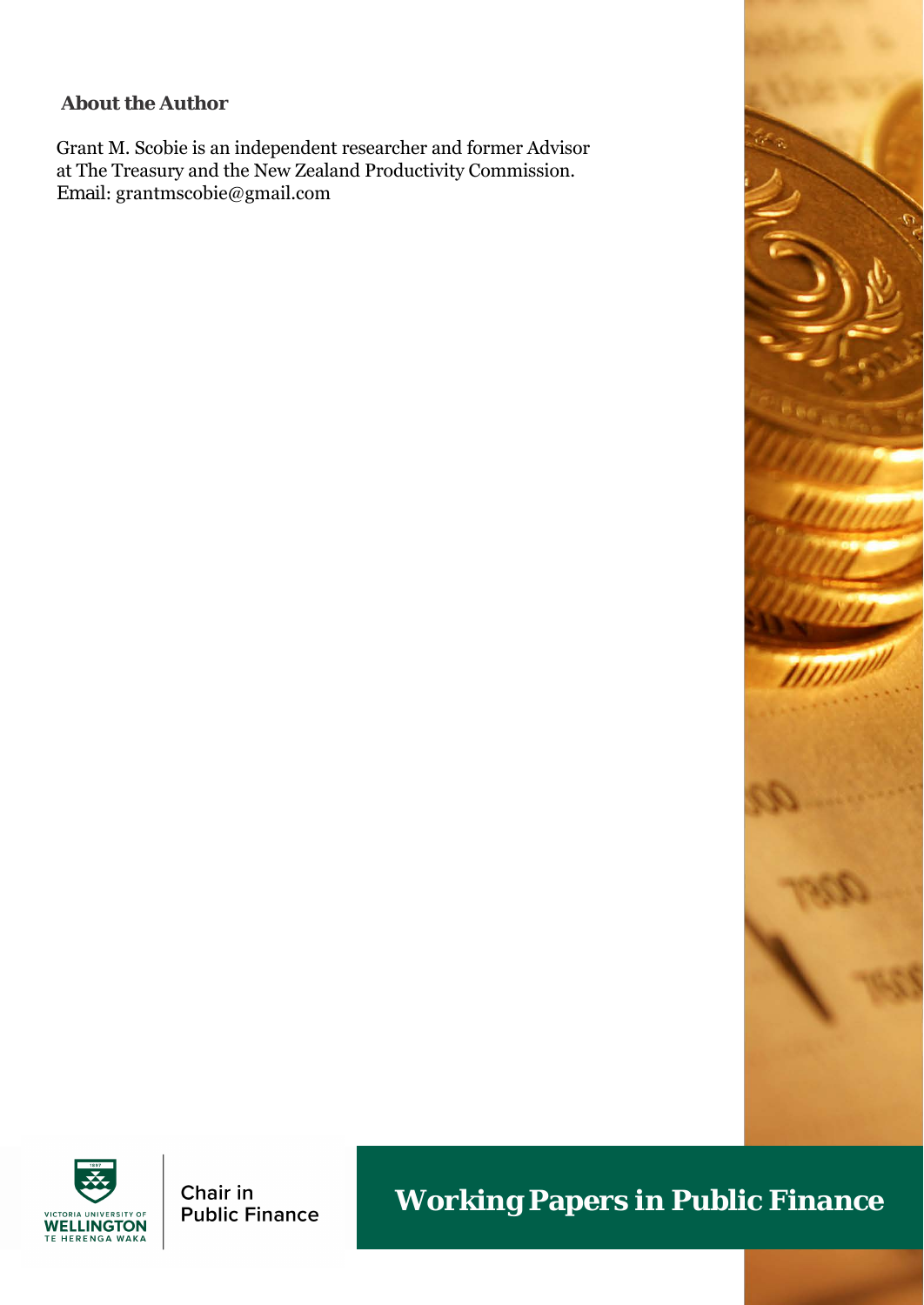## About the Author

Grant M. Scobie is an independent researcher and former Advisor at The Treasury and the New Zealand Productivity Commission.
Email: grantmscobie@gmail.com

Chair in Public Finance

**Working Papers in Public Finance**